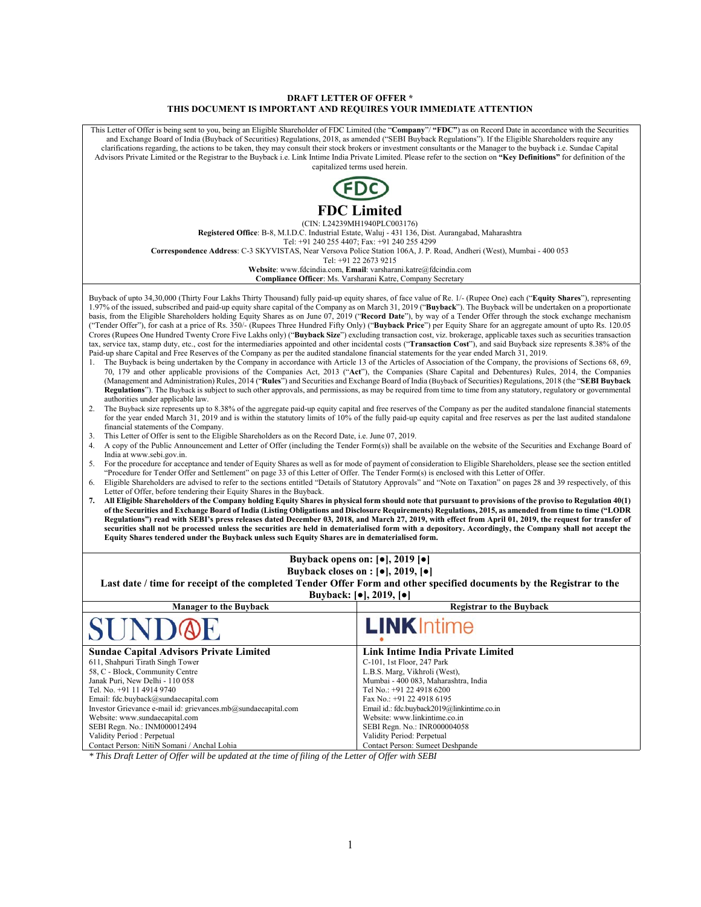**DRAFT LETTER OF OFFER ***
**THIS DOCUMENT IS IMPORTANT AND REQUIRES YOUR IMMEDIATE ATTENTION**

This Letter of Offer is being sent to you, being an Eligible Shareholder of FDC Limited (the "**Company**"/ "**FDC**") as on Record Date in accordance with the Securities and Exchange Board of India (Buyback of Securities) Regulations, 2018, as amended ("SEBI Buyback Regulations"). If the Eligible Shareholders require any clarifications regarding, the actions to be taken, they may consult their stock brokers or investment consultants or the Manager to the buyback i.e. Sundae Capital Advisors Private Limited or the Registrar to the Buyback i.e. Link Intime India Private Limited. Please refer to the section on **"Key Definitions"** for definition of the capitalized terms used herein.

# FDC Limited

(CIN: L24239MH1940PLC003176)
**Registered Office**: B-8, M.I.D.C. Industrial Estate, Waluj - 431 136, Dist. Aurangabad, Maharashtra
Tel: +91 240 255 4407; Fax: +91 240 255 4299
**Correspondence Address**: C-3 SKYVISTAS, Near Versova Police Station 106A, J. P. Road, Andheri (West), Mumbai - 400 053
Tel: +91 22 2673 9215
**Website**: www.fdcindia.com, **Email**: varsharani.katre@fdcindia.com
**Compliance Officer**: Ms. Varsharani Katre, Company Secretary

Buyback of upto 34,30,000 (Thirty Four Lakhs Thirty Thousand) fully paid-up equity shares, of face value of Re. 1/- (Rupee One) each ("**Equity Shares**"), representing 1.97% of the issued, subscribed and paid-up equity share capital of the Company as on March 31, 2019 ("**Buyback**"). The Buyback will be undertaken on a proportionate basis, from the Eligible Shareholders holding Equity Shares as on June 07, 2019 ("**Record Date**"), by way of a Tender Offer through the stock exchange mechanism ("Tender Offer"), for cash at a price of Rs. 350/- (Rupees Three Hundred Fifty Only) ("**Buyback Price**") per Equity Share for an aggregate amount of upto Rs. 120.05 Crores (Rupees One Hundred Twenty Crore Five Lakhs only) ("**Buyback Size**") excluding transaction cost, viz. brokerage, applicable taxes such as securities transaction tax, service tax, stamp duty, etc., cost for the intermediaries appointed and other incidental costs ("**Transaction Cost**"), and said Buyback size represents 8.38% of the Paid-up share Capital and Free Reserves of the Company as per the audited standalone financial statements for the year ended March 31, 2019.

1. The Buyback is being undertaken by the Company in accordance with Article 13 of the Articles of Association of the Company, the provisions of Sections 68, 69, 70, 179 and other applicable provisions of the Companies Act, 2013 ("**Act**"), the Companies (Share Capital and Debentures) Rules, 2014, the Companies (Management and Administration) Rules, 2014 ("**Rules**") and Securities and Exchange Board of India (Buyback of Securities) Regulations, 2018 (the "**SEBI Buyback Regulations**"). The Buyback is subject to such other approvals, and permissions, as may be required from time to time from any statutory, regulatory or governmental authorities under applicable law.
2. The Buyback size represents up to 8.38% of the aggregate paid-up equity capital and free reserves of the Company as per the audited standalone financial statements for the year ended March 31, 2019 and is within the statutory limits of 10% of the fully paid-up equity capital and free reserves as per the last audited standalone financial statements of the Company.
3. This Letter of Offer is sent to the Eligible Shareholders as on the Record Date, i.e. June 07, 2019.
4. A copy of the Public Announcement and Letter of Offer (including the Tender Form(s)) shall be available on the website of the Securities and Exchange Board of India at www.sebi.gov.in.
5. For the procedure for acceptance and tender of Equity Shares as well as for mode of payment of consideration to Eligible Shareholders, please see the section entitled "Procedure for Tender Offer and Settlement" on page 33 of this Letter of Offer. The Tender Form(s) is enclosed with this Letter of Offer.
6. Eligible Shareholders are advised to refer to the sections entitled "Details of Statutory Approvals" and "Note on Taxation" on pages 28 and 39 respectively, of this Letter of Offer, before tendering their Equity Shares in the Buyback.
7. **All Eligible Shareholders of the Company holding Equity Shares in physical form should note that pursuant to provisions of the proviso to Regulation 40(1) of the Securities and Exchange Board of India (Listing Obligations and Disclosure Requirements) Regulations, 2015, as amended from time to time ("LODR Regulations") read with SEBI's press releases dated December 03, 2018, and March 27, 2019, with effect from April 01, 2019, the request for transfer of securities shall not be processed unless the securities are held in dematerialised form with a depository. Accordingly, the Company shall not accept the Equity Shares tendered under the Buyback unless such Equity Shares are in dematerialised form.**

**Buyback opens on: [●], 2019 [●]**
**Buyback closes on : [●], 2019, [●]**
**Last date / time for receipt of the completed Tender Offer Form and other specified documents by the Registrar to the Buyback: [●], 2019, [●]**

| Manager to the Buyback | Registrar to the Buyback |
|---|---|
| SUNDAE | LINKIntime |
| **Sundae Capital Advisors Private Limited**<br>611, Shahpuri Tirath Singh Tower<br>58, C - Block, Community Centre<br>Janak Puri, New Delhi - 110 058<br>Tel. No. +91 11 4914 9740<br>Email: fdc.buyback@sundaecapital.com<br>Investor Grievance e-mail id: grievances.mb@sundaecapital.com<br>Website: www.sundaecapital.com<br>SEBI Regn. No.: INM000012494<br>Validity Period : Perpetual<br>Contact Person: NitiN Somani / Anchal Lohia | **Link Intime India Private Limited**<br>C-101, 1st Floor, 247 Park<br>L.B.S. Marg, Vikhroli (West),<br>Mumbai - 400 083, Maharashtra, India<br>Tel No.: +91 22 4918 6200<br>Fax No.: +91 22 4918 6195<br>Email id.: fdc.buyback2019@linkintime.co.in<br>Website: www.linkintime.co.in<br>SEBI Regn. No.: INR000004058<br>Validity Period: Perpetual<br>Contact Person: Sumeet Deshpande |

*\* This Draft Letter of Offer will be updated at the time of filing of the Letter of Offer with SEBI*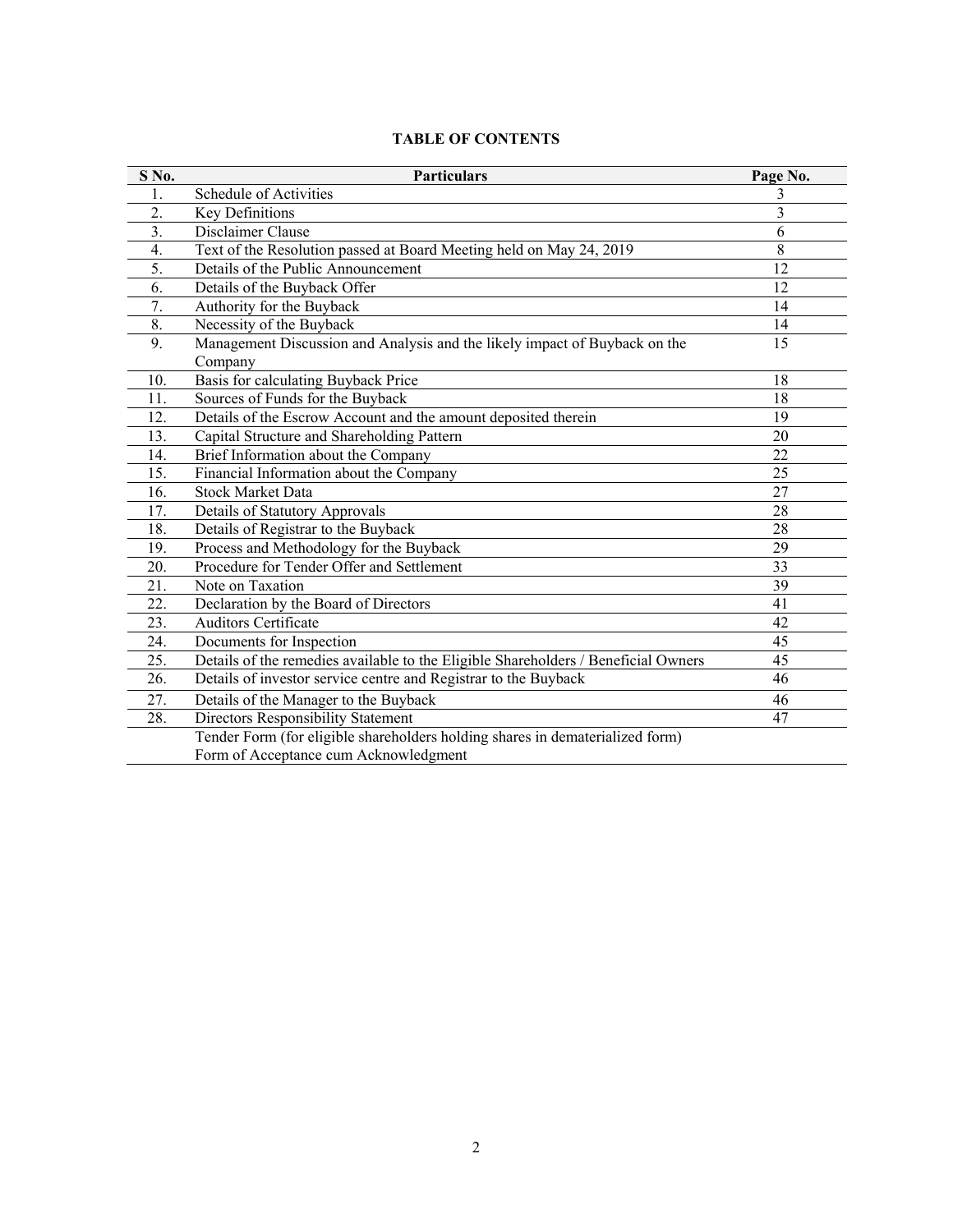**TABLE OF CONTENTS**

| S No. | Particulars | Page No. |
|---|---|---|
| 1. | Schedule of Activities | 3 |
| 2. | Key Definitions | 3 |
| 3. | Disclaimer Clause | 6 |
| 4. | Text of the Resolution passed at Board Meeting held on May 24, 2019 | 8 |
| 5. | Details of the Public Announcement | 12 |
| 6. | Details of the Buyback Offer | 12 |
| 7. | Authority for the Buyback | 14 |
| 8. | Necessity of the Buyback | 14 |
| 9. | Management Discussion and Analysis and the likely impact of Buyback on the Company | 15 |
| 10. | Basis for calculating Buyback Price | 18 |
| 11. | Sources of Funds for the Buyback | 18 |
| 12. | Details of the Escrow Account and the amount deposited therein | 19 |
| 13. | Capital Structure and Shareholding Pattern | 20 |
| 14. | Brief Information about the Company | 22 |
| 15. | Financial Information about the Company | 25 |
| 16. | Stock Market Data | 27 |
| 17. | Details of Statutory Approvals | 28 |
| 18. | Details of Registrar to the Buyback | 28 |
| 19. | Process and Methodology for the Buyback | 29 |
| 20. | Procedure for Tender Offer and Settlement | 33 |
| 21. | Note on Taxation | 39 |
| 22. | Declaration by the Board of Directors | 41 |
| 23. | Auditors Certificate | 42 |
| 24. | Documents for Inspection | 45 |
| 25. | Details of the remedies available to the Eligible Shareholders / Beneficial Owners | 45 |
| 26. | Details of investor service centre and Registrar to the Buyback | 46 |
| 27. | Details of the Manager to the Buyback | 46 |
| 28. | Directors Responsibility Statement | 47 |
| | Tender Form (for eligible shareholders holding shares in dematerialized form)<br>Form of Acceptance cum Acknowledgment | |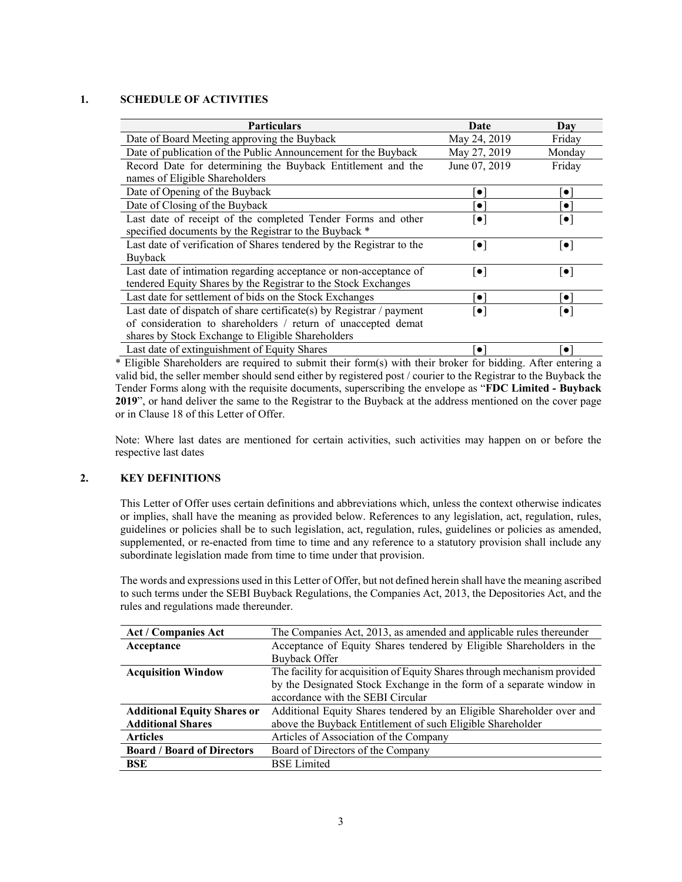## 1. SCHEDULE OF ACTIVITIES

| Particulars | Date | Day |
|---|---|---|
| Date of Board Meeting approving the Buyback | May 24, 2019 | Friday |
| Date of publication of the Public Announcement for the Buyback | May 27, 2019 | Monday |
| Record Date for determining the Buyback Entitlement and the names of Eligible Shareholders | June 07, 2019 | Friday |
| Date of Opening of the Buyback | [●] | [●] |
| Date of Closing of the Buyback | [●] | [●] |
| Last date of receipt of the completed Tender Forms and other specified documents by the Registrar to the Buyback * | [●] | [●] |
| Last date of verification of Shares tendered by the Registrar to the Buyback | [●] | [●] |
| Last date of intimation regarding acceptance or non-acceptance of tendered Equity Shares by the Registrar to the Stock Exchanges | [●] | [●] |
| Last date for settlement of bids on the Stock Exchanges | [●] | [●] |
| Last date of dispatch of share certificate(s) by Registrar / payment of consideration to shareholders / return of unaccepted demat shares by Stock Exchange to Eligible Shareholders | [●] | [●] |
| Last date of extinguishment of Equity Shares | [●] | [●] |

* Eligible Shareholders are required to submit their form(s) with their broker for bidding. After entering a valid bid, the seller member should send either by registered post / courier to the Registrar to the Buyback the Tender Forms along with the requisite documents, superscribing the envelope as "**FDC Limited - Buyback 2019**", or hand deliver the same to the Registrar to the Buyback at the address mentioned on the cover page or in Clause 18 of this Letter of Offer.

Note: Where last dates are mentioned for certain activities, such activities may happen on or before the respective last dates

## 2. KEY DEFINITIONS

This Letter of Offer uses certain definitions and abbreviations which, unless the context otherwise indicates or implies, shall have the meaning as provided below. References to any legislation, act, regulation, rules, guidelines or policies shall be to such legislation, act, regulation, rules, guidelines or policies as amended, supplemented, or re-enacted from time to time and any reference to a statutory provision shall include any subordinate legislation made from time to time under that provision.

The words and expressions used in this Letter of Offer, but not defined herein shall have the meaning ascribed to such terms under the SEBI Buyback Regulations, the Companies Act, 2013, the Depositories Act, and the rules and regulations made thereunder.

| **Act / Companies Act** | The Companies Act, 2013, as amended and applicable rules thereunder |
|---|---|
| **Acceptance** | Acceptance of Equity Shares tendered by Eligible Shareholders in the Buyback Offer |
| **Acquisition Window** | The facility for acquisition of Equity Shares through mechanism provided by the Designated Stock Exchange in the form of a separate window in accordance with the SEBI Circular |
| **Additional Equity Shares or Additional Shares** | Additional Equity Shares tendered by an Eligible Shareholder over and above the Buyback Entitlement of such Eligible Shareholder |
| **Articles** | Articles of Association of the Company |
| **Board / Board of Directors** | Board of Directors of the Company |
| **BSE** | BSE Limited |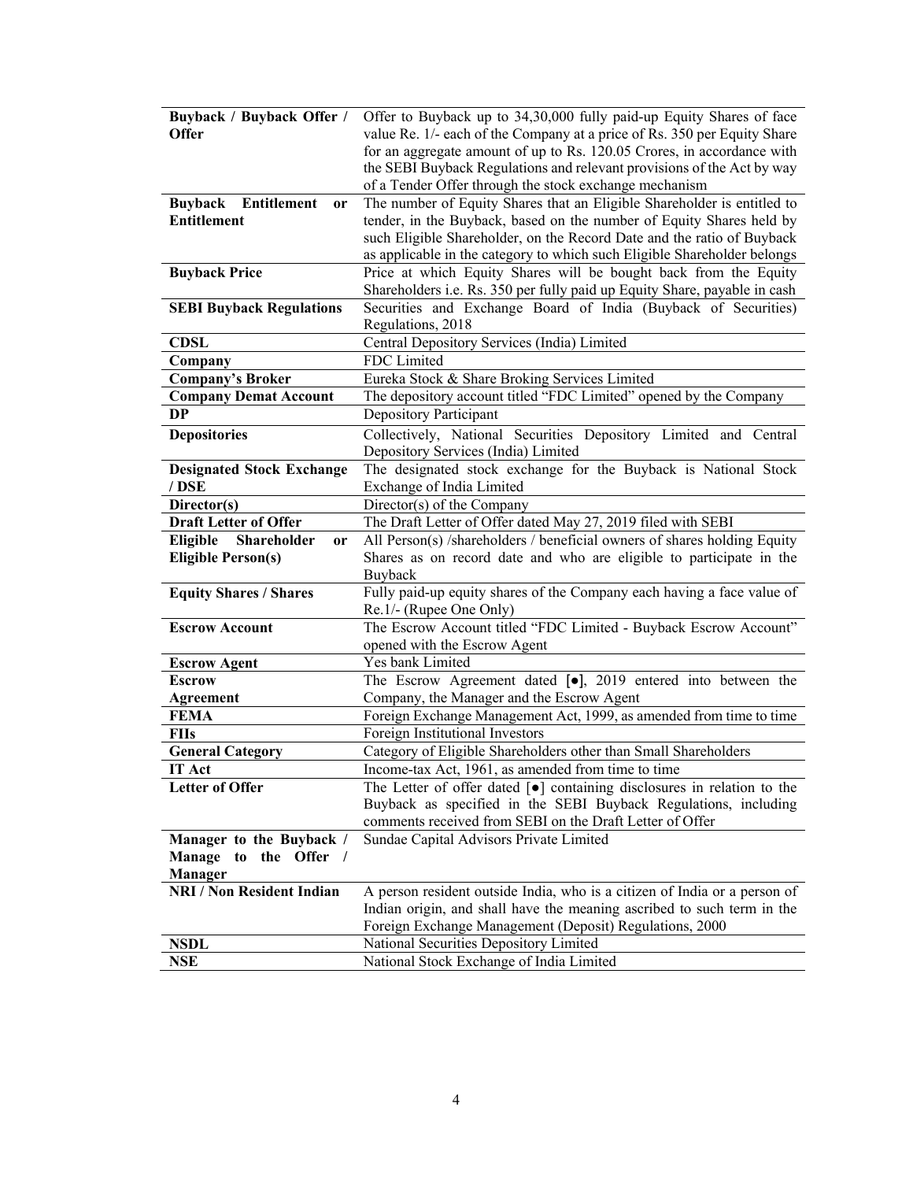| | |
|---|---|
| **Buyback / Buyback Offer / Offer** | Offer to Buyback up to 34,30,000 fully paid-up Equity Shares of face value Re. 1/- each of the Company at a price of Rs. 350 per Equity Share for an aggregate amount of up to Rs. 120.05 Crores, in accordance with the SEBI Buyback Regulations and relevant provisions of the Act by way of a Tender Offer through the stock exchange mechanism |
| **Buyback Entitlement or Entitlement** | The number of Equity Shares that an Eligible Shareholder is entitled to tender, in the Buyback, based on the number of Equity Shares held by such Eligible Shareholder, on the Record Date and the ratio of Buyback as applicable in the category to which such Eligible Shareholder belongs |
| **Buyback Price** | Price at which Equity Shares will be bought back from the Equity Shareholders i.e. Rs. 350 per fully paid up Equity Share, payable in cash |
| **SEBI Buyback Regulations** | Securities and Exchange Board of India (Buyback of Securities) Regulations, 2018 |
| **CDSL** | Central Depository Services (India) Limited |
| **Company** | FDC Limited |
| **Company's Broker** | Eureka Stock & Share Broking Services Limited |
| **Company Demat Account** | The depository account titled "FDC Limited" opened by the Company |
| **DP** | Depository Participant |
| **Depositories** | Collectively, National Securities Depository Limited and Central Depository Services (India) Limited |
| **Designated Stock Exchange / DSE** | The designated stock exchange for the Buyback is National Stock Exchange of India Limited |
| **Director(s)** | Director(s) of the Company |
| **Draft Letter of Offer** | The Draft Letter of Offer dated May 27, 2019 filed with SEBI |
| **Eligible Shareholder or Eligible Person(s)** | All Person(s) /shareholders / beneficial owners of shares holding Equity Shares as on record date and who are eligible to participate in the Buyback |
| **Equity Shares / Shares** | Fully paid-up equity shares of the Company each having a face value of Re.1/- (Rupee One Only) |
| **Escrow Account** | The Escrow Account titled "FDC Limited - Buyback Escrow Account" opened with the Escrow Agent |
| **Escrow Agent** | Yes bank Limited |
| **Escrow Agreement** | The Escrow Agreement dated [●], 2019 entered into between the Company, the Manager and the Escrow Agent |
| **FEMA** | Foreign Exchange Management Act, 1999, as amended from time to time |
| **FIIs** | Foreign Institutional Investors |
| **General Category** | Category of Eligible Shareholders other than Small Shareholders |
| **IT Act** | Income-tax Act, 1961, as amended from time to time |
| **Letter of Offer** | The Letter of offer dated [●] containing disclosures in relation to the Buyback as specified in the SEBI Buyback Regulations, including comments received from SEBI on the Draft Letter of Offer |
| **Manager to the Buyback / Manage to the Offer / Manager** | Sundae Capital Advisors Private Limited |
| **NRI / Non Resident Indian** | A person resident outside India, who is a citizen of India or a person of Indian origin, and shall have the meaning ascribed to such term in the Foreign Exchange Management (Deposit) Regulations, 2000 |
| **NSDL** | National Securities Depository Limited |
| **NSE** | National Stock Exchange of India Limited |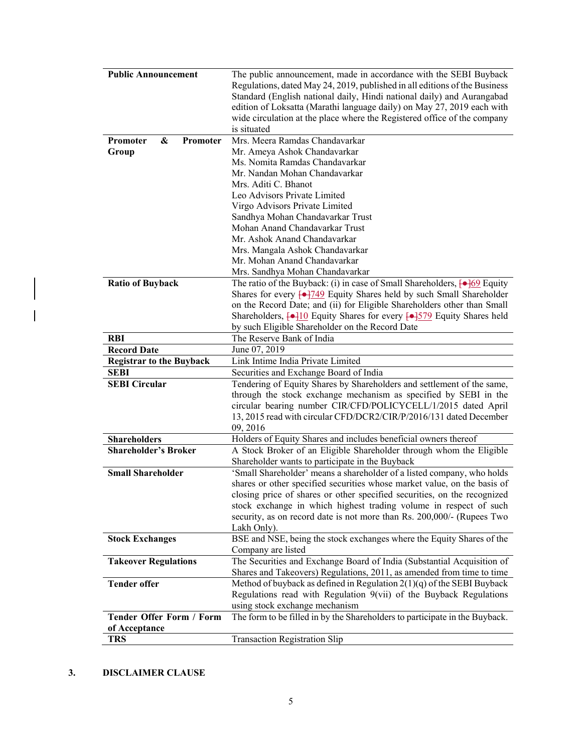| | |
|---|---|
| **Public Announcement** | The public announcement, made in accordance with the SEBI Buyback Regulations, dated May 24, 2019, published in all editions of the Business Standard (English national daily, Hindi national daily) and Aurangabad edition of Loksatta (Marathi language daily) on May 27, 2019 each with wide circulation at the place where the Registered office of the company is situated |
| **Promoter & Promoter Group** | Mrs. Meera Ramdas Chandavarkar<br>Mr. Ameya Ashok Chandavarkar<br>Ms. Nomita Ramdas Chandavarkar<br>Mr. Nandan Mohan Chandavarkar<br>Mrs. Aditi C. Bhanot<br>Leo Advisors Private Limited<br>Virgo Advisors Private Limited<br>Sandhya Mohan Chandavarkar Trust<br>Mohan Anand Chandavarkar Trust<br>Mr. Ashok Anand Chandavarkar<br>Mrs. Mangala Ashok Chandavarkar<br>Mr. Mohan Anand Chandavarkar<br>Mrs. Sandhya Mohan Chandavarkar |
| **Ratio of Buyback** | The ratio of the Buyback: (i) in case of Small Shareholders, [•]69 Equity Shares for every [•]749 Equity Shares held by such Small Shareholder on the Record Date; and (ii) for Eligible Shareholders other than Small Shareholders, [•]10 Equity Shares for every [•]579 Equity Shares held by such Eligible Shareholder on the Record Date |
| **RBI** | The Reserve Bank of India |
| **Record Date** | June 07, 2019 |
| **Registrar to the Buyback** | Link Intime India Private Limited |
| **SEBI** | Securities and Exchange Board of India |
| **SEBI Circular** | Tendering of Equity Shares by Shareholders and settlement of the same, through the stock exchange mechanism as specified by SEBI in the circular bearing number CIR/CFD/POLICYCELL/1/2015 dated April 13, 2015 read with circular CFD/DCR2/CIR/P/2016/131 dated December 09, 2016 |
| **Shareholders** | Holders of Equity Shares and includes beneficial owners thereof |
| **Shareholder's Broker** | A Stock Broker of an Eligible Shareholder through whom the Eligible Shareholder wants to participate in the Buyback |
| **Small Shareholder** | 'Small Shareholder' means a shareholder of a listed company, who holds shares or other specified securities whose market value, on the basis of closing price of shares or other specified securities, on the recognized stock exchange in which highest trading volume in respect of such security, as on record date is not more than Rs. 200,000/- (Rupees Two Lakh Only). |
| **Stock Exchanges** | BSE and NSE, being the stock exchanges where the Equity Shares of the Company are listed |
| **Takeover Regulations** | The Securities and Exchange Board of India (Substantial Acquisition of Shares and Takeovers) Regulations, 2011, as amended from time to time |
| **Tender offer** | Method of buyback as defined in Regulation 2(1)(q) of the SEBI Buyback Regulations read with Regulation 9(vii) of the Buyback Regulations using stock exchange mechanism |
| **Tender Offer Form / Form of Acceptance** | The form to be filled in by the Shareholders to participate in the Buyback. |
| **TRS** | Transaction Registration Slip |

## 3. DISCLAIMER CLAUSE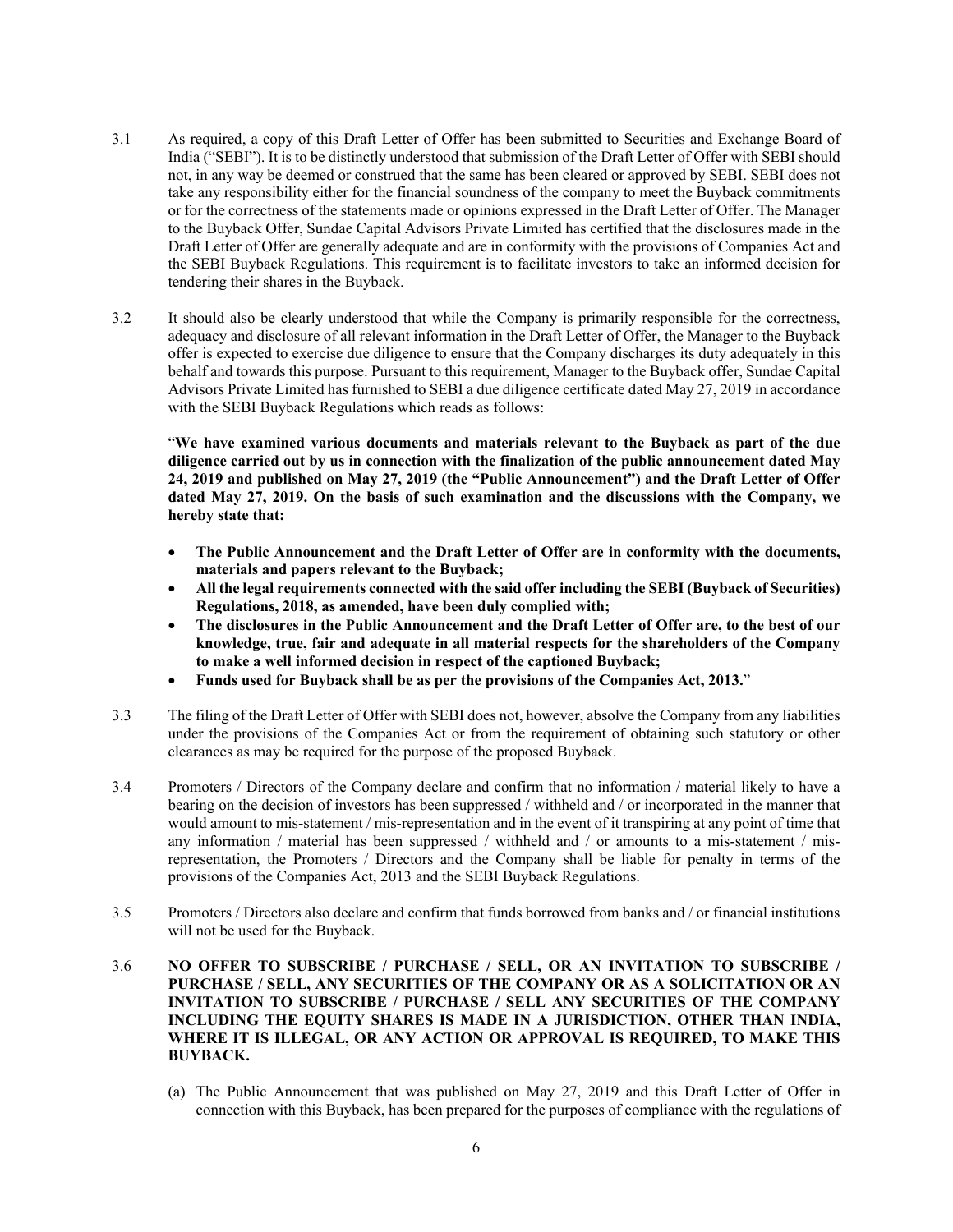3.1 As required, a copy of this Draft Letter of Offer has been submitted to Securities and Exchange Board of India ("SEBI"). It is to be distinctly understood that submission of the Draft Letter of Offer with SEBI should not, in any way be deemed or construed that the same has been cleared or approved by SEBI. SEBI does not take any responsibility either for the financial soundness of the company to meet the Buyback commitments or for the correctness of the statements made or opinions expressed in the Draft Letter of Offer. The Manager to the Buyback Offer, Sundae Capital Advisors Private Limited has certified that the disclosures made in the Draft Letter of Offer are generally adequate and are in conformity with the provisions of Companies Act and the SEBI Buyback Regulations. This requirement is to facilitate investors to take an informed decision for tendering their shares in the Buyback.

3.2 It should also be clearly understood that while the Company is primarily responsible for the correctness, adequacy and disclosure of all relevant information in the Draft Letter of Offer, the Manager to the Buyback offer is expected to exercise due diligence to ensure that the Company discharges its duty adequately in this behalf and towards this purpose. Pursuant to this requirement, Manager to the Buyback offer, Sundae Capital Advisors Private Limited has furnished to SEBI a due diligence certificate dated May 27, 2019 in accordance with the SEBI Buyback Regulations which reads as follows:

"**We have examined various documents and materials relevant to the Buyback as part of the due diligence carried out by us in connection with the finalization of the public announcement dated May 24, 2019 and published on May 27, 2019 (the "Public Announcement") and the Draft Letter of Offer dated May 27, 2019. On the basis of such examination and the discussions with the Company, we hereby state that:**

- **The Public Announcement and the Draft Letter of Offer are in conformity with the documents, materials and papers relevant to the Buyback;**
- **All the legal requirements connected with the said offer including the SEBI (Buyback of Securities) Regulations, 2018, as amended, have been duly complied with;**
- **The disclosures in the Public Announcement and the Draft Letter of Offer are, to the best of our knowledge, true, fair and adequate in all material respects for the shareholders of the Company to make a well informed decision in respect of the captioned Buyback;**
- **Funds used for Buyback shall be as per the provisions of the Companies Act, 2013.**"

3.3 The filing of the Draft Letter of Offer with SEBI does not, however, absolve the Company from any liabilities under the provisions of the Companies Act or from the requirement of obtaining such statutory or other clearances as may be required for the purpose of the proposed Buyback.

3.4 Promoters / Directors of the Company declare and confirm that no information / material likely to have a bearing on the decision of investors has been suppressed / withheld and / or incorporated in the manner that would amount to mis-statement / mis-representation and in the event of it transpiring at any point of time that any information / material has been suppressed / withheld and / or amounts to a mis-statement / mis-representation, the Promoters / Directors and the Company shall be liable for penalty in terms of the provisions of the Companies Act, 2013 and the SEBI Buyback Regulations.

3.5 Promoters / Directors also declare and confirm that funds borrowed from banks and / or financial institutions will not be used for the Buyback.

3.6 **NO OFFER TO SUBSCRIBE / PURCHASE / SELL, OR AN INVITATION TO SUBSCRIBE / PURCHASE / SELL, ANY SECURITIES OF THE COMPANY OR AS A SOLICITATION OR AN INVITATION TO SUBSCRIBE / PURCHASE / SELL ANY SECURITIES OF THE COMPANY INCLUDING THE EQUITY SHARES IS MADE IN A JURISDICTION, OTHER THAN INDIA, WHERE IT IS ILLEGAL, OR ANY ACTION OR APPROVAL IS REQUIRED, TO MAKE THIS BUYBACK.**

(a) The Public Announcement that was published on May 27, 2019 and this Draft Letter of Offer in connection with this Buyback, has been prepared for the purposes of compliance with the regulations of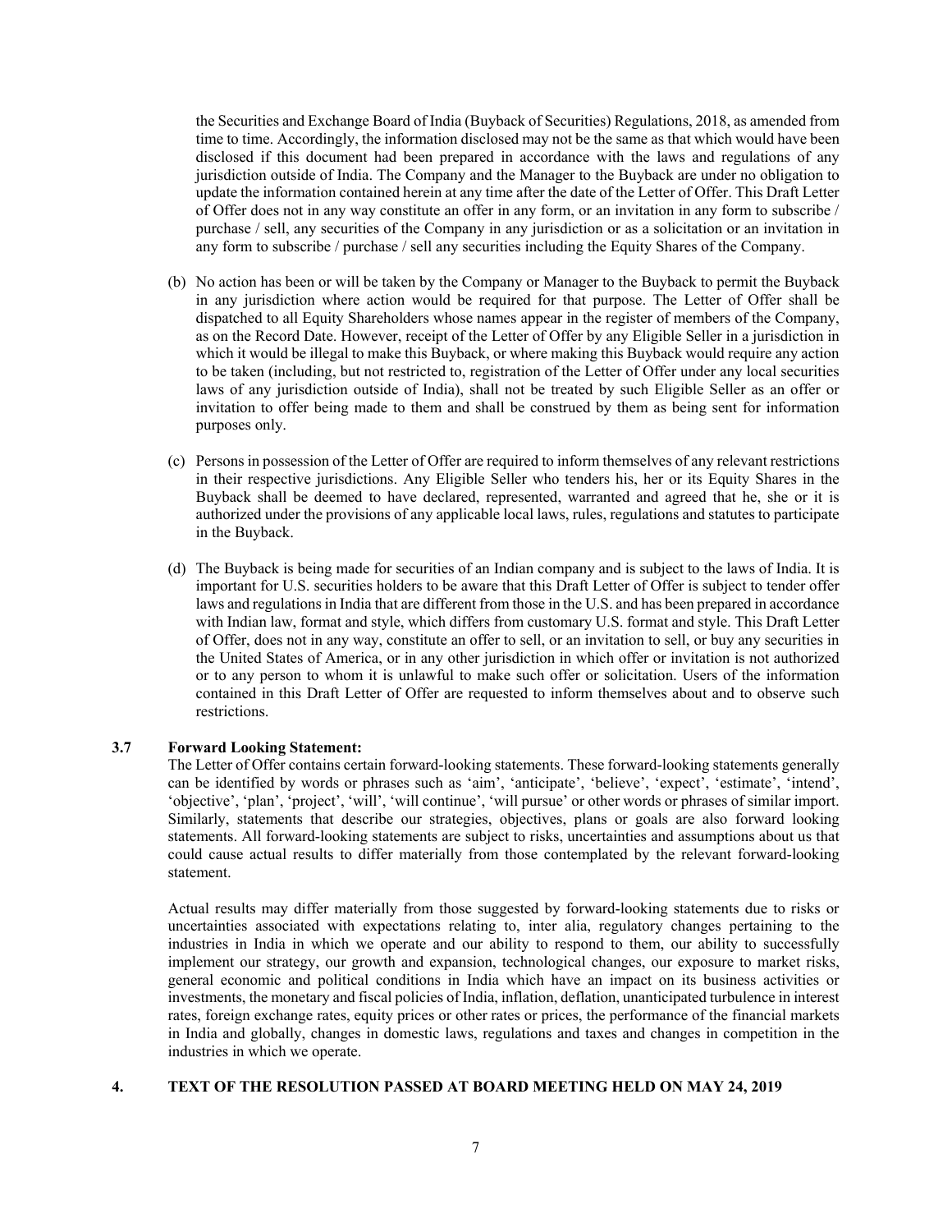the Securities and Exchange Board of India (Buyback of Securities) Regulations, 2018, as amended from time to time. Accordingly, the information disclosed may not be the same as that which would have been disclosed if this document had been prepared in accordance with the laws and regulations of any jurisdiction outside of India. The Company and the Manager to the Buyback are under no obligation to update the information contained herein at any time after the date of the Letter of Offer. This Draft Letter of Offer does not in any way constitute an offer in any form, or an invitation in any form to subscribe / purchase / sell, any securities of the Company in any jurisdiction or as a solicitation or an invitation in any form to subscribe / purchase / sell any securities including the Equity Shares of the Company.

(b) No action has been or will be taken by the Company or Manager to the Buyback to permit the Buyback in any jurisdiction where action would be required for that purpose. The Letter of Offer shall be dispatched to all Equity Shareholders whose names appear in the register of members of the Company, as on the Record Date. However, receipt of the Letter of Offer by any Eligible Seller in a jurisdiction in which it would be illegal to make this Buyback, or where making this Buyback would require any action to be taken (including, but not restricted to, registration of the Letter of Offer under any local securities laws of any jurisdiction outside of India), shall not be treated by such Eligible Seller as an offer or invitation to offer being made to them and shall be construed by them as being sent for information purposes only.

(c) Persons in possession of the Letter of Offer are required to inform themselves of any relevant restrictions in their respective jurisdictions. Any Eligible Seller who tenders his, her or its Equity Shares in the Buyback shall be deemed to have declared, represented, warranted and agreed that he, she or it is authorized under the provisions of any applicable local laws, rules, regulations and statutes to participate in the Buyback.

(d) The Buyback is being made for securities of an Indian company and is subject to the laws of India. It is important for U.S. securities holders to be aware that this Draft Letter of Offer is subject to tender offer laws and regulations in India that are different from those in the U.S. and has been prepared in accordance with Indian law, format and style, which differs from customary U.S. format and style. This Draft Letter of Offer, does not in any way, constitute an offer to sell, or an invitation to sell, or buy any securities in the United States of America, or in any other jurisdiction in which offer or invitation is not authorized or to any person to whom it is unlawful to make such offer or solicitation. Users of the information contained in this Draft Letter of Offer are requested to inform themselves about and to observe such restrictions.

### 3.7 Forward Looking Statement:

The Letter of Offer contains certain forward-looking statements. These forward-looking statements generally can be identified by words or phrases such as 'aim', 'anticipate', 'believe', 'expect', 'estimate', 'intend', 'objective', 'plan', 'project', 'will', 'will continue', 'will pursue' or other words or phrases of similar import. Similarly, statements that describe our strategies, objectives, plans or goals are also forward looking statements. All forward-looking statements are subject to risks, uncertainties and assumptions about us that could cause actual results to differ materially from those contemplated by the relevant forward-looking statement.

Actual results may differ materially from those suggested by forward-looking statements due to risks or uncertainties associated with expectations relating to, inter alia, regulatory changes pertaining to the industries in India in which we operate and our ability to respond to them, our ability to successfully implement our strategy, our growth and expansion, technological changes, our exposure to market risks, general economic and political conditions in India which have an impact on its business activities or investments, the monetary and fiscal policies of India, inflation, deflation, unanticipated turbulence in interest rates, foreign exchange rates, equity prices or other rates or prices, the performance of the financial markets in India and globally, changes in domestic laws, regulations and taxes and changes in competition in the industries in which we operate.

## 4. TEXT OF THE RESOLUTION PASSED AT BOARD MEETING HELD ON MAY 24, 2019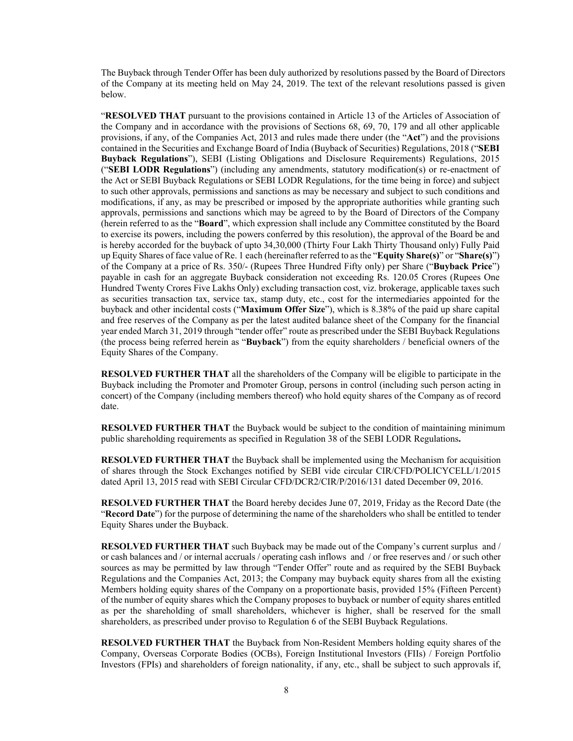The Buyback through Tender Offer has been duly authorized by resolutions passed by the Board of Directors of the Company at its meeting held on May 24, 2019. The text of the relevant resolutions passed is given below.

"**RESOLVED THAT** pursuant to the provisions contained in Article 13 of the Articles of Association of the Company and in accordance with the provisions of Sections 68, 69, 70, 179 and all other applicable provisions, if any, of the Companies Act, 2013 and rules made there under (the "**Act**") and the provisions contained in the Securities and Exchange Board of India (Buyback of Securities) Regulations, 2018 ("**SEBI Buyback Regulations**"), SEBI (Listing Obligations and Disclosure Requirements) Regulations, 2015 ("**SEBI LODR Regulations**") (including any amendments, statutory modification(s) or re-enactment of the Act or SEBI Buyback Regulations or SEBI LODR Regulations, for the time being in force) and subject to such other approvals, permissions and sanctions as may be necessary and subject to such conditions and modifications, if any, as may be prescribed or imposed by the appropriate authorities while granting such approvals, permissions and sanctions which may be agreed to by the Board of Directors of the Company (herein referred to as the "**Board**", which expression shall include any Committee constituted by the Board to exercise its powers, including the powers conferred by this resolution), the approval of the Board be and is hereby accorded for the buyback of upto 34,30,000 (Thirty Four Lakh Thirty Thousand only) Fully Paid up Equity Shares of face value of Re. 1 each (hereinafter referred to as the "**Equity Share(s)**" or "**Share(s)**") of the Company at a price of Rs. 350/- (Rupees Three Hundred Fifty only) per Share ("**Buyback Price**") payable in cash for an aggregate Buyback consideration not exceeding Rs. 120.05 Crores (Rupees One Hundred Twenty Crores Five Lakhs Only) excluding transaction cost, viz. brokerage, applicable taxes such as securities transaction tax, service tax, stamp duty, etc., cost for the intermediaries appointed for the buyback and other incidental costs ("**Maximum Offer Size**"), which is 8.38% of the paid up share capital and free reserves of the Company as per the latest audited balance sheet of the Company for the financial year ended March 31, 2019 through "tender offer" route as prescribed under the SEBI Buyback Regulations (the process being referred herein as "**Buyback**") from the equity shareholders / beneficial owners of the Equity Shares of the Company.

**RESOLVED FURTHER THAT** all the shareholders of the Company will be eligible to participate in the Buyback including the Promoter and Promoter Group, persons in control (including such person acting in concert) of the Company (including members thereof) who hold equity shares of the Company as of record date.

**RESOLVED FURTHER THAT** the Buyback would be subject to the condition of maintaining minimum public shareholding requirements as specified in Regulation 38 of the SEBI LODR Regulations**.**

**RESOLVED FURTHER THAT** the Buyback shall be implemented using the Mechanism for acquisition of shares through the Stock Exchanges notified by SEBI vide circular CIR/CFD/POLICYCELL/1/2015 dated April 13, 2015 read with SEBI Circular CFD/DCR2/CIR/P/2016/131 dated December 09, 2016.

**RESOLVED FURTHER THAT** the Board hereby decides June 07, 2019, Friday as the Record Date (the "**Record Date**") for the purpose of determining the name of the shareholders who shall be entitled to tender Equity Shares under the Buyback.

**RESOLVED FURTHER THAT** such Buyback may be made out of the Company's current surplus and / or cash balances and / or internal accruals / operating cash inflows and / or free reserves and / or such other sources as may be permitted by law through "Tender Offer" route and as required by the SEBI Buyback Regulations and the Companies Act, 2013; the Company may buyback equity shares from all the existing Members holding equity shares of the Company on a proportionate basis, provided 15% (Fifteen Percent) of the number of equity shares which the Company proposes to buyback or number of equity shares entitled as per the shareholding of small shareholders, whichever is higher, shall be reserved for the small shareholders, as prescribed under proviso to Regulation 6 of the SEBI Buyback Regulations.

**RESOLVED FURTHER THAT** the Buyback from Non-Resident Members holding equity shares of the Company, Overseas Corporate Bodies (OCBs), Foreign Institutional Investors (FIIs) / Foreign Portfolio Investors (FPIs) and shareholders of foreign nationality, if any, etc., shall be subject to such approvals if,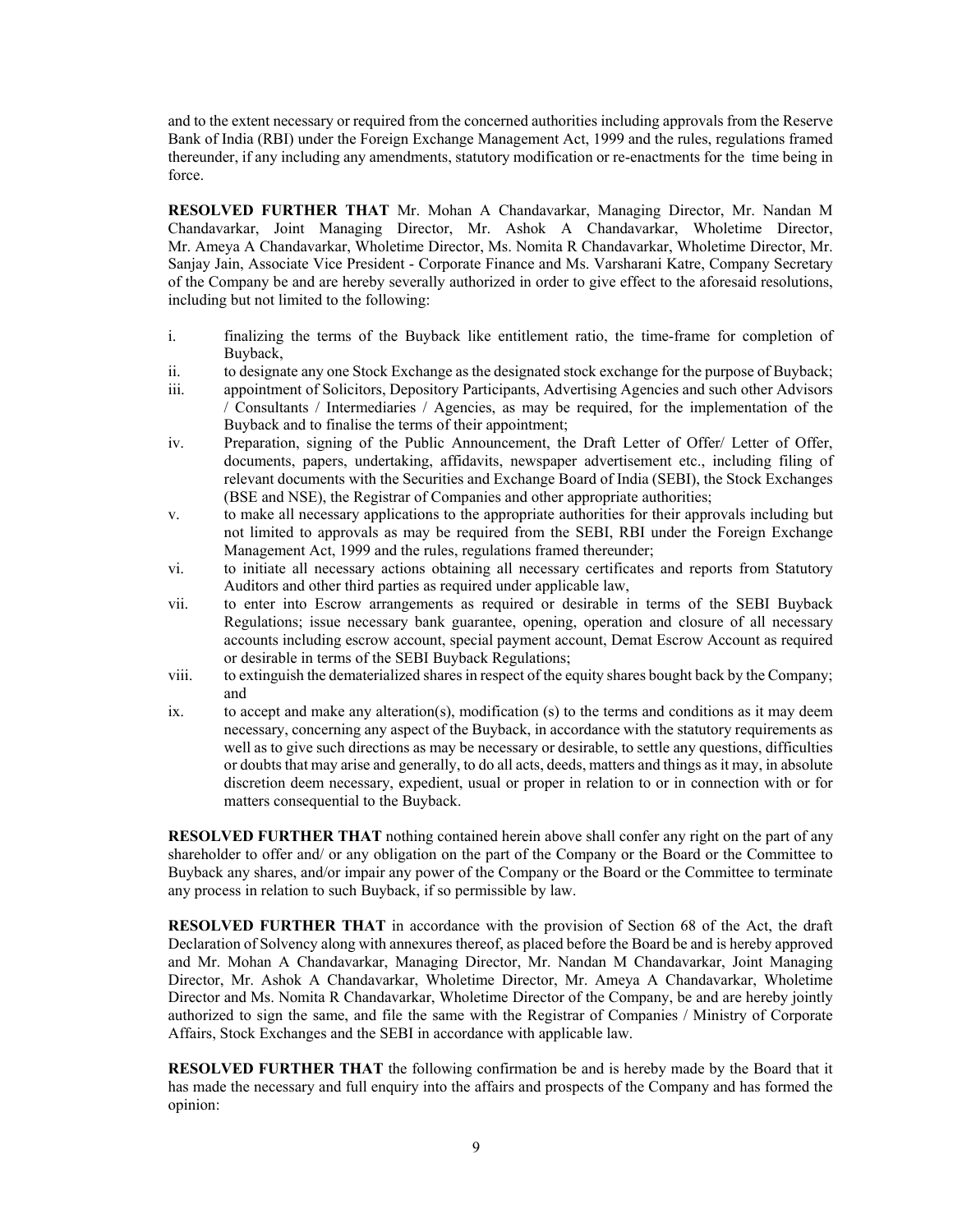and to the extent necessary or required from the concerned authorities including approvals from the Reserve Bank of India (RBI) under the Foreign Exchange Management Act, 1999 and the rules, regulations framed thereunder, if any including any amendments, statutory modification or re-enactments for the time being in force.

**RESOLVED FURTHER THAT** Mr. Mohan A Chandavarkar, Managing Director, Mr. Nandan M Chandavarkar, Joint Managing Director, Mr. Ashok A Chandavarkar, Wholetime Director, Mr. Ameya A Chandavarkar, Wholetime Director, Ms. Nomita R Chandavarkar, Wholetime Director, Mr. Sanjay Jain, Associate Vice President - Corporate Finance and Ms. Varsharani Katre, Company Secretary of the Company be and are hereby severally authorized in order to give effect to the aforesaid resolutions, including but not limited to the following:

i. finalizing the terms of the Buyback like entitlement ratio, the time-frame for completion of Buyback,
ii. to designate any one Stock Exchange as the designated stock exchange for the purpose of Buyback;
iii. appointment of Solicitors, Depository Participants, Advertising Agencies and such other Advisors / Consultants / Intermediaries / Agencies, as may be required, for the implementation of the Buyback and to finalise the terms of their appointment;
iv. Preparation, signing of the Public Announcement, the Draft Letter of Offer/ Letter of Offer, documents, papers, undertaking, affidavits, newspaper advertisement etc., including filing of relevant documents with the Securities and Exchange Board of India (SEBI), the Stock Exchanges (BSE and NSE), the Registrar of Companies and other appropriate authorities;
v. to make all necessary applications to the appropriate authorities for their approvals including but not limited to approvals as may be required from the SEBI, RBI under the Foreign Exchange Management Act, 1999 and the rules, regulations framed thereunder;
vi. to initiate all necessary actions obtaining all necessary certificates and reports from Statutory Auditors and other third parties as required under applicable law,
vii. to enter into Escrow arrangements as required or desirable in terms of the SEBI Buyback Regulations; issue necessary bank guarantee, opening, operation and closure of all necessary accounts including escrow account, special payment account, Demat Escrow Account as required or desirable in terms of the SEBI Buyback Regulations;
viii. to extinguish the dematerialized shares in respect of the equity shares bought back by the Company; and
ix. to accept and make any alteration(s), modification (s) to the terms and conditions as it may deem necessary, concerning any aspect of the Buyback, in accordance with the statutory requirements as well as to give such directions as may be necessary or desirable, to settle any questions, difficulties or doubts that may arise and generally, to do all acts, deeds, matters and things as it may, in absolute discretion deem necessary, expedient, usual or proper in relation to or in connection with or for matters consequential to the Buyback.

**RESOLVED FURTHER THAT** nothing contained herein above shall confer any right on the part of any shareholder to offer and/ or any obligation on the part of the Company or the Board or the Committee to Buyback any shares, and/or impair any power of the Company or the Board or the Committee to terminate any process in relation to such Buyback, if so permissible by law.

**RESOLVED FURTHER THAT** in accordance with the provision of Section 68 of the Act, the draft Declaration of Solvency along with annexures thereof, as placed before the Board be and is hereby approved and Mr. Mohan A Chandavarkar, Managing Director, Mr. Nandan M Chandavarkar, Joint Managing Director, Mr. Ashok A Chandavarkar, Wholetime Director, Mr. Ameya A Chandavarkar, Wholetime Director and Ms. Nomita R Chandavarkar, Wholetime Director of the Company, be and are hereby jointly authorized to sign the same, and file the same with the Registrar of Companies / Ministry of Corporate Affairs, Stock Exchanges and the SEBI in accordance with applicable law.

**RESOLVED FURTHER THAT** the following confirmation be and is hereby made by the Board that it has made the necessary and full enquiry into the affairs and prospects of the Company and has formed the opinion: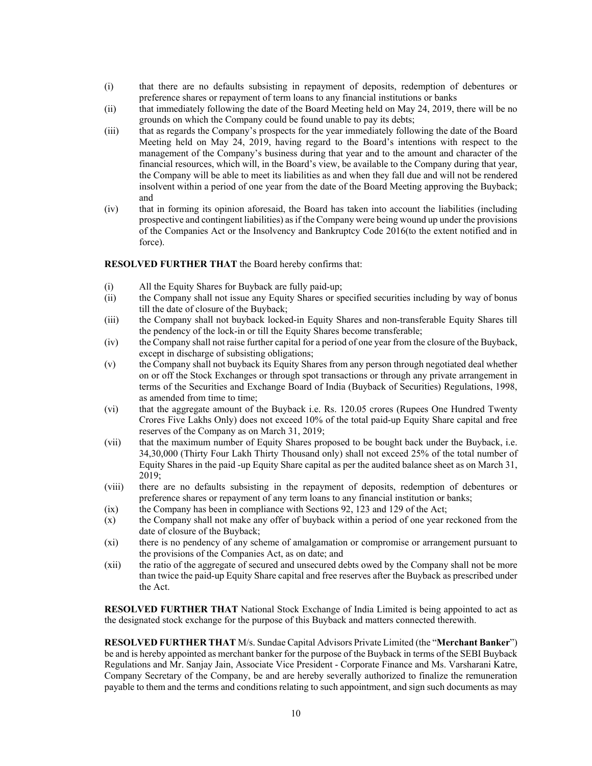(i) that there are no defaults subsisting in repayment of deposits, redemption of debentures or preference shares or repayment of term loans to any financial institutions or banks

(ii) that immediately following the date of the Board Meeting held on May 24, 2019, there will be no grounds on which the Company could be found unable to pay its debts;

(iii) that as regards the Company's prospects for the year immediately following the date of the Board Meeting held on May 24, 2019, having regard to the Board's intentions with respect to the management of the Company's business during that year and to the amount and character of the financial resources, which will, in the Board's view, be available to the Company during that year, the Company will be able to meet its liabilities as and when they fall due and will not be rendered insolvent within a period of one year from the date of the Board Meeting approving the Buyback; and

(iv) that in forming its opinion aforesaid, the Board has taken into account the liabilities (including prospective and contingent liabilities) as if the Company were being wound up under the provisions of the Companies Act or the Insolvency and Bankruptcy Code 2016(to the extent notified and in force).

**RESOLVED FURTHER THAT** the Board hereby confirms that:

(i) All the Equity Shares for Buyback are fully paid-up;

(ii) the Company shall not issue any Equity Shares or specified securities including by way of bonus till the date of closure of the Buyback;

(iii) the Company shall not buyback locked-in Equity Shares and non-transferable Equity Shares till the pendency of the lock-in or till the Equity Shares become transferable;

(iv) the Company shall not raise further capital for a period of one year from the closure of the Buyback, except in discharge of subsisting obligations;

(v) the Company shall not buyback its Equity Shares from any person through negotiated deal whether on or off the Stock Exchanges or through spot transactions or through any private arrangement in terms of the Securities and Exchange Board of India (Buyback of Securities) Regulations, 1998, as amended from time to time;

(vi) that the aggregate amount of the Buyback i.e. Rs. 120.05 crores (Rupees One Hundred Twenty Crores Five Lakhs Only) does not exceed 10% of the total paid-up Equity Share capital and free reserves of the Company as on March 31, 2019;

(vii) that the maximum number of Equity Shares proposed to be bought back under the Buyback, i.e. 34,30,000 (Thirty Four Lakh Thirty Thousand only) shall not exceed 25% of the total number of Equity Shares in the paid -up Equity Share capital as per the audited balance sheet as on March 31, 2019;

(viii) there are no defaults subsisting in the repayment of deposits, redemption of debentures or preference shares or repayment of any term loans to any financial institution or banks;

(ix) the Company has been in compliance with Sections 92, 123 and 129 of the Act;

(x) the Company shall not make any offer of buyback within a period of one year reckoned from the date of closure of the Buyback;

(xi) there is no pendency of any scheme of amalgamation or compromise or arrangement pursuant to the provisions of the Companies Act, as on date; and

(xii) the ratio of the aggregate of secured and unsecured debts owed by the Company shall not be more than twice the paid-up Equity Share capital and free reserves after the Buyback as prescribed under the Act.

**RESOLVED FURTHER THAT** National Stock Exchange of India Limited is being appointed to act as the designated stock exchange for the purpose of this Buyback and matters connected therewith.

**RESOLVED FURTHER THAT** M/s. Sundae Capital Advisors Private Limited (the "**Merchant Banker**") be and is hereby appointed as merchant banker for the purpose of the Buyback in terms of the SEBI Buyback Regulations and Mr. Sanjay Jain, Associate Vice President - Corporate Finance and Ms. Varsharani Katre, Company Secretary of the Company, be and are hereby severally authorized to finalize the remuneration payable to them and the terms and conditions relating to such appointment, and sign such documents as may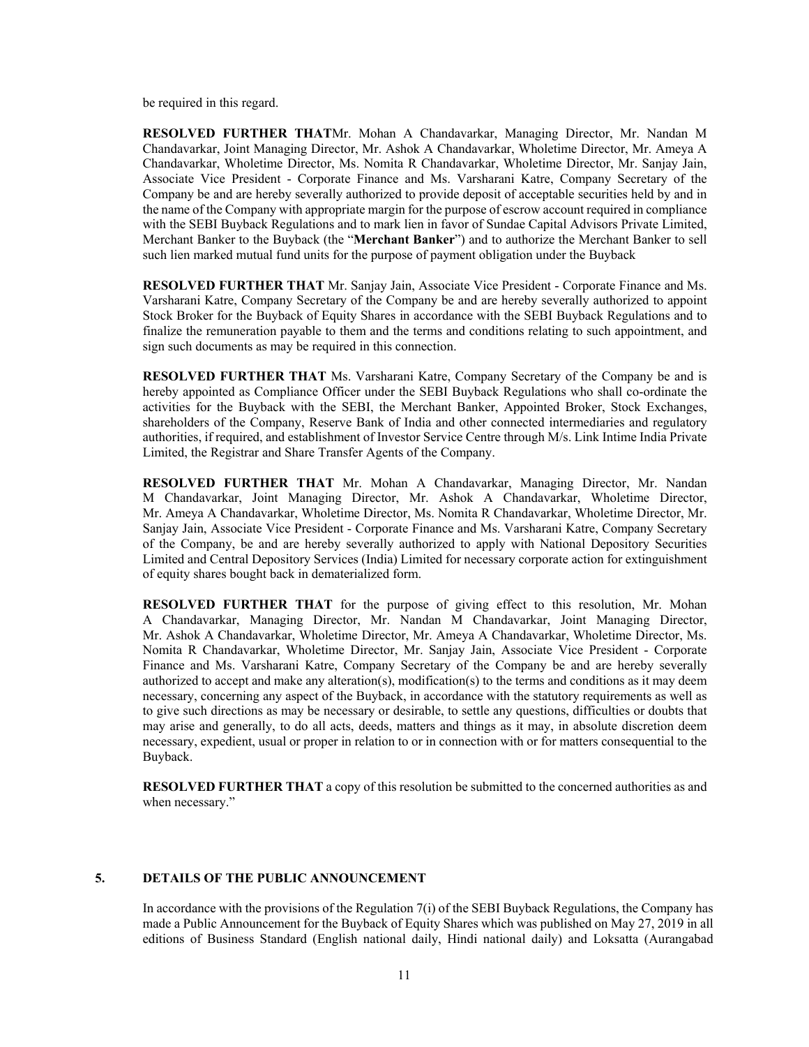be required in this regard.

**RESOLVED FURTHER THAT**Mr. Mohan A Chandavarkar, Managing Director, Mr. Nandan M Chandavarkar, Joint Managing Director, Mr. Ashok A Chandavarkar, Wholetime Director, Mr. Ameya A Chandavarkar, Wholetime Director, Ms. Nomita R Chandavarkar, Wholetime Director, Mr. Sanjay Jain, Associate Vice President - Corporate Finance and Ms. Varsharani Katre, Company Secretary of the Company be and are hereby severally authorized to provide deposit of acceptable securities held by and in the name of the Company with appropriate margin for the purpose of escrow account required in compliance with the SEBI Buyback Regulations and to mark lien in favor of Sundae Capital Advisors Private Limited, Merchant Banker to the Buyback (the "**Merchant Banker**") and to authorize the Merchant Banker to sell such lien marked mutual fund units for the purpose of payment obligation under the Buyback

**RESOLVED FURTHER THAT** Mr. Sanjay Jain, Associate Vice President - Corporate Finance and Ms. Varsharani Katre, Company Secretary of the Company be and are hereby severally authorized to appoint Stock Broker for the Buyback of Equity Shares in accordance with the SEBI Buyback Regulations and to finalize the remuneration payable to them and the terms and conditions relating to such appointment, and sign such documents as may be required in this connection.

**RESOLVED FURTHER THAT** Ms. Varsharani Katre, Company Secretary of the Company be and is hereby appointed as Compliance Officer under the SEBI Buyback Regulations who shall co-ordinate the activities for the Buyback with the SEBI, the Merchant Banker, Appointed Broker, Stock Exchanges, shareholders of the Company, Reserve Bank of India and other connected intermediaries and regulatory authorities, if required, and establishment of Investor Service Centre through M/s. Link Intime India Private Limited, the Registrar and Share Transfer Agents of the Company.

**RESOLVED FURTHER THAT** Mr. Mohan A Chandavarkar, Managing Director, Mr. Nandan M Chandavarkar, Joint Managing Director, Mr. Ashok A Chandavarkar, Wholetime Director, Mr. Ameya A Chandavarkar, Wholetime Director, Ms. Nomita R Chandavarkar, Wholetime Director, Mr. Sanjay Jain, Associate Vice President - Corporate Finance and Ms. Varsharani Katre, Company Secretary of the Company, be and are hereby severally authorized to apply with National Depository Securities Limited and Central Depository Services (India) Limited for necessary corporate action for extinguishment of equity shares bought back in dematerialized form.

**RESOLVED FURTHER THAT** for the purpose of giving effect to this resolution, Mr. Mohan A Chandavarkar, Managing Director, Mr. Nandan M Chandavarkar, Joint Managing Director, Mr. Ashok A Chandavarkar, Wholetime Director, Mr. Ameya A Chandavarkar, Wholetime Director, Ms. Nomita R Chandavarkar, Wholetime Director, Mr. Sanjay Jain, Associate Vice President - Corporate Finance and Ms. Varsharani Katre, Company Secretary of the Company be and are hereby severally authorized to accept and make any alteration(s), modification(s) to the terms and conditions as it may deem necessary, concerning any aspect of the Buyback, in accordance with the statutory requirements as well as to give such directions as may be necessary or desirable, to settle any questions, difficulties or doubts that may arise and generally, to do all acts, deeds, matters and things as it may, in absolute discretion deem necessary, expedient, usual or proper in relation to or in connection with or for matters consequential to the Buyback.

**RESOLVED FURTHER THAT** a copy of this resolution be submitted to the concerned authorities as and when necessary."

## 5. DETAILS OF THE PUBLIC ANNOUNCEMENT

In accordance with the provisions of the Regulation 7(i) of the SEBI Buyback Regulations, the Company has made a Public Announcement for the Buyback of Equity Shares which was published on May 27, 2019 in all editions of Business Standard (English national daily, Hindi national daily) and Loksatta (Aurangabad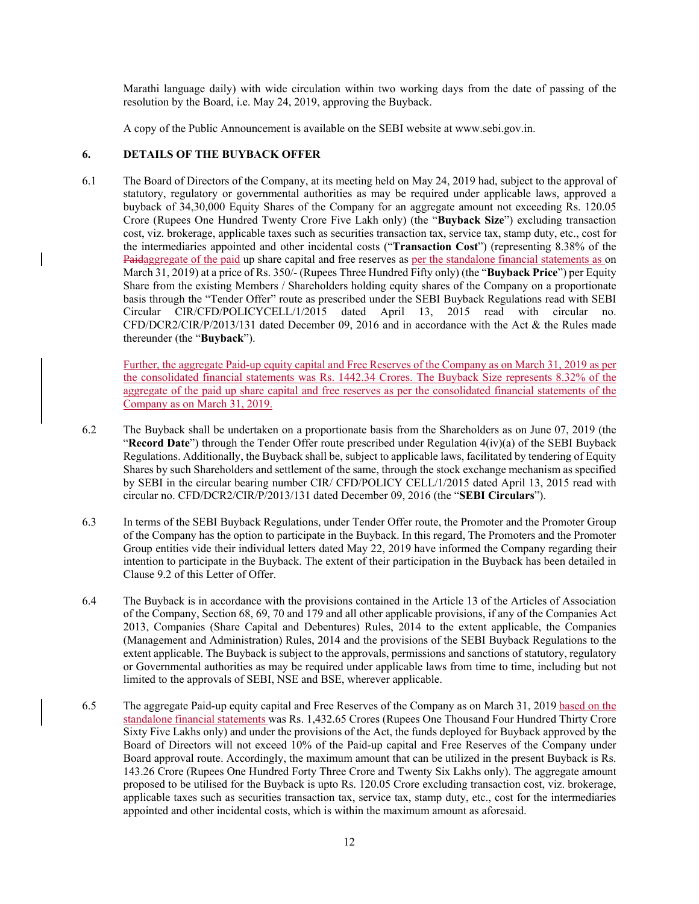Marathi language daily) with wide circulation within two working days from the date of passing of the resolution by the Board, i.e. May 24, 2019, approving the Buyback.

A copy of the Public Announcement is available on the SEBI website at www.sebi.gov.in.

## 6. DETAILS OF THE BUYBACK OFFER

6.1 The Board of Directors of the Company, at its meeting held on May 24, 2019 had, subject to the approval of statutory, regulatory or governmental authorities as may be required under applicable laws, approved a buyback of 34,30,000 Equity Shares of the Company for an aggregate amount not exceeding Rs. 120.05 Crore (Rupees One Hundred Twenty Crore Five Lakh only) (the "**Buyback Size**") excluding transaction cost, viz. brokerage, applicable taxes such as securities transaction tax, service tax, stamp duty, etc., cost for the intermediaries appointed and other incidental costs ("**Transaction Cost**") (representing 8.38% of the ~~Paid~~aggregate of the paid up share capital and free reserves as per the standalone financial statements as on March 31, 2019) at a price of Rs. 350/- (Rupees Three Hundred Fifty only) (the "**Buyback Price**") per Equity Share from the existing Members / Shareholders holding equity shares of the Company on a proportionate basis through the "Tender Offer" route as prescribed under the SEBI Buyback Regulations read with SEBI Circular CIR/CFD/POLICYCELL/1/2015 dated April 13, 2015 read with circular no. CFD/DCR2/CIR/P/2013/131 dated December 09, 2016 and in accordance with the Act & the Rules made thereunder (the "**Buyback**").

Further, the aggregate Paid-up equity capital and Free Reserves of the Company as on March 31, 2019 as per the consolidated financial statements was Rs. 1442.34 Crores. The Buyback Size represents 8.32% of the aggregate of the paid up share capital and free reserves as per the consolidated financial statements of the Company as on March 31, 2019.

6.2 The Buyback shall be undertaken on a proportionate basis from the Shareholders as on June 07, 2019 (the "**Record Date**") through the Tender Offer route prescribed under Regulation 4(iv)(a) of the SEBI Buyback Regulations. Additionally, the Buyback shall be, subject to applicable laws, facilitated by tendering of Equity Shares by such Shareholders and settlement of the same, through the stock exchange mechanism as specified by SEBI in the circular bearing number CIR/ CFD/POLICY CELL/1/2015 dated April 13, 2015 read with circular no. CFD/DCR2/CIR/P/2013/131 dated December 09, 2016 (the "**SEBI Circulars**").

6.3 In terms of the SEBI Buyback Regulations, under Tender Offer route, the Promoter and the Promoter Group of the Company has the option to participate in the Buyback. In this regard, The Promoters and the Promoter Group entities vide their individual letters dated May 22, 2019 have informed the Company regarding their intention to participate in the Buyback. The extent of their participation in the Buyback has been detailed in Clause 9.2 of this Letter of Offer.

6.4 The Buyback is in accordance with the provisions contained in the Article 13 of the Articles of Association of the Company, Section 68, 69, 70 and 179 and all other applicable provisions, if any of the Companies Act 2013, Companies (Share Capital and Debentures) Rules, 2014 to the extent applicable, the Companies (Management and Administration) Rules, 2014 and the provisions of the SEBI Buyback Regulations to the extent applicable. The Buyback is subject to the approvals, permissions and sanctions of statutory, regulatory or Governmental authorities as may be required under applicable laws from time to time, including but not limited to the approvals of SEBI, NSE and BSE, wherever applicable.

6.5 The aggregate Paid-up equity capital and Free Reserves of the Company as on March 31, 2019 based on the standalone financial statements was Rs. 1,432.65 Crores (Rupees One Thousand Four Hundred Thirty Crore Sixty Five Lakhs only) and under the provisions of the Act, the funds deployed for Buyback approved by the Board of Directors will not exceed 10% of the Paid-up capital and Free Reserves of the Company under Board approval route. Accordingly, the maximum amount that can be utilized in the present Buyback is Rs. 143.26 Crore (Rupees One Hundred Forty Three Crore and Twenty Six Lakhs only). The aggregate amount proposed to be utilised for the Buyback is upto Rs. 120.05 Crore excluding transaction cost, viz. brokerage, applicable taxes such as securities transaction tax, service tax, stamp duty, etc., cost for the intermediaries appointed and other incidental costs, which is within the maximum amount as aforesaid.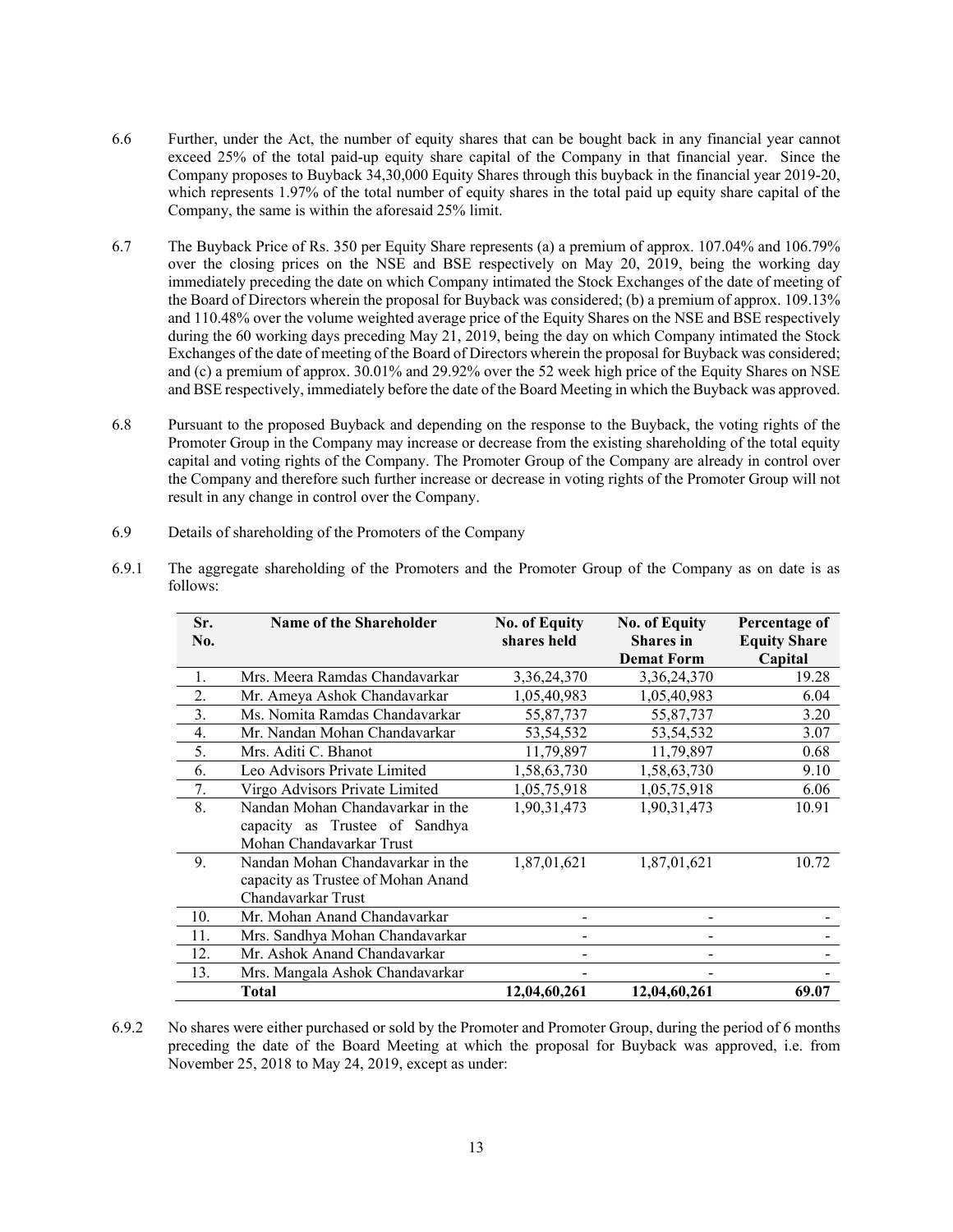6.6 Further, under the Act, the number of equity shares that can be bought back in any financial year cannot exceed 25% of the total paid-up equity share capital of the Company in that financial year. Since the Company proposes to Buyback 34,30,000 Equity Shares through this buyback in the financial year 2019-20, which represents 1.97% of the total number of equity shares in the total paid up equity share capital of the Company, the same is within the aforesaid 25% limit.

6.7 The Buyback Price of Rs. 350 per Equity Share represents (a) a premium of approx. 107.04% and 106.79% over the closing prices on the NSE and BSE respectively on May 20, 2019, being the working day immediately preceding the date on which Company intimated the Stock Exchanges of the date of meeting of the Board of Directors wherein the proposal for Buyback was considered; (b) a premium of approx. 109.13% and 110.48% over the volume weighted average price of the Equity Shares on the NSE and BSE respectively during the 60 working days preceding May 21, 2019, being the day on which Company intimated the Stock Exchanges of the date of meeting of the Board of Directors wherein the proposal for Buyback was considered; and (c) a premium of approx. 30.01% and 29.92% over the 52 week high price of the Equity Shares on NSE and BSE respectively, immediately before the date of the Board Meeting in which the Buyback was approved.

6.8 Pursuant to the proposed Buyback and depending on the response to the Buyback, the voting rights of the Promoter Group in the Company may increase or decrease from the existing shareholding of the total equity capital and voting rights of the Company. The Promoter Group of the Company are already in control over the Company and therefore such further increase or decrease in voting rights of the Promoter Group will not result in any change in control over the Company.

6.9 Details of shareholding of the Promoters of the Company

6.9.1 The aggregate shareholding of the Promoters and the Promoter Group of the Company as on date is as follows:

| Sr. No. | Name of the Shareholder | No. of Equity shares held | No. of Equity Shares in Demat Form | Percentage of Equity Share Capital |
|---|---|---|---|---|
| 1. | Mrs. Meera Ramdas Chandavarkar | 3,36,24,370 | 3,36,24,370 | 19.28 |
| 2. | Mr. Ameya Ashok Chandavarkar | 1,05,40,983 | 1,05,40,983 | 6.04 |
| 3. | Ms. Nomita Ramdas Chandavarkar | 55,87,737 | 55,87,737 | 3.20 |
| 4. | Mr. Nandan Mohan Chandavarkar | 53,54,532 | 53,54,532 | 3.07 |
| 5. | Mrs. Aditi C. Bhanot | 11,79,897 | 11,79,897 | 0.68 |
| 6. | Leo Advisors Private Limited | 1,58,63,730 | 1,58,63,730 | 9.10 |
| 7. | Virgo Advisors Private Limited | 1,05,75,918 | 1,05,75,918 | 6.06 |
| 8. | Nandan Mohan Chandavarkar in the capacity as Trustee of Sandhya Mohan Chandavarkar Trust | 1,90,31,473 | 1,90,31,473 | 10.91 |
| 9. | Nandan Mohan Chandavarkar in the capacity as Trustee of Mohan Anand Chandavarkar Trust | 1,87,01,621 | 1,87,01,621 | 10.72 |
| 10. | Mr. Mohan Anand Chandavarkar | - | - | - |
| 11. | Mrs. Sandhya Mohan Chandavarkar | - | - | - |
| 12. | Mr. Ashok Anand Chandavarkar | - | - | - |
| 13. | Mrs. Mangala Ashok Chandavarkar | - | - | - |
| | **Total** | **12,04,60,261** | **12,04,60,261** | **69.07** |

6.9.2 No shares were either purchased or sold by the Promoter and Promoter Group, during the period of 6 months preceding the date of the Board Meeting at which the proposal for Buyback was approved, i.e. from November 25, 2018 to May 24, 2019, except as under: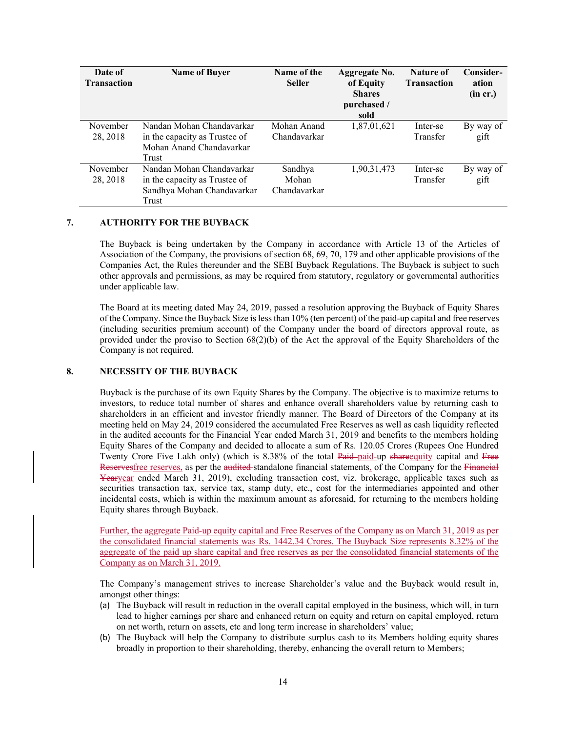| Date of Transaction | Name of Buyer | Name of the Seller | Aggregate No. of Equity Shares purchased / sold | Nature of Transaction | Consider-ation (in cr.) |
|---|---|---|---|---|---|
| November 28, 2018 | Nandan Mohan Chandavarkar in the capacity as Trustee of Mohan Anand Chandavarkar Trust | Mohan Anand Chandavarkar | 1,87,01,621 | Inter-se Transfer | By way of gift |
| November 28, 2018 | Nandan Mohan Chandavarkar in the capacity as Trustee of Sandhya Mohan Chandavarkar Trust | Sandhya Mohan Chandavarkar | 1,90,31,473 | Inter-se Transfer | By way of gift |

## 7. AUTHORITY FOR THE BUYBACK

The Buyback is being undertaken by the Company in accordance with Article 13 of the Articles of Association of the Company, the provisions of section 68, 69, 70, 179 and other applicable provisions of the Companies Act, the Rules thereunder and the SEBI Buyback Regulations. The Buyback is subject to such other approvals and permissions, as may be required from statutory, regulatory or governmental authorities under applicable law.

The Board at its meeting dated May 24, 2019, passed a resolution approving the Buyback of Equity Shares of the Company. Since the Buyback Size is less than 10% (ten percent) of the paid-up capital and free reserves (including securities premium account) of the Company under the board of directors approval route, as provided under the proviso to Section 68(2)(b) of the Act the approval of the Equity Shareholders of the Company is not required.

## 8. NECESSITY OF THE BUYBACK

Buyback is the purchase of its own Equity Shares by the Company. The objective is to maximize returns to investors, to reduce total number of shares and enhance overall shareholders value by returning cash to shareholders in an efficient and investor friendly manner. The Board of Directors of the Company at its meeting held on May 24, 2019 considered the accumulated Free Reserves as well as cash liquidity reflected in the audited accounts for the Financial Year ended March 31, 2019 and benefits to the members holding Equity Shares of the Company and decided to allocate a sum of Rs. 120.05 Crores (Rupees One Hundred Twenty Crore Five Lakh only) (which is 8.38% of the total ~~Paid~~ paid-up ~~share~~equity capital and ~~Free Reserves~~free reserves, as per the ~~audited~~ standalone financial statements, of the Company for the ~~Financial Year~~year ended March 31, 2019), excluding transaction cost, viz. brokerage, applicable taxes such as securities transaction tax, service tax, stamp duty, etc., cost for the intermediaries appointed and other incidental costs, which is within the maximum amount as aforesaid, for returning to the members holding Equity shares through Buyback.

Further, the aggregate Paid-up equity capital and Free Reserves of the Company as on March 31, 2019 as per the consolidated financial statements was Rs. 1442.34 Crores. The Buyback Size represents 8.32% of the aggregate of the paid up share capital and free reserves as per the consolidated financial statements of the Company as on March 31, 2019.

The Company's management strives to increase Shareholder's value and the Buyback would result in, amongst other things:

(a) The Buyback will result in reduction in the overall capital employed in the business, which will, in turn lead to higher earnings per share and enhanced return on equity and return on capital employed, return on net worth, return on assets, etc and long term increase in shareholders' value;

(b) The Buyback will help the Company to distribute surplus cash to its Members holding equity shares broadly in proportion to their shareholding, thereby, enhancing the overall return to Members;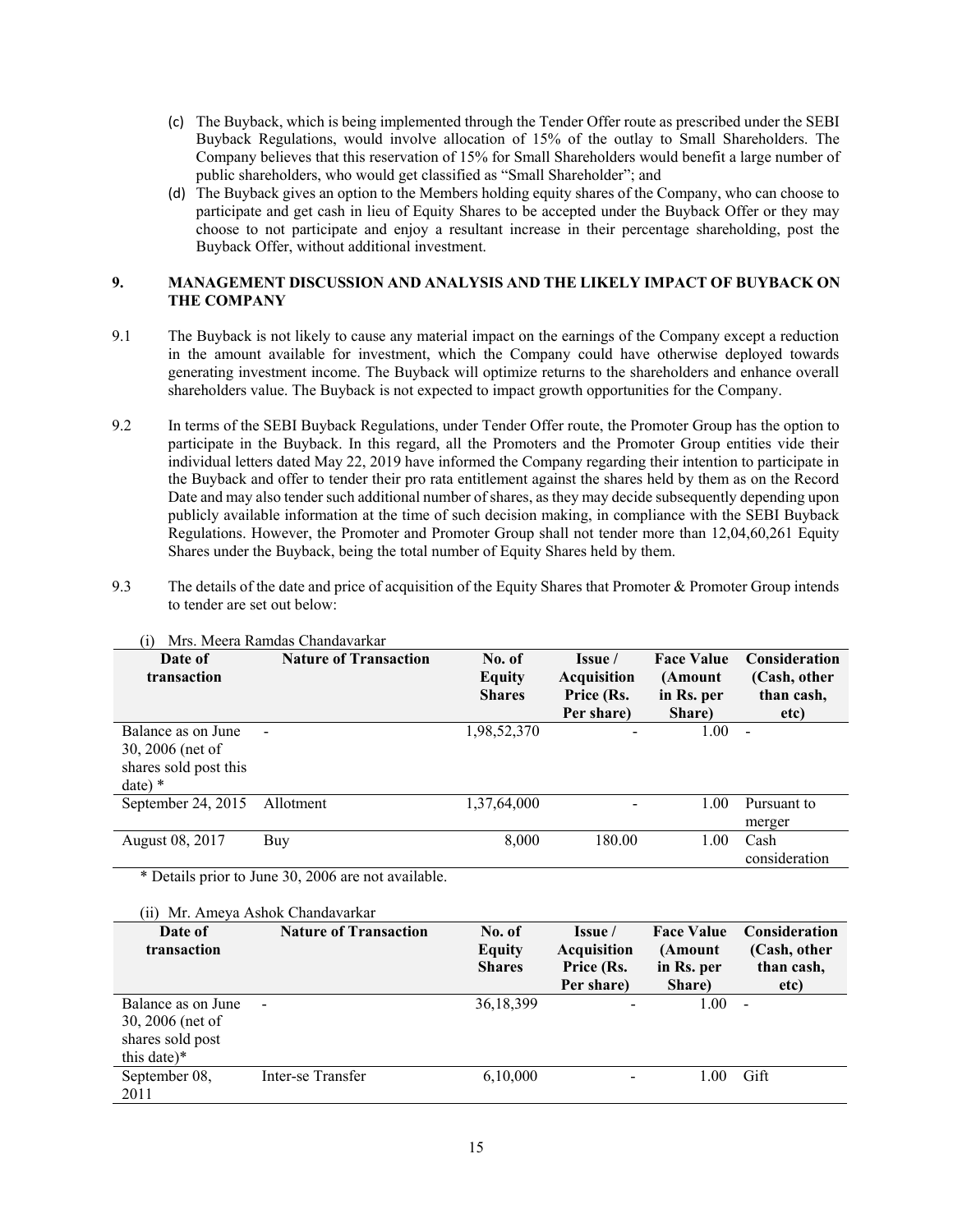(c) The Buyback, which is being implemented through the Tender Offer route as prescribed under the SEBI Buyback Regulations, would involve allocation of 15% of the outlay to Small Shareholders. The Company believes that this reservation of 15% for Small Shareholders would benefit a large number of public shareholders, who would get classified as "Small Shareholder"; and

(d) The Buyback gives an option to the Members holding equity shares of the Company, who can choose to participate and get cash in lieu of Equity Shares to be accepted under the Buyback Offer or they may choose to not participate and enjoy a resultant increase in their percentage shareholding, post the Buyback Offer, without additional investment.

## 9. MANAGEMENT DISCUSSION AND ANALYSIS AND THE LIKELY IMPACT OF BUYBACK ON THE COMPANY

9.1 The Buyback is not likely to cause any material impact on the earnings of the Company except a reduction in the amount available for investment, which the Company could have otherwise deployed towards generating investment income. The Buyback will optimize returns to the shareholders and enhance overall shareholders value. The Buyback is not expected to impact growth opportunities for the Company.

9.2 In terms of the SEBI Buyback Regulations, under Tender Offer route, the Promoter Group has the option to participate in the Buyback. In this regard, all the Promoters and the Promoter Group entities vide their individual letters dated May 22, 2019 have informed the Company regarding their intention to participate in the Buyback and offer to tender their pro rata entitlement against the shares held by them as on the Record Date and may also tender such additional number of shares, as they may decide subsequently depending upon publicly available information at the time of such decision making, in compliance with the SEBI Buyback Regulations. However, the Promoter and Promoter Group shall not tender more than 12,04,60,261 Equity Shares under the Buyback, being the total number of Equity Shares held by them.

9.3 The details of the date and price of acquisition of the Equity Shares that Promoter & Promoter Group intends to tender are set out below:

(i) Mrs. Meera Ramdas Chandavarkar

| Date of transaction | Nature of Transaction | No. of Equity Shares | Issue / Acquisition Price (Rs. Per share) | Face Value (Amount in Rs. per Share) | Consideration (Cash, other than cash, etc) |
|---|---|---|---|---|---|
| Balance as on June 30, 2006 (net of shares sold post this date) * | - | 1,98,52,370 | - | 1.00 | - |
| September 24, 2015 | Allotment | 1,37,64,000 | - | 1.00 | Pursuant to merger |
| August 08, 2017 | Buy | 8,000 | 180.00 | 1.00 | Cash consideration |

\* Details prior to June 30, 2006 are not available.

(ii) Mr. Ameya Ashok Chandavarkar

| Date of transaction | Nature of Transaction | No. of Equity Shares | Issue / Acquisition Price (Rs. Per share) | Face Value (Amount in Rs. per Share) | Consideration (Cash, other than cash, etc) |
|---|---|---|---|---|---|
| Balance as on June 30, 2006 (net of shares sold post this date)* | - | 36,18,399 | - | 1.00 | - |
| September 08, 2011 | Inter-se Transfer | 6,10,000 | - | 1.00 | Gift |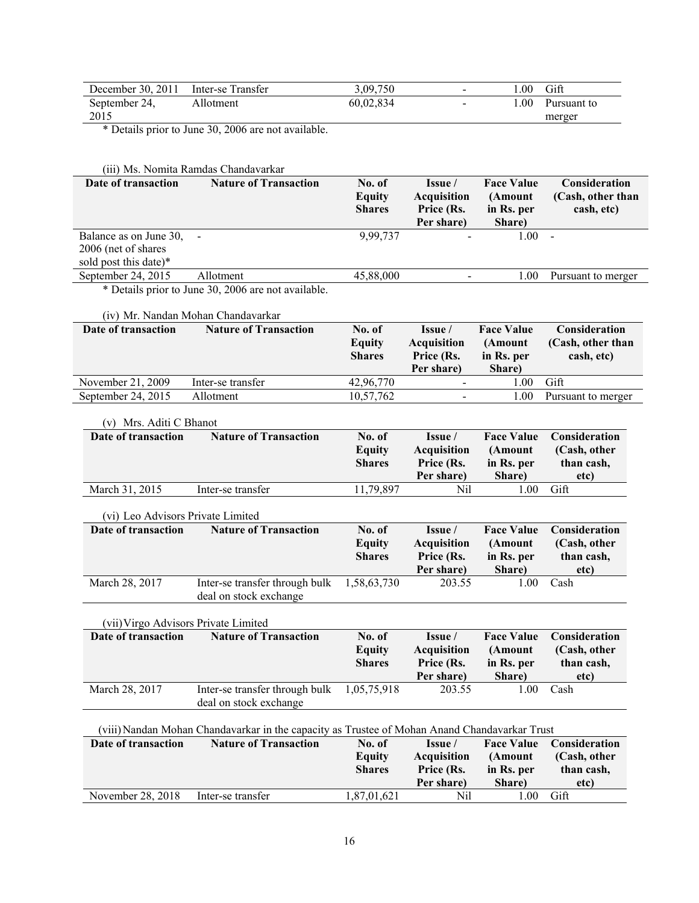| December 30, 2011 | Inter-se Transfer | 3,09,750 | - | 1.00 | Gift |
|---|---|---|---|---|---|
| September 24, 2015 | Allotment | 60,02,834 | - | 1.00 | Pursuant to merger |

\* Details prior to June 30, 2006 are not available.

(iii) Ms. Nomita Ramdas Chandavarkar

| Date of transaction | Nature of Transaction | No. of Equity Shares | Issue / Acquisition Price (Rs. Per share) | Face Value (Amount in Rs. per Share) | Consideration (Cash, other than cash, etc) |
|---|---|---|---|---|---|
| Balance as on June 30, 2006 (net of shares sold post this date)* | - | 9,99,737 | - | 1.00 | - |
| September 24, 2015 | Allotment | 45,88,000 | - | 1.00 | Pursuant to merger |

\* Details prior to June 30, 2006 are not available.

(iv) Mr. Nandan Mohan Chandavarkar

| Date of transaction | Nature of Transaction | No. of Equity Shares | Issue / Acquisition Price (Rs. Per share) | Face Value (Amount in Rs. per Share) | Consideration (Cash, other than cash, etc) |
|---|---|---|---|---|---|
| November 21, 2009 | Inter-se transfer | 42,96,770 | - | 1.00 | Gift |
| September 24, 2015 | Allotment | 10,57,762 | - | 1.00 | Pursuant to merger |

(v) Mrs. Aditi C Bhanot

| Date of transaction | Nature of Transaction | No. of Equity Shares | Issue / Acquisition Price (Rs. Per share) | Face Value (Amount in Rs. per Share) | Consideration (Cash, other than cash, etc) |
|---|---|---|---|---|---|
| March 31, 2015 | Inter-se transfer | 11,79,897 | Nil | 1.00 | Gift |

(vi) Leo Advisors Private Limited

| Date of transaction | Nature of Transaction | No. of Equity Shares | Issue / Acquisition Price (Rs. Per share) | Face Value (Amount in Rs. per Share) | Consideration (Cash, other than cash, etc) |
|---|---|---|---|---|---|
| March 28, 2017 | Inter-se transfer through bulk deal on stock exchange | 1,58,63,730 | 203.55 | 1.00 | Cash |

(vii) Virgo Advisors Private Limited

| Date of transaction | Nature of Transaction | No. of Equity Shares | Issue / Acquisition Price (Rs. Per share) | Face Value (Amount in Rs. per Share) | Consideration (Cash, other than cash, etc) |
|---|---|---|---|---|---|
| March 28, 2017 | Inter-se transfer through bulk deal on stock exchange | 1,05,75,918 | 203.55 | 1.00 | Cash |

(viii) Nandan Mohan Chandavarkar in the capacity as Trustee of Mohan Anand Chandavarkar Trust

| Date of transaction | Nature of Transaction | No. of Equity Shares | Issue / Acquisition Price (Rs. Per share) | Face Value (Amount in Rs. per Share) | Consideration (Cash, other than cash, etc) |
|---|---|---|---|---|---|
| November 28, 2018 | Inter-se transfer | 1,87,01,621 | Nil | 1.00 | Gift |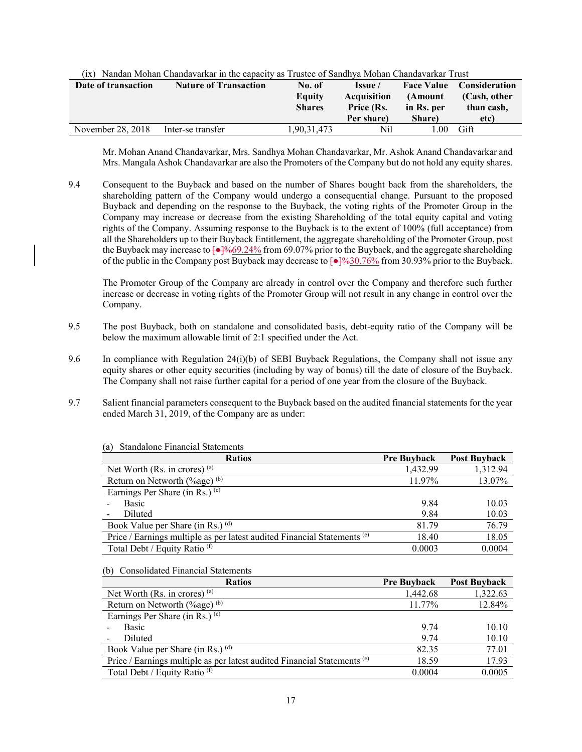(ix) Nandan Mohan Chandavarkar in the capacity as Trustee of Sandhya Mohan Chandavarkar Trust

| Date of transaction | Nature of Transaction | No. of Equity Shares | Issue / Acquisition Price (Rs. Per share) | Face Value (Amount in Rs. per Share) | Consideration (Cash, other than cash, etc) |
|---|---|---|---|---|---|
| November 28, 2018 | Inter-se transfer | 1,90,31,473 | Nil | 1.00 | Gift |

Mr. Mohan Anand Chandavarkar, Mrs. Sandhya Mohan Chandavarkar, Mr. Ashok Anand Chandavarkar and Mrs. Mangala Ashok Chandavarkar are also the Promoters of the Company but do not hold any equity shares.

9.4 Consequent to the Buyback and based on the number of Shares bought back from the shareholders, the shareholding pattern of the Company would undergo a consequential change. Pursuant to the proposed Buyback and depending on the response to the Buyback, the voting rights of the Promoter Group in the Company may increase or decrease from the existing Shareholding of the total equity capital and voting rights of the Company. Assuming response to the Buyback is to the extent of 100% (full acceptance) from all the Shareholders up to their Buyback Entitlement, the aggregate shareholding of the Promoter Group, post the Buyback may increase to [●]%69.24% from 69.07% prior to the Buyback, and the aggregate shareholding of the public in the Company post Buyback may decrease to [●]%30.76% from 30.93% prior to the Buyback.

The Promoter Group of the Company are already in control over the Company and therefore such further increase or decrease in voting rights of the Promoter Group will not result in any change in control over the Company.

9.5 The post Buyback, both on standalone and consolidated basis, debt-equity ratio of the Company will be below the maximum allowable limit of 2:1 specified under the Act.

9.6 In compliance with Regulation 24(i)(b) of SEBI Buyback Regulations, the Company shall not issue any equity shares or other equity securities (including by way of bonus) till the date of closure of the Buyback. The Company shall not raise further capital for a period of one year from the closure of the Buyback.

9.7 Salient financial parameters consequent to the Buyback based on the audited financial statements for the year ended March 31, 2019, of the Company are as under:

(a) Standalone Financial Statements

| Ratios | Pre Buyback | Post Buyback |
|---|---|---|
| Net Worth (Rs. in crores) [(a)] | 1,432.99 | 1,312.94 |
| Return on Networth (%age) [(b)] | 11.97% | 13.07% |
| Earnings Per Share (in Rs.) [(c)] | | |
| - Basic | 9.84 | 10.03 |
| - Diluted | 9.84 | 10.03 |
| Book Value per Share (in Rs.) [(d)] | 81.79 | 76.79 |
| Price / Earnings multiple as per latest audited Financial Statements [(e)] | 18.40 | 18.05 |
| Total Debt / Equity Ratio [(f)] | 0.0003 | 0.0004 |

(b) Consolidated Financial Statements

| Ratios | Pre Buyback | Post Buyback |
|---|---|---|
| Net Worth (Rs. in crores) [(a)] | 1,442.68 | 1,322.63 |
| Return on Networth (%age) [(b)] | 11.77% | 12.84% |
| Earnings Per Share (in Rs.) [(c)] | | |
| - Basic | 9.74 | 10.10 |
| - Diluted | 9.74 | 10.10 |
| Book Value per Share (in Rs.) [(d)] | 82.35 | 77.01 |
| Price / Earnings multiple as per latest audited Financial Statements [(e)] | 18.59 | 17.93 |
| Total Debt / Equity Ratio [(f)] | 0.0004 | 0.0005 |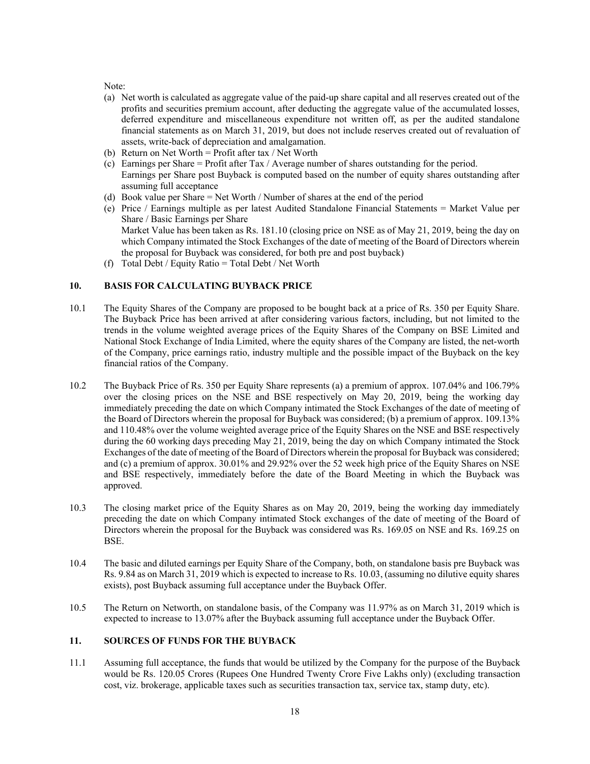Note:

(a) Net worth is calculated as aggregate value of the paid-up share capital and all reserves created out of the profits and securities premium account, after deducting the aggregate value of the accumulated losses, deferred expenditure and miscellaneous expenditure not written off, as per the audited standalone financial statements as on March 31, 2019, but does not include reserves created out of revaluation of assets, write-back of depreciation and amalgamation.

(b) Return on Net Worth = Profit after tax / Net Worth

(c) Earnings per Share = Profit after Tax / Average number of shares outstanding for the period. Earnings per Share post Buyback is computed based on the number of equity shares outstanding after assuming full acceptance

(d) Book value per Share = Net Worth / Number of shares at the end of the period

(e) Price / Earnings multiple as per latest Audited Standalone Financial Statements = Market Value per Share / Basic Earnings per Share

Market Value has been taken as Rs. 181.10 (closing price on NSE as of May 21, 2019, being the day on which Company intimated the Stock Exchanges of the date of meeting of the Board of Directors wherein the proposal for Buyback was considered, for both pre and post buyback)

(f) Total Debt / Equity Ratio = Total Debt / Net Worth

## 10. BASIS FOR CALCULATING BUYBACK PRICE

10.1 The Equity Shares of the Company are proposed to be bought back at a price of Rs. 350 per Equity Share. The Buyback Price has been arrived at after considering various factors, including, but not limited to the trends in the volume weighted average prices of the Equity Shares of the Company on BSE Limited and National Stock Exchange of India Limited, where the equity shares of the Company are listed, the net-worth of the Company, price earnings ratio, industry multiple and the possible impact of the Buyback on the key financial ratios of the Company.

10.2 The Buyback Price of Rs. 350 per Equity Share represents (a) a premium of approx. 107.04% and 106.79% over the closing prices on the NSE and BSE respectively on May 20, 2019, being the working day immediately preceding the date on which Company intimated the Stock Exchanges of the date of meeting of the Board of Directors wherein the proposal for Buyback was considered; (b) a premium of approx. 109.13% and 110.48% over the volume weighted average price of the Equity Shares on the NSE and BSE respectively during the 60 working days preceding May 21, 2019, being the day on which Company intimated the Stock Exchanges of the date of meeting of the Board of Directors wherein the proposal for Buyback was considered; and (c) a premium of approx. 30.01% and 29.92% over the 52 week high price of the Equity Shares on NSE and BSE respectively, immediately before the date of the Board Meeting in which the Buyback was approved.

10.3 The closing market price of the Equity Shares as on May 20, 2019, being the working day immediately preceding the date on which Company intimated Stock exchanges of the date of meeting of the Board of Directors wherein the proposal for the Buyback was considered was Rs. 169.05 on NSE and Rs. 169.25 on BSE.

10.4 The basic and diluted earnings per Equity Share of the Company, both, on standalone basis pre Buyback was Rs. 9.84 as on March 31, 2019 which is expected to increase to Rs. 10.03, (assuming no dilutive equity shares exists), post Buyback assuming full acceptance under the Buyback Offer.

10.5 The Return on Networth, on standalone basis, of the Company was 11.97% as on March 31, 2019 which is expected to increase to 13.07% after the Buyback assuming full acceptance under the Buyback Offer.

## 11. SOURCES OF FUNDS FOR THE BUYBACK

11.1 Assuming full acceptance, the funds that would be utilized by the Company for the purpose of the Buyback would be Rs. 120.05 Crores (Rupees One Hundred Twenty Crore Five Lakhs only) (excluding transaction cost, viz. brokerage, applicable taxes such as securities transaction tax, service tax, stamp duty, etc).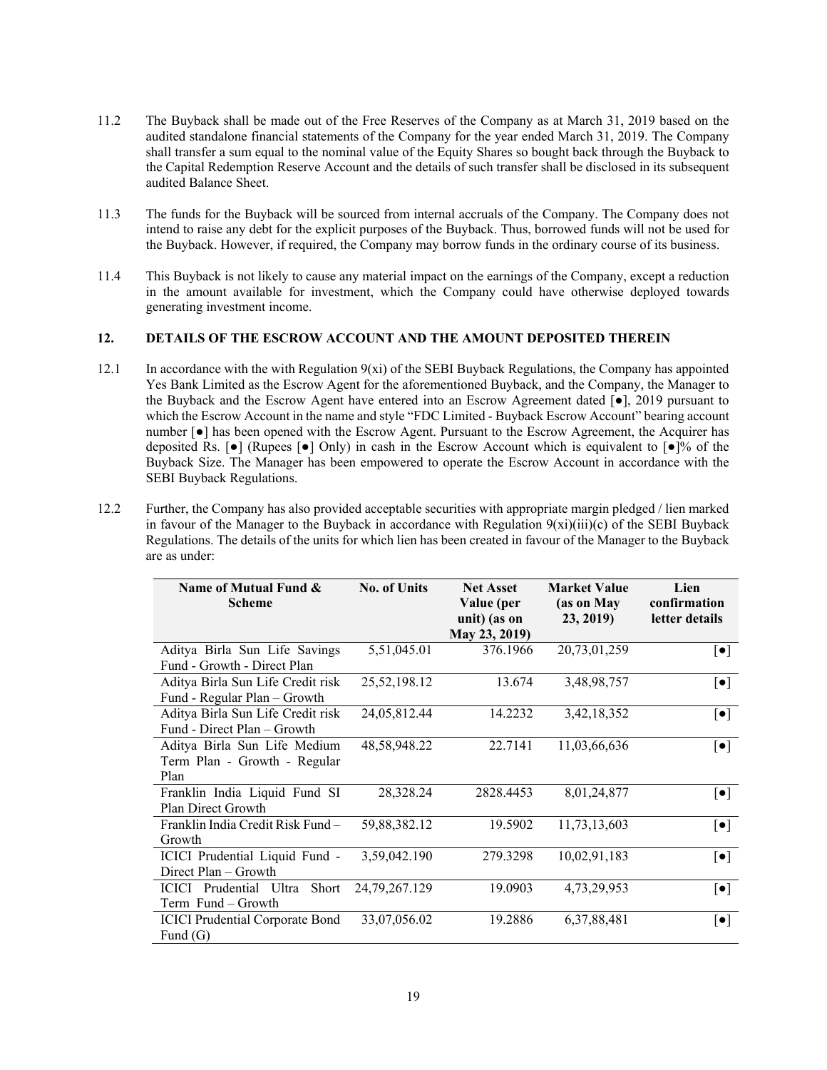11.2 The Buyback shall be made out of the Free Reserves of the Company as at March 31, 2019 based on the audited standalone financial statements of the Company for the year ended March 31, 2019. The Company shall transfer a sum equal to the nominal value of the Equity Shares so bought back through the Buyback to the Capital Redemption Reserve Account and the details of such transfer shall be disclosed in its subsequent audited Balance Sheet.

11.3 The funds for the Buyback will be sourced from internal accruals of the Company. The Company does not intend to raise any debt for the explicit purposes of the Buyback. Thus, borrowed funds will not be used for the Buyback. However, if required, the Company may borrow funds in the ordinary course of its business.

11.4 This Buyback is not likely to cause any material impact on the earnings of the Company, except a reduction in the amount available for investment, which the Company could have otherwise deployed towards generating investment income.

## 12. DETAILS OF THE ESCROW ACCOUNT AND THE AMOUNT DEPOSITED THEREIN

12.1 In accordance with the with Regulation 9(xi) of the SEBI Buyback Regulations, the Company has appointed Yes Bank Limited as the Escrow Agent for the aforementioned Buyback, and the Company, the Manager to the Buyback and the Escrow Agent have entered into an Escrow Agreement dated [●], 2019 pursuant to which the Escrow Account in the name and style "FDC Limited - Buyback Escrow Account" bearing account number [●] has been opened with the Escrow Agent. Pursuant to the Escrow Agreement, the Acquirer has deposited Rs. [●] (Rupees [●] Only) in cash in the Escrow Account which is equivalent to [●]% of the Buyback Size. The Manager has been empowered to operate the Escrow Account in accordance with the SEBI Buyback Regulations.

12.2 Further, the Company has also provided acceptable securities with appropriate margin pledged / lien marked in favour of the Manager to the Buyback in accordance with Regulation 9(xi)(iii)(c) of the SEBI Buyback Regulations. The details of the units for which lien has been created in favour of the Manager to the Buyback are as under:

| Name of Mutual Fund & Scheme | No. of Units | Net Asset Value (per unit) (as on May 23, 2019) | Market Value (as on May 23, 2019) | Lien confirmation letter details |
|---|---|---|---|---|
| Aditya Birla Sun Life Savings Fund - Growth - Direct Plan | 5,51,045.01 | 376.1966 | 20,73,01,259 | [●] |
| Aditya Birla Sun Life Credit risk Fund - Regular Plan – Growth | 25,52,198.12 | 13.674 | 3,48,98,757 | [●] |
| Aditya Birla Sun Life Credit risk Fund - Direct Plan – Growth | 24,05,812.44 | 14.2232 | 3,42,18,352 | [●] |
| Aditya Birla Sun Life Medium Term Plan - Growth - Regular Plan | 48,58,948.22 | 22.7141 | 11,03,66,636 | [●] |
| Franklin India Liquid Fund SI Plan Direct Growth | 28,328.24 | 2828.4453 | 8,01,24,877 | [●] |
| Franklin India Credit Risk Fund – Growth | 59,88,382.12 | 19.5902 | 11,73,13,603 | [●] |
| ICICI Prudential Liquid Fund - Direct Plan – Growth | 3,59,042.190 | 279.3298 | 10,02,91,183 | [●] |
| ICICI Prudential Ultra Short Term Fund – Growth | 24,79,267.129 | 19.0903 | 4,73,29,953 | [●] |
| ICICI Prudential Corporate Bond Fund (G) | 33,07,056.02 | 19.2886 | 6,37,88,481 | [●] |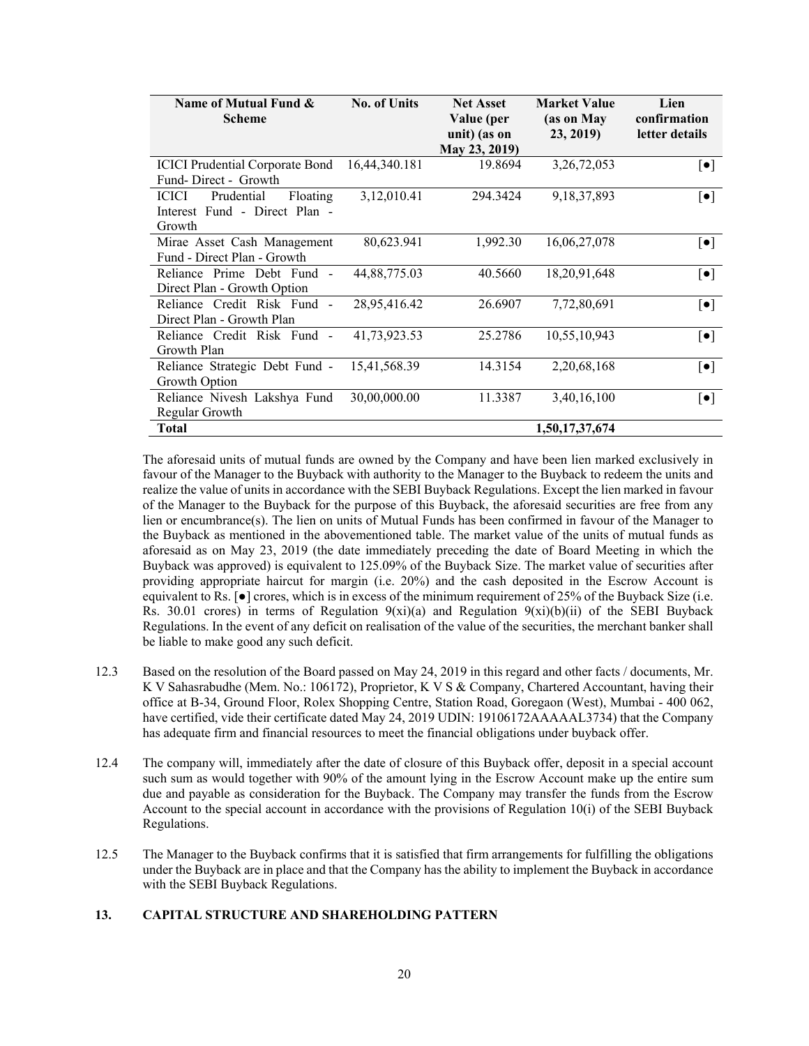| Name of Mutual Fund & Scheme | No. of Units | Net Asset Value (per unit) (as on May 23, 2019) | Market Value (as on May 23, 2019) | Lien confirmation letter details |
|---|---|---|---|---|
| ICICI Prudential Corporate Bond Fund- Direct - Growth | 16,44,340.181 | 19.8694 | 3,26,72,053 | [●] |
| ICICI Prudential Floating Interest Fund - Direct Plan - Growth | 3,12,010.41 | 294.3424 | 9,18,37,893 | [●] |
| Mirae Asset Cash Management Fund - Direct Plan - Growth | 80,623.941 | 1,992.30 | 16,06,27,078 | [●] |
| Reliance Prime Debt Fund - Direct Plan - Growth Option | 44,88,775.03 | 40.5660 | 18,20,91,648 | [●] |
| Reliance Credit Risk Fund - Direct Plan - Growth Plan | 28,95,416.42 | 26.6907 | 7,72,80,691 | [●] |
| Reliance Credit Risk Fund - Growth Plan | 41,73,923.53 | 25.2786 | 10,55,10,943 | [●] |
| Reliance Strategic Debt Fund - Growth Option | 15,41,568.39 | 14.3154 | 2,20,68,168 | [●] |
| Reliance Nivesh Lakshya Fund Regular Growth | 30,00,000.00 | 11.3387 | 3,40,16,100 | [●] |
| **Total** | | | **1,50,17,37,674** | |

The aforesaid units of mutual funds are owned by the Company and have been lien marked exclusively in favour of the Manager to the Buyback with authority to the Manager to the Buyback to redeem the units and realize the value of units in accordance with the SEBI Buyback Regulations. Except the lien marked in favour of the Manager to the Buyback for the purpose of this Buyback, the aforesaid securities are free from any lien or encumbrance(s). The lien on units of Mutual Funds has been confirmed in favour of the Manager to the Buyback as mentioned in the abovementioned table. The market value of the units of mutual funds as aforesaid as on May 23, 2019 (the date immediately preceding the date of Board Meeting in which the Buyback was approved) is equivalent to 125.09% of the Buyback Size. The market value of securities after providing appropriate haircut for margin (i.e. 20%) and the cash deposited in the Escrow Account is equivalent to Rs. [●] crores, which is in excess of the minimum requirement of 25% of the Buyback Size (i.e. Rs. 30.01 crores) in terms of Regulation 9(xi)(a) and Regulation 9(xi)(b)(ii) of the SEBI Buyback Regulations. In the event of any deficit on realisation of the value of the securities, the merchant banker shall be liable to make good any such deficit.

12.3 Based on the resolution of the Board passed on May 24, 2019 in this regard and other facts / documents, Mr. K V Sahasrabudhe (Mem. No.: 106172), Proprietor, K V S & Company, Chartered Accountant, having their office at B-34, Ground Floor, Rolex Shopping Centre, Station Road, Goregaon (West), Mumbai - 400 062, have certified, vide their certificate dated May 24, 2019 UDIN: 19106172AAAAAL3734) that the Company has adequate firm and financial resources to meet the financial obligations under buyback offer.

12.4 The company will, immediately after the date of closure of this Buyback offer, deposit in a special account such sum as would together with 90% of the amount lying in the Escrow Account make up the entire sum due and payable as consideration for the Buyback. The Company may transfer the funds from the Escrow Account to the special account in accordance with the provisions of Regulation 10(i) of the SEBI Buyback Regulations.

12.5 The Manager to the Buyback confirms that it is satisfied that firm arrangements for fulfilling the obligations under the Buyback are in place and that the Company has the ability to implement the Buyback in accordance with the SEBI Buyback Regulations.

## 13. CAPITAL STRUCTURE AND SHAREHOLDING PATTERN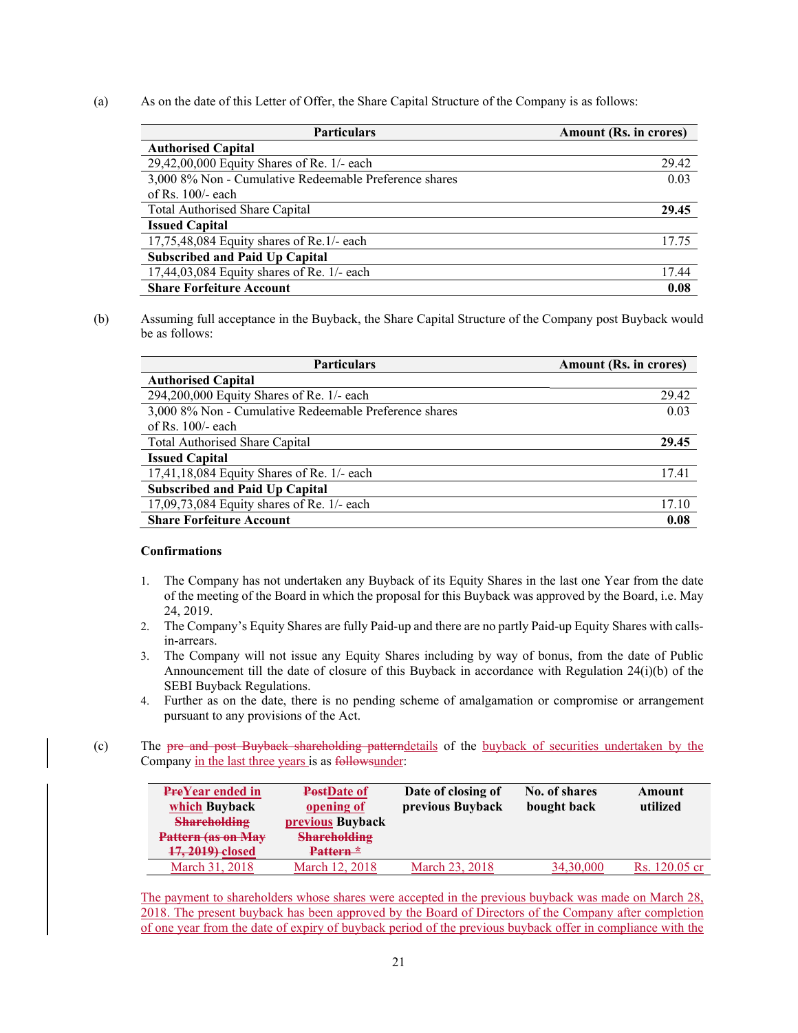(a) As on the date of this Letter of Offer, the Share Capital Structure of the Company is as follows:

| Particulars | Amount (Rs. in crores) |
|---|---|
| **Authorised Capital** | |
| 29,42,00,000 Equity Shares of Re. 1/- each | 29.42 |
| 3,000 8% Non - Cumulative Redeemable Preference shares of Rs. 100/- each | 0.03 |
| Total Authorised Share Capital | **29.45** |
| **Issued Capital** | |
| 17,75,48,084 Equity shares of Re.1/- each | 17.75 |
| **Subscribed and Paid Up Capital** | |
| 17,44,03,084 Equity shares of Re. 1/- each | 17.44 |
| **Share Forfeiture Account** | **0.08** |

(b) Assuming full acceptance in the Buyback, the Share Capital Structure of the Company post Buyback would be as follows:

| Particulars | Amount (Rs. in crores) |
|---|---|
| **Authorised Capital** | |
| 294,200,000 Equity Shares of Re. 1/- each | 29.42 |
| 3,000 8% Non - Cumulative Redeemable Preference shares of Rs. 100/- each | 0.03 |
| Total Authorised Share Capital | **29.45** |
| **Issued Capital** | |
| 17,41,18,084 Equity Shares of Re. 1/- each | 17.41 |
| **Subscribed and Paid Up Capital** | |
| 17,09,73,084 Equity shares of Re. 1/- each | 17.10 |
| **Share Forfeiture Account** | **0.08** |

**Confirmations**

1. The Company has not undertaken any Buyback of its Equity Shares in the last one Year from the date of the meeting of the Board in which the proposal for this Buyback was approved by the Board, i.e. May 24, 2019.
2. The Company's Equity Shares are fully Paid-up and there are no partly Paid-up Equity Shares with calls-in-arrears.
3. The Company will not issue any Equity Shares including by way of bonus, from the date of Public Announcement till the date of closure of this Buyback in accordance with Regulation 24(i)(b) of the SEBI Buyback Regulations.
4. Further as on the date, there is no pending scheme of amalgamation or compromise or arrangement pursuant to any provisions of the Act.

(c) The ~~pre and post Buyback shareholding pattern~~details of the buyback of securities undertaken by the Company in the last three years is as ~~follows~~under:

| ~~Pre~~Year ended in which Buyback ~~Shareholding Pattern (as on May 17, 2019)~~ closed | ~~Post~~Date of opening of previous Buyback ~~Shareholding Pattern *~~ | Date of closing of previous Buyback | No. of shares bought back | Amount utilized |
|---|---|---|---|---|
| March 31, 2018 | March 12, 2018 | March 23, 2018 | 34,30,000 | Rs. 120.05 cr |

The payment to shareholders whose shares were accepted in the previous buyback was made on March 28, 2018. The present buyback has been approved by the Board of Directors of the Company after completion of one year from the date of expiry of buyback period of the previous buyback offer in compliance with the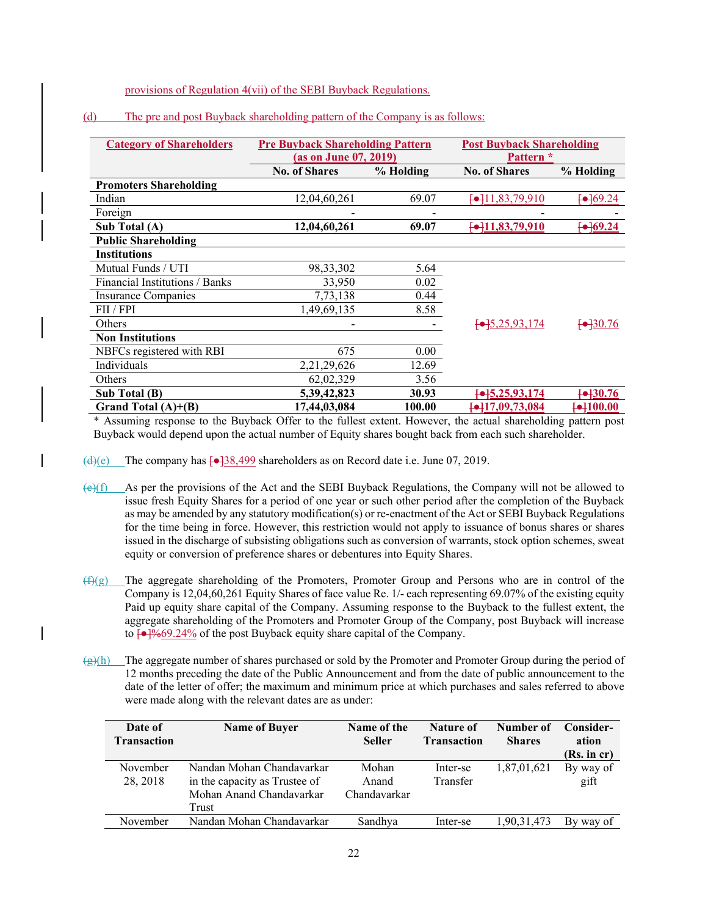provisions of Regulation 4(vii) of the SEBI Buyback Regulations.

(d) The pre and post Buyback shareholding pattern of the Company is as follows:

| Category of Shareholders | Pre Buyback Shareholding Pattern (as on June 07, 2019) | | Post Buyback Shareholding Pattern * | |
|---|---|---|---|---|
| | No. of Shares | % Holding | No. of Shares | % Holding |
| **Promoters Shareholding** | | | | |
| Indian | 12,04,60,261 | 69.07 | [●]11,83,79,910 | [●]69.24 |
| Foreign | - | - | - | - |
| **Sub Total (A)** | **12,04,60,261** | **69.07** | **[●]11,83,79,910** | **[●]69.24** |
| **Public Shareholding** | | | | |
| **Institutions** | | | | |
| Mutual Funds / UTI | 98,33,302 | 5.64 | [●]5,25,93,174 | [●]30.76 |
| Financial Institutions / Banks | 33,950 | 0.02 | | |
| Insurance Companies | 7,73,138 | 0.44 | | |
| FII / FPI | 1,49,69,135 | 8.58 | | |
| Others | - | - | | |
| **Non Institutions** | | | | |
| NBFCs registered with RBI | 675 | 0.00 | | |
| Individuals | 2,21,29,626 | 12.69 | | |
| Others | 62,02,329 | 3.56 | | |
| **Sub Total (B)** | **5,39,42,823** | **30.93** | **[●]5,25,93,174** | **[●]30.76** |
| **Grand Total (A)+(B)** | **17,44,03,084** | **100.00** | **[●]17,09,73,084** | **[●]100.00** |

\* Assuming response to the Buyback Offer to the fullest extent. However, the actual shareholding pattern post Buyback would depend upon the actual number of Equity shares bought back from each such shareholder.

(d)(e) The company has [●]38,499 shareholders as on Record date i.e. June 07, 2019.

(e)(f) As per the provisions of the Act and the SEBI Buyback Regulations, the Company will not be allowed to issue fresh Equity Shares for a period of one year or such other period after the completion of the Buyback as may be amended by any statutory modification(s) or re-enactment of the Act or SEBI Buyback Regulations for the time being in force. However, this restriction would not apply to issuance of bonus shares or shares issued in the discharge of subsisting obligations such as conversion of warrants, stock option schemes, sweat equity or conversion of preference shares or debentures into Equity Shares.

(f)(g) The aggregate shareholding of the Promoters, Promoter Group and Persons who are in control of the Company is 12,04,60,261 Equity Shares of face value Re. 1/- each representing 69.07% of the existing equity Paid up equity share capital of the Company. Assuming response to the Buyback to the fullest extent, the aggregate shareholding of the Promoters and Promoter Group of the Company, post Buyback will increase to [●]%69.24% of the post Buyback equity share capital of the Company.

(g)(h) The aggregate number of shares purchased or sold by the Promoter and Promoter Group during the period of 12 months preceding the date of the Public Announcement and from the date of public announcement to the date of the letter of offer; the maximum and minimum price at which purchases and sales referred to above were made along with the relevant dates are as under:

| Date of Transaction | Name of Buyer | Name of the Seller | Nature of Transaction | Number of Shares | Consider-ation (Rs. in cr) |
|---|---|---|---|---|---|
| November 28, 2018 | Nandan Mohan Chandavarkar in the capacity as Trustee of Mohan Anand Chandavarkar Trust | Mohan Anand Chandavarkar | Inter-se Transfer | 1,87,01,621 | By way of gift |
| November | Nandan Mohan Chandavarkar | Sandhya | Inter-se | 1,90,31,473 | By way of |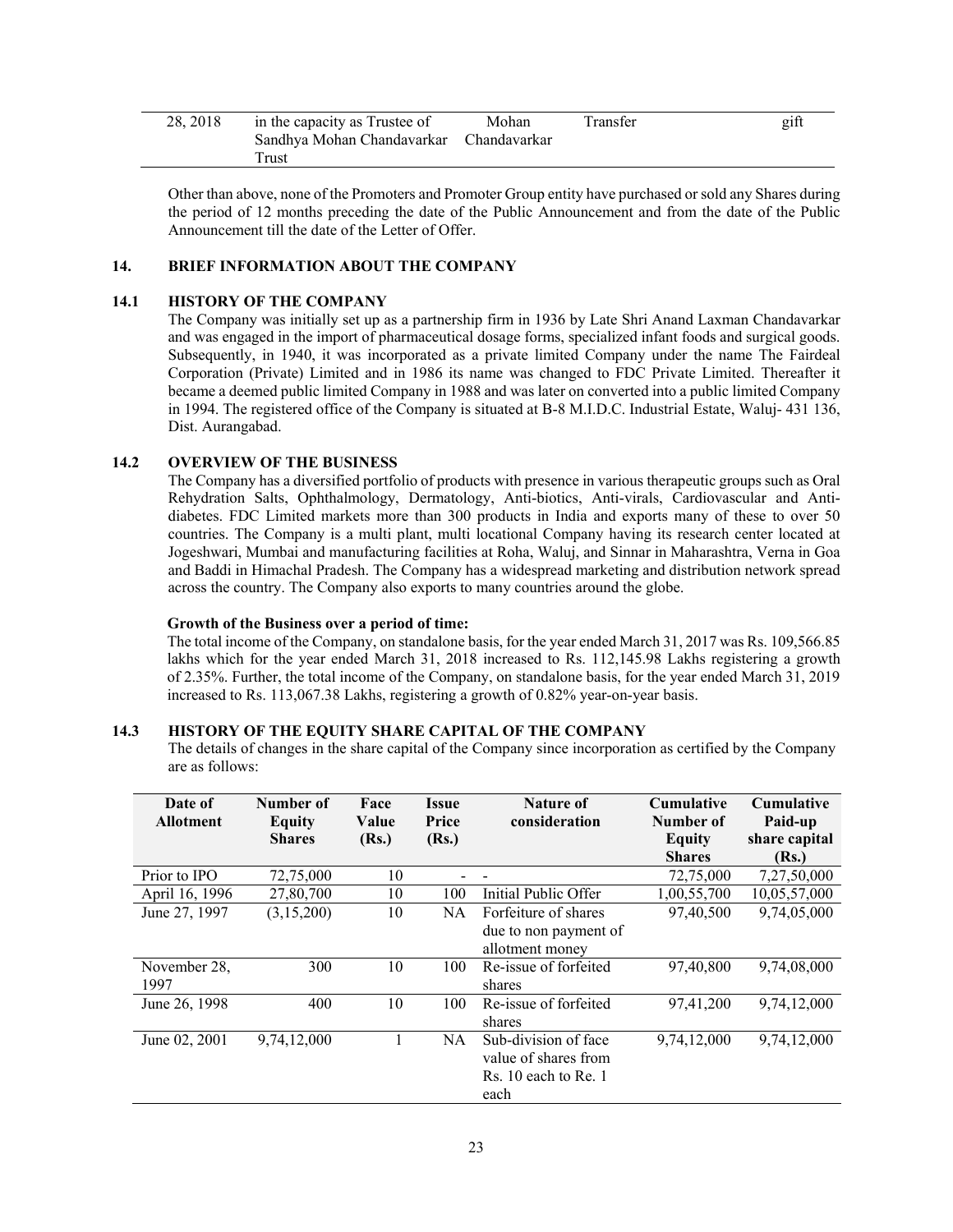| 28, 2018 | in the capacity as Trustee of Sandhya Mohan Chandavarkar Trust | Mohan Chandavarkar | Transfer | gift |
|---|---|---|---|---|

Other than above, none of the Promoters and Promoter Group entity have purchased or sold any Shares during the period of 12 months preceding the date of the Public Announcement and from the date of the Public Announcement till the date of the Letter of Offer.

## 14. BRIEF INFORMATION ABOUT THE COMPANY

### 14.1 HISTORY OF THE COMPANY

The Company was initially set up as a partnership firm in 1936 by Late Shri Anand Laxman Chandavarkar and was engaged in the import of pharmaceutical dosage forms, specialized infant foods and surgical goods. Subsequently, in 1940, it was incorporated as a private limited Company under the name The Fairdeal Corporation (Private) Limited and in 1986 its name was changed to FDC Private Limited. Thereafter it became a deemed public limited Company in 1988 and was later on converted into a public limited Company in 1994. The registered office of the Company is situated at B-8 M.I.D.C. Industrial Estate, Waluj- 431 136, Dist. Aurangabad.

### 14.2 OVERVIEW OF THE BUSINESS

The Company has a diversified portfolio of products with presence in various therapeutic groups such as Oral Rehydration Salts, Ophthalmology, Dermatology, Anti-biotics, Anti-virals, Cardiovascular and Anti-diabetes. FDC Limited markets more than 300 products in India and exports many of these to over 50 countries. The Company is a multi plant, multi locational Company having its research center located at Jogeshwari, Mumbai and manufacturing facilities at Roha, Waluj, and Sinnar in Maharashtra, Verna in Goa and Baddi in Himachal Pradesh. The Company has a widespread marketing and distribution network spread across the country. The Company also exports to many countries around the globe.

**Growth of the Business over a period of time:**

The total income of the Company, on standalone basis, for the year ended March 31, 2017 was Rs. 109,566.85 lakhs which for the year ended March 31, 2018 increased to Rs. 112,145.98 Lakhs registering a growth of 2.35%. Further, the total income of the Company, on standalone basis, for the year ended March 31, 2019 increased to Rs. 113,067.38 Lakhs, registering a growth of 0.82% year-on-year basis.

### 14.3 HISTORY OF THE EQUITY SHARE CAPITAL OF THE COMPANY

The details of changes in the share capital of the Company since incorporation as certified by the Company are as follows:

| Date of Allotment | Number of Equity Shares | Face Value (Rs.) | Issue Price (Rs.) | Nature of consideration | Cumulative Number of Equity Shares | Cumulative Paid-up share capital (Rs.) |
|---|---|---|---|---|---|---|
| Prior to IPO | 72,75,000 | 10 | - | - | 72,75,000 | 7,27,50,000 |
| April 16, 1996 | 27,80,700 | 10 | 100 | Initial Public Offer | 1,00,55,700 | 10,05,57,000 |
| June 27, 1997 | (3,15,200) | 10 | NA | Forfeiture of shares due to non payment of allotment money | 97,40,500 | 9,74,05,000 |
| November 28, 1997 | 300 | 10 | 100 | Re-issue of forfeited shares | 97,40,800 | 9,74,08,000 |
| June 26, 1998 | 400 | 10 | 100 | Re-issue of forfeited shares | 97,41,200 | 9,74,12,000 |
| June 02, 2001 | 9,74,12,000 | 1 | NA | Sub-division of face value of shares from Rs. 10 each to Re. 1 each | 9,74,12,000 | 9,74,12,000 |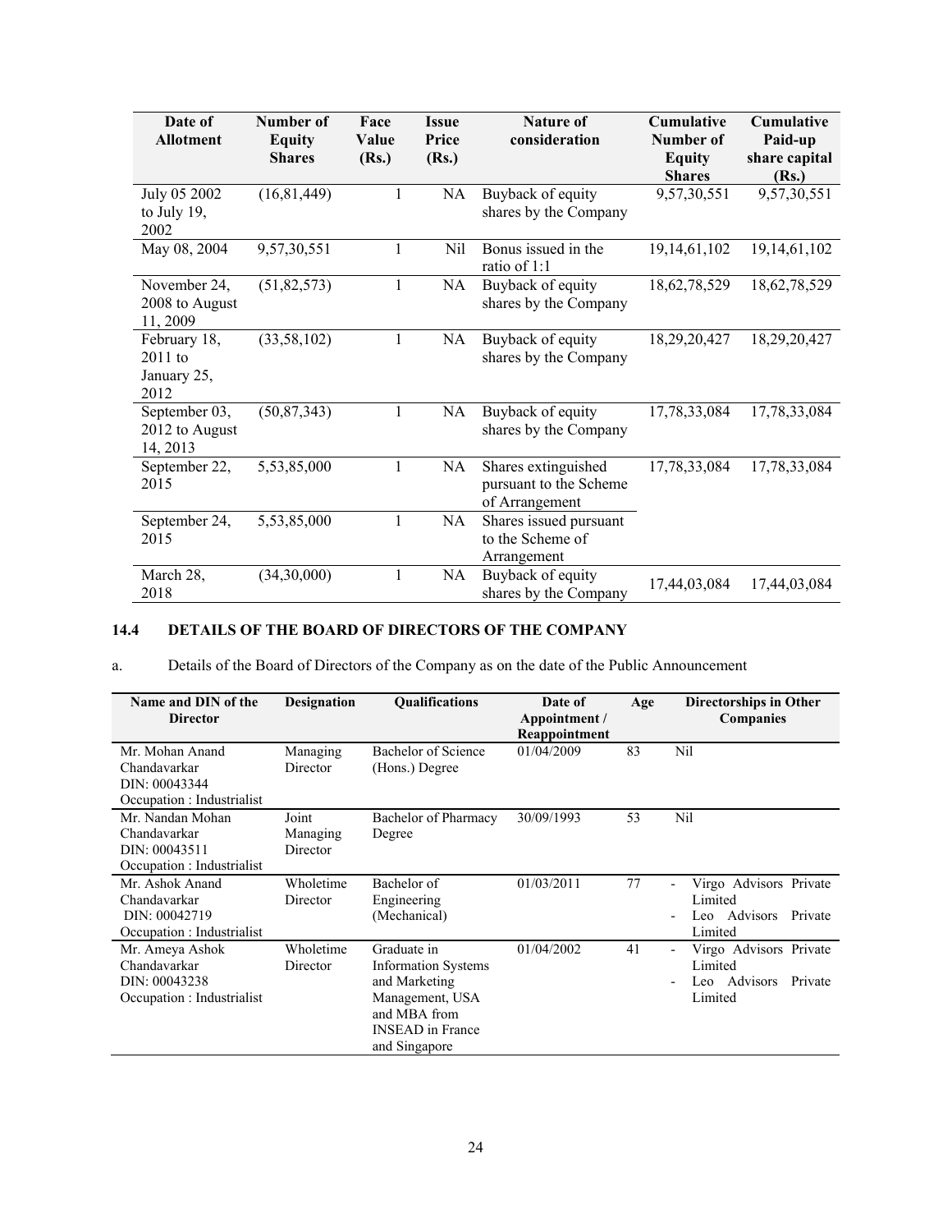| Date of Allotment | Number of Equity Shares | Face Value (Rs.) | Issue Price (Rs.) | Nature of consideration | Cumulative Number of Equity Shares | Cumulative Paid-up share capital (Rs.) |
|---|---|---|---|---|---|---|
| July 05 2002 to July 19, 2002 | (16,81,449) | 1 | NA | Buyback of equity shares by the Company | 9,57,30,551 | 9,57,30,551 |
| May 08, 2004 | 9,57,30,551 | 1 | Nil | Bonus issued in the ratio of 1:1 | 19,14,61,102 | 19,14,61,102 |
| November 24, 2008 to August 11, 2009 | (51,82,573) | 1 | NA | Buyback of equity shares by the Company | 18,62,78,529 | 18,62,78,529 |
| February 18, 2011 to January 25, 2012 | (33,58,102) | 1 | NA | Buyback of equity shares by the Company | 18,29,20,427 | 18,29,20,427 |
| September 03, 2012 to August 14, 2013 | (50,87,343) | 1 | NA | Buyback of equity shares by the Company | 17,78,33,084 | 17,78,33,084 |
| September 22, 2015 | 5,53,85,000 | 1 | NA | Shares extinguished pursuant to the Scheme of Arrangement | 17,78,33,084 | 17,78,33,084 |
| September 24, 2015 | 5,53,85,000 | 1 | NA | Shares issued pursuant to the Scheme of Arrangement | | |
| March 28, 2018 | (34,30,000) | 1 | NA | Buyback of equity shares by the Company | 17,44,03,084 | 17,44,03,084 |

## 14.4 DETAILS OF THE BOARD OF DIRECTORS OF THE COMPANY

a. Details of the Board of Directors of the Company as on the date of the Public Announcement

| Name and DIN of the Director | Designation | Qualifications | Date of Appointment / Reappointment | Age | Directorships in Other Companies |
|---|---|---|---|---|---|
| Mr. Mohan Anand Chandavarkar<br>DIN: 00043344<br>Occupation : Industrialist | Managing Director | Bachelor of Science (Hons.) Degree | 01/04/2009 | 83 | Nil |
| Mr. Nandan Mohan Chandavarkar<br>DIN: 00043511<br>Occupation : Industrialist | Joint Managing Director | Bachelor of Pharmacy Degree | 30/09/1993 | 53 | Nil |
| Mr. Ashok Anand Chandavarkar<br>DIN: 00042719<br>Occupation : Industrialist | Wholetime Director | Bachelor of Engineering (Mechanical) | 01/03/2011 | 77 | - Virgo Advisors Private Limited<br>- Leo Advisors Private Limited |
| Mr. Ameya Ashok Chandavarkar<br>DIN: 00043238<br>Occupation : Industrialist | Wholetime Director | Graduate in Information Systems and Marketing Management, USA and MBA from INSEAD in France and Singapore | 01/04/2002 | 41 | - Virgo Advisors Private Limited<br>- Leo Advisors Private Limited |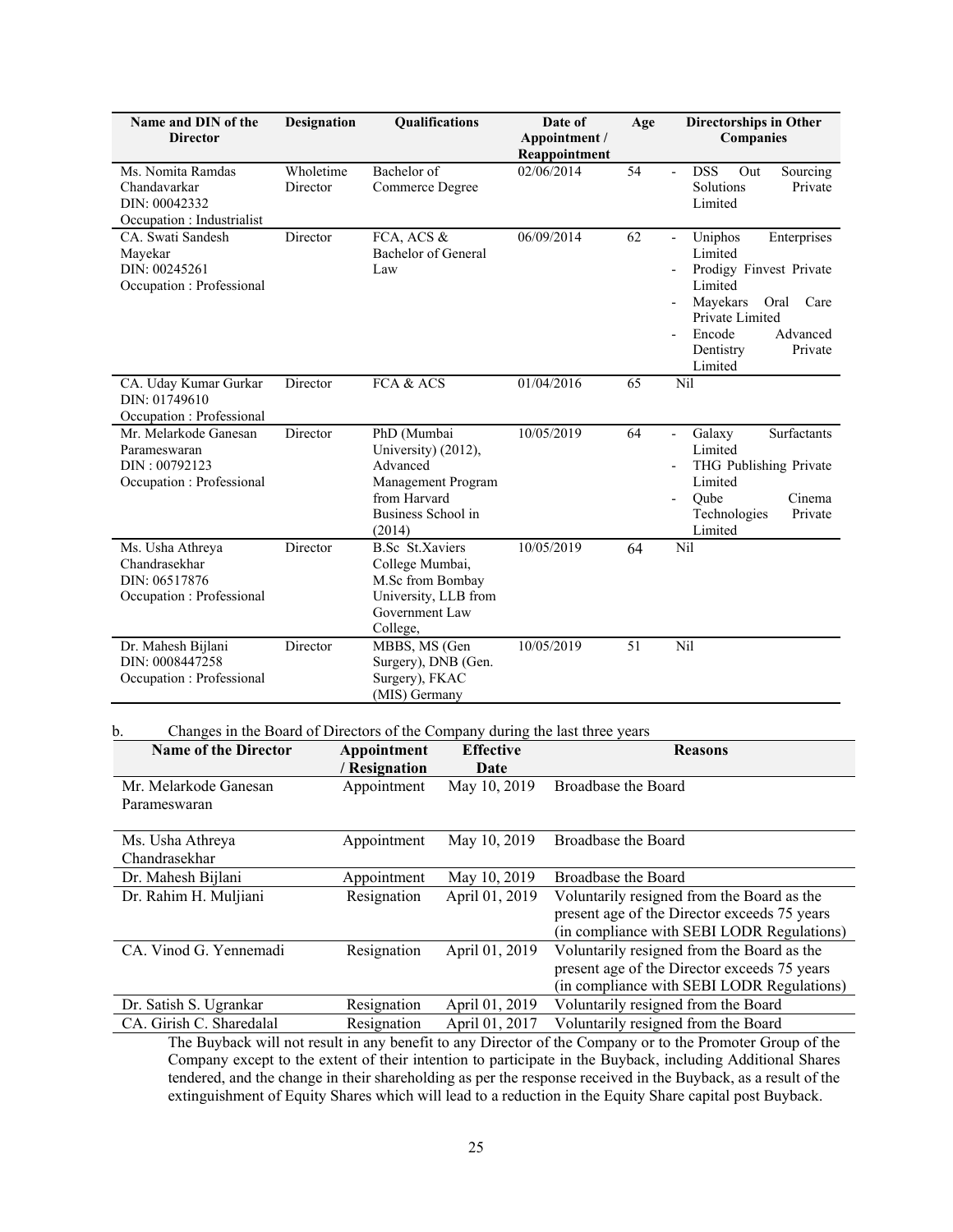| Name and DIN of the Director | Designation | Qualifications | Date of Appointment / Reappointment | Age | Directorships in Other Companies |
|---|---|---|---|---|---|
| Ms. Nomita Ramdas Chandavarkar<br>DIN: 00042332<br>Occupation : Industrialist | Wholetime Director | Bachelor of Commerce Degree | 02/06/2014 | 54 | - DSS Out Sourcing Solutions Private Limited |
| CA. Swati Sandesh Mayekar<br>DIN: 00245261<br>Occupation : Professional | Director | FCA, ACS & Bachelor of General Law | 06/09/2014 | 62 | - Uniphos Enterprises Limited<br>- Prodigy Finvest Private Limited<br>- Mayekars Oral Care Private Limited<br>- Encode Advanced Dentistry Private Limited |
| CA. Uday Kumar Gurkar<br>DIN: 01749610<br>Occupation : Professional | Director | FCA & ACS | 01/04/2016 | 65 | Nil |
| Mr. Melarkode Ganesan Parameswaran<br>DIN : 00792123<br>Occupation : Professional | Director | PhD (Mumbai University) (2012), Advanced Management Program from Harvard Business School in (2014) | 10/05/2019 | 64 | - Galaxy Surfactants Limited<br>- THG Publishing Private Limited<br>- Qube Cinema Technologies Private Limited |
| Ms. Usha Athreya Chandrasekhar<br>DIN: 06517876<br>Occupation : Professional | Director | B.Sc St.Xaviers College Mumbai, M.Sc from Bombay University, LLB from Government Law College, | 10/05/2019 | 64 | Nil |
| Dr. Mahesh Bijlani<br>DIN: 0008447258<br>Occupation : Professional | Director | MBBS, MS (Gen Surgery), DNB (Gen. Surgery), FKAC (MIS) Germany | 10/05/2019 | 51 | Nil |

b. Changes in the Board of Directors of the Company during the last three years

| Name of the Director | Appointment / Resignation | Effective Date | Reasons |
|---|---|---|---|
| Mr. Melarkode Ganesan Parameswaran | Appointment | May 10, 2019 | Broadbase the Board |
| Ms. Usha Athreya Chandrasekhar | Appointment | May 10, 2019 | Broadbase the Board |
| Dr. Mahesh Bijlani | Appointment | May 10, 2019 | Broadbase the Board |
| Dr. Rahim H. Muljiani | Resignation | April 01, 2019 | Voluntarily resigned from the Board as the present age of the Director exceeds 75 years (in compliance with SEBI LODR Regulations) |
| CA. Vinod G. Yennemadi | Resignation | April 01, 2019 | Voluntarily resigned from the Board as the present age of the Director exceeds 75 years (in compliance with SEBI LODR Regulations) |
| Dr. Satish S. Ugrankar | Resignation | April 01, 2019 | Voluntarily resigned from the Board |
| CA. Girish C. Sharedalal | Resignation | April 01, 2017 | Voluntarily resigned from the Board |

The Buyback will not result in any benefit to any Director of the Company or to the Promoter Group of the Company except to the extent of their intention to participate in the Buyback, including Additional Shares tendered, and the change in their shareholding as per the response received in the Buyback, as a result of the extinguishment of Equity Shares which will lead to a reduction in the Equity Share capital post Buyback.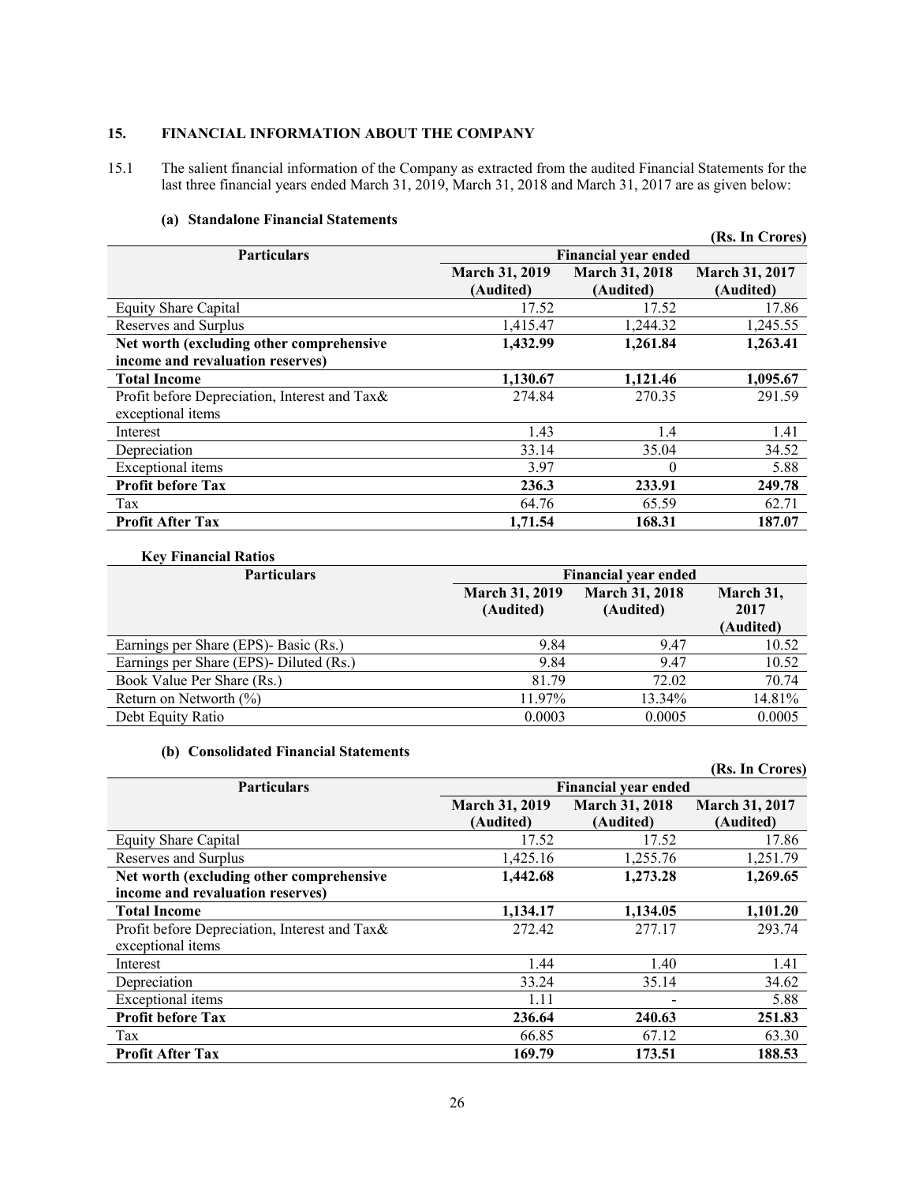## 15. FINANCIAL INFORMATION ABOUT THE COMPANY

15.1 The salient financial information of the Company as extracted from the audited Financial Statements for the last three financial years ended March 31, 2019, March 31, 2018 and March 31, 2017 are as given below:

### (a) Standalone Financial Statements

(Rs. In Crores)

| Particulars | Financial year ended | | |
|---|---|---|---|
| | March 31, 2019 (Audited) | March 31, 2018 (Audited) | March 31, 2017 (Audited) |
| Equity Share Capital | 17.52 | 17.52 | 17.86 |
| Reserves and Surplus | 1,415.47 | 1,244.32 | 1,245.55 |
| **Net worth (excluding other comprehensive income and revaluation reserves)** | **1,432.99** | **1,261.84** | **1,263.41** |
| **Total Income** | **1,130.67** | **1,121.46** | **1,095.67** |
| Profit before Depreciation, Interest and Tax& exceptional items | 274.84 | 270.35 | 291.59 |
| Interest | 1.43 | 1.4 | 1.41 |
| Depreciation | 33.14 | 35.04 | 34.52 |
| Exceptional items | 3.97 | 0 | 5.88 |
| **Profit before Tax** | **236.3** | **233.91** | **249.78** |
| Tax | 64.76 | 65.59 | 62.71 |
| **Profit After Tax** | **1,71.54** | **168.31** | **187.07** |

**Key Financial Ratios**

| Particulars | Financial year ended | | |
|---|---|---|---|
| | March 31, 2019 (Audited) | March 31, 2018 (Audited) | March 31, 2017 (Audited) |
| Earnings per Share (EPS)- Basic (Rs.) | 9.84 | 9.47 | 10.52 |
| Earnings per Share (EPS)- Diluted (Rs.) | 9.84 | 9.47 | 10.52 |
| Book Value Per Share (Rs.) | 81.79 | 72.02 | 70.74 |
| Return on Networth (%) | 11.97% | 13.34% | 14.81% |
| Debt Equity Ratio | 0.0003 | 0.0005 | 0.0005 |

### (b) Consolidated Financial Statements

(Rs. In Crores)

| Particulars | Financial year ended | | |
|---|---|---|---|
| | March 31, 2019 (Audited) | March 31, 2018 (Audited) | March 31, 2017 (Audited) |
| Equity Share Capital | 17.52 | 17.52 | 17.86 |
| Reserves and Surplus | 1,425.16 | 1,255.76 | 1,251.79 |
| **Net worth (excluding other comprehensive income and revaluation reserves)** | **1,442.68** | **1,273.28** | **1,269.65** |
| **Total Income** | **1,134.17** | **1,134.05** | **1,101.20** |
| Profit before Depreciation, Interest and Tax& exceptional items | 272.42 | 277.17 | 293.74 |
| Interest | 1.44 | 1.40 | 1.41 |
| Depreciation | 33.24 | 35.14 | 34.62 |
| Exceptional items | 1.11 | - | 5.88 |
| **Profit before Tax** | **236.64** | **240.63** | **251.83** |
| Tax | 66.85 | 67.12 | 63.30 |
| **Profit After Tax** | **169.79** | **173.51** | **188.53** |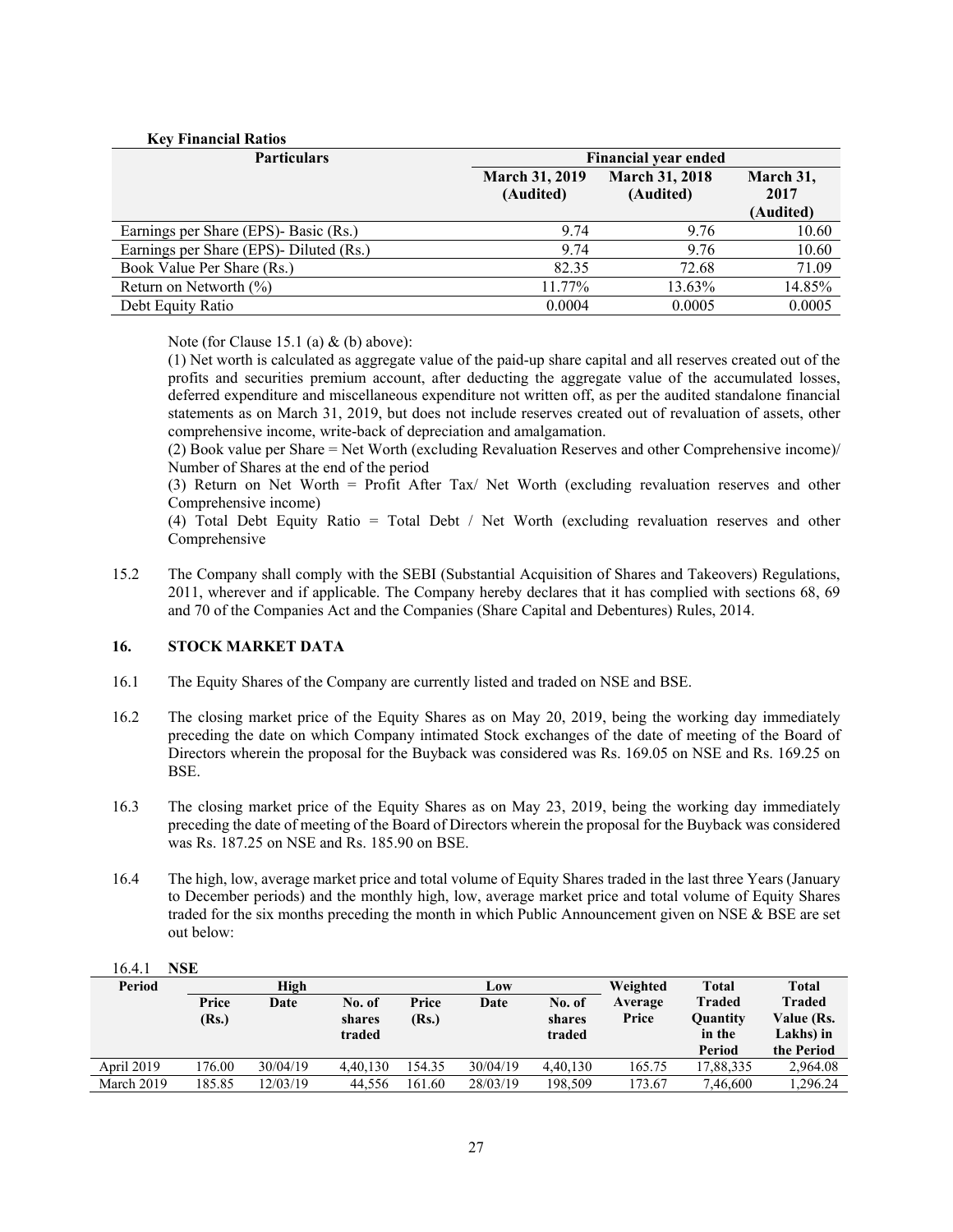**Key Financial Ratios**

| Particulars | Financial year ended | | |
|---|---|---|---|
| | March 31, 2019 (Audited) | March 31, 2018 (Audited) | March 31, 2017 (Audited) |
| Earnings per Share (EPS)- Basic (Rs.) | 9.74 | 9.76 | 10.60 |
| Earnings per Share (EPS)- Diluted (Rs.) | 9.74 | 9.76 | 10.60 |
| Book Value Per Share (Rs.) | 82.35 | 72.68 | 71.09 |
| Return on Networth (%) | 11.77% | 13.63% | 14.85% |
| Debt Equity Ratio | 0.0004 | 0.0005 | 0.0005 |

Note (for Clause 15.1 (a) & (b) above):

(1) Net worth is calculated as aggregate value of the paid-up share capital and all reserves created out of the profits and securities premium account, after deducting the aggregate value of the accumulated losses, deferred expenditure and miscellaneous expenditure not written off, as per the audited standalone financial statements as on March 31, 2019, but does not include reserves created out of revaluation of assets, other comprehensive income, write-back of depreciation and amalgamation.

(2) Book value per Share = Net Worth (excluding Revaluation Reserves and other Comprehensive income)/ Number of Shares at the end of the period

(3) Return on Net Worth = Profit After Tax/ Net Worth (excluding revaluation reserves and other Comprehensive income)

(4) Total Debt Equity Ratio = Total Debt / Net Worth (excluding revaluation reserves and other Comprehensive

15.2 The Company shall comply with the SEBI (Substantial Acquisition of Shares and Takeovers) Regulations, 2011, wherever and if applicable. The Company hereby declares that it has complied with sections 68, 69 and 70 of the Companies Act and the Companies (Share Capital and Debentures) Rules, 2014.

## 16. STOCK MARKET DATA

16.1 The Equity Shares of the Company are currently listed and traded on NSE and BSE.

16.2 The closing market price of the Equity Shares as on May 20, 2019, being the working day immediately preceding the date on which Company intimated Stock exchanges of the date of meeting of the Board of Directors wherein the proposal for the Buyback was considered was Rs. 169.05 on NSE and Rs. 169.25 on BSE.

16.3 The closing market price of the Equity Shares as on May 23, 2019, being the working day immediately preceding the date of meeting of the Board of Directors wherein the proposal for the Buyback was considered was Rs. 187.25 on NSE and Rs. 185.90 on BSE.

16.4 The high, low, average market price and total volume of Equity Shares traded in the last three Years (January to December periods) and the monthly high, low, average market price and total volume of Equity Shares traded for the six months preceding the month in which Public Announcement given on NSE & BSE are set out below:

16.4.1 **NSE**

| Period | High | | | Low | | | Weighted Average Price | Total Traded Quantity in the Period | Total Traded Value (Rs. Lakhs) in the Period |
|---|---|---|---|---|---|---|---|---|---|
| | Price (Rs.) | Date | No. of shares traded | Price (Rs.) | Date | No. of shares traded | | | |
| April 2019 | 176.00 | 30/04/19 | 4,40,130 | 154.35 | 30/04/19 | 4,40,130 | 165.75 | 17,88,335 | 2,964.08 |
| March 2019 | 185.85 | 12/03/19 | 44,556 | 161.60 | 28/03/19 | 198,509 | 173.67 | 7,46,600 | 1,296.24 |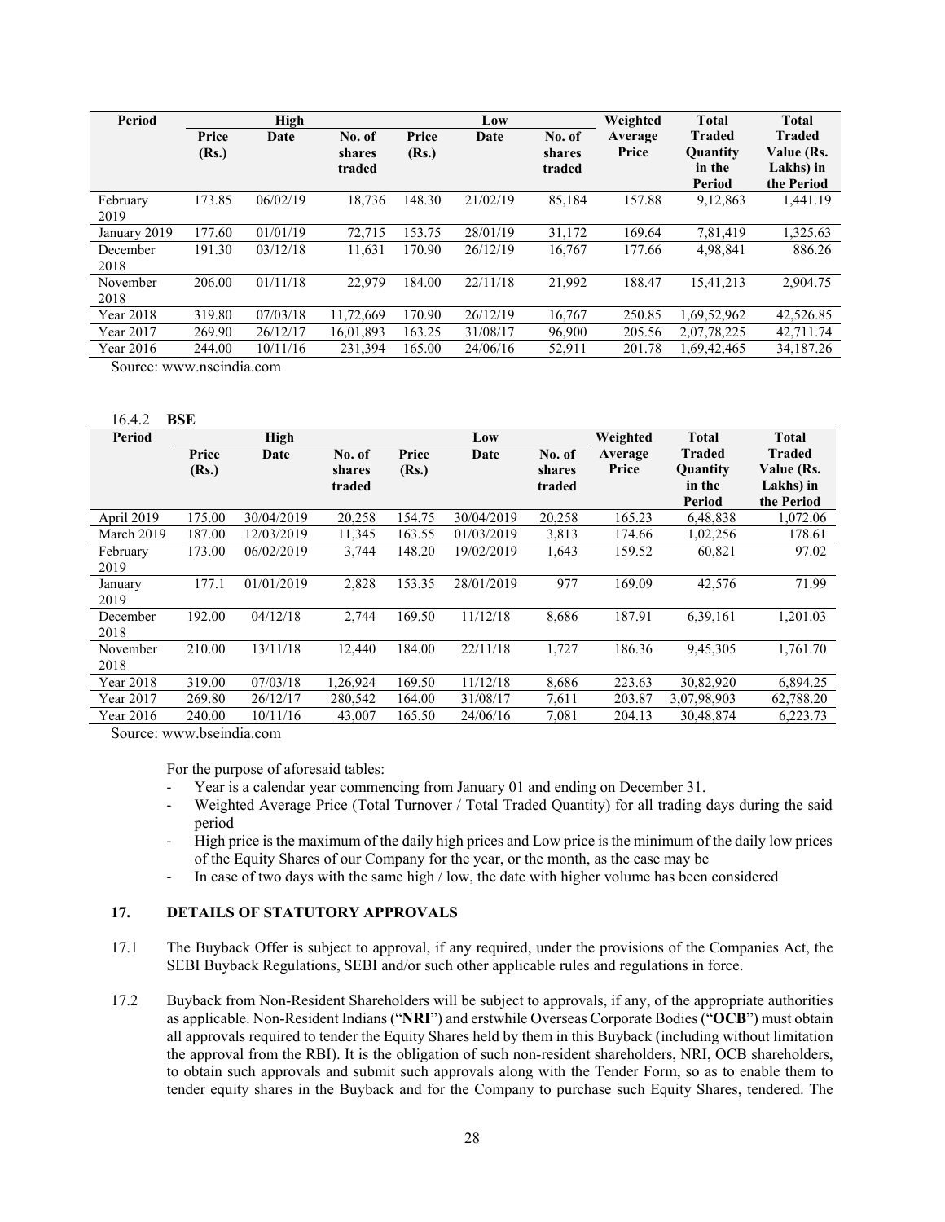| Period | High | | | Low | | | Weighted Average Price | Total Traded Quantity in the Period | Total Traded Value (Rs. Lakhs) in the Period |
|---|---|---|---|---|---|---|---|---|---|
| | Price (Rs.) | Date | No. of shares traded | Price (Rs.) | Date | No. of shares traded | | | |
| February 2019 | 173.85 | 06/02/19 | 18,736 | 148.30 | 21/02/19 | 85,184 | 157.88 | 9,12,863 | 1,441.19 |
| January 2019 | 177.60 | 01/01/19 | 72,715 | 153.75 | 28/01/19 | 31,172 | 169.64 | 7,81,419 | 1,325.63 |
| December 2018 | 191.30 | 03/12/18 | 11,631 | 170.90 | 26/12/19 | 16,767 | 177.66 | 4,98,841 | 886.26 |
| November 2018 | 206.00 | 01/11/18 | 22,979 | 184.00 | 22/11/18 | 21,992 | 188.47 | 15,41,213 | 2,904.75 |
| Year 2018 | 319.80 | 07/03/18 | 11,72,669 | 170.90 | 26/12/19 | 16,767 | 250.85 | 1,69,52,962 | 42,526.85 |
| Year 2017 | 269.90 | 26/12/17 | 16,01,893 | 163.25 | 31/08/17 | 96,900 | 205.56 | 2,07,78,225 | 42,711.74 |
| Year 2016 | 244.00 | 10/11/16 | 231,394 | 165.00 | 24/06/16 | 52,911 | 201.78 | 1,69,42,465 | 34,187.26 |

Source: www.nseindia.com

16.4.2 **BSE**

| Period | High | | | Low | | | Weighted Average Price | Total Traded Quantity in the Period | Total Traded Value (Rs. Lakhs) in the Period |
|---|---|---|---|---|---|---|---|---|---|
| | Price (Rs.) | Date | No. of shares traded | Price (Rs.) | Date | No. of shares traded | | | |
| April 2019 | 175.00 | 30/04/2019 | 20,258 | 154.75 | 30/04/2019 | 20,258 | 165.23 | 6,48,838 | 1,072.06 |
| March 2019 | 187.00 | 12/03/2019 | 11,345 | 163.55 | 01/03/2019 | 3,813 | 174.66 | 1,02,256 | 178.61 |
| February 2019 | 173.00 | 06/02/2019 | 3,744 | 148.20 | 19/02/2019 | 1,643 | 159.52 | 60,821 | 97.02 |
| January 2019 | 177.1 | 01/01/2019 | 2,828 | 153.35 | 28/01/2019 | 977 | 169.09 | 42,576 | 71.99 |
| December 2018 | 192.00 | 04/12/18 | 2,744 | 169.50 | 11/12/18 | 8,686 | 187.91 | 6,39,161 | 1,201.03 |
| November 2018 | 210.00 | 13/11/18 | 12,440 | 184.00 | 22/11/18 | 1,727 | 186.36 | 9,45,305 | 1,761.70 |
| Year 2018 | 319.00 | 07/03/18 | 1,26,924 | 169.50 | 11/12/18 | 8,686 | 223.63 | 30,82,920 | 6,894.25 |
| Year 2017 | 269.80 | 26/12/17 | 280,542 | 164.00 | 31/08/17 | 7,611 | 203.87 | 3,07,98,903 | 62,788.20 |
| Year 2016 | 240.00 | 10/11/16 | 43,007 | 165.50 | 24/06/16 | 7,081 | 204.13 | 30,48,874 | 6,223.73 |

Source: www.bseindia.com

For the purpose of aforesaid tables:

- Year is a calendar year commencing from January 01 and ending on December 31.
- Weighted Average Price (Total Turnover / Total Traded Quantity) for all trading days during the said period
- High price is the maximum of the daily high prices and Low price is the minimum of the daily low prices of the Equity Shares of our Company for the year, or the month, as the case may be
- In case of two days with the same high / low, the date with higher volume has been considered

## 17. DETAILS OF STATUTORY APPROVALS

17.1 The Buyback Offer is subject to approval, if any required, under the provisions of the Companies Act, the SEBI Buyback Regulations, SEBI and/or such other applicable rules and regulations in force.

17.2 Buyback from Non-Resident Shareholders will be subject to approvals, if any, of the appropriate authorities as applicable. Non-Resident Indians ("**NRI**") and erstwhile Overseas Corporate Bodies ("**OCB**") must obtain all approvals required to tender the Equity Shares held by them in this Buyback (including without limitation the approval from the RBI). It is the obligation of such non-resident shareholders, NRI, OCB shareholders, to obtain such approvals and submit such approvals along with the Tender Form, so as to enable them to tender equity shares in the Buyback and for the Company to purchase such Equity Shares, tendered. The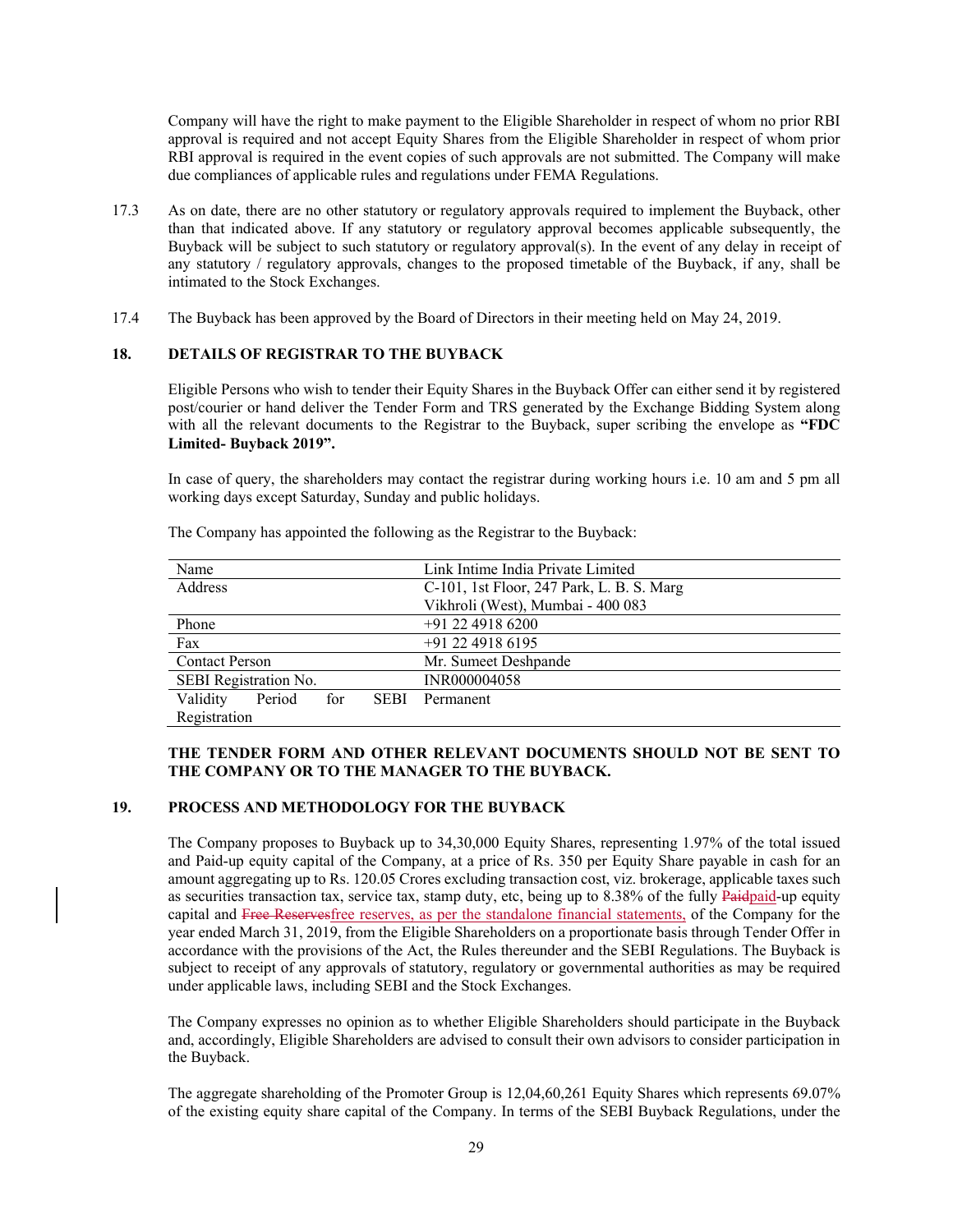Company will have the right to make payment to the Eligible Shareholder in respect of whom no prior RBI approval is required and not accept Equity Shares from the Eligible Shareholder in respect of whom prior RBI approval is required in the event copies of such approvals are not submitted. The Company will make due compliances of applicable rules and regulations under FEMA Regulations.

17.3 As on date, there are no other statutory or regulatory approvals required to implement the Buyback, other than that indicated above. If any statutory or regulatory approval becomes applicable subsequently, the Buyback will be subject to such statutory or regulatory approval(s). In the event of any delay in receipt of any statutory / regulatory approvals, changes to the proposed timetable of the Buyback, if any, shall be intimated to the Stock Exchanges.

17.4 The Buyback has been approved by the Board of Directors in their meeting held on May 24, 2019.

## 18. DETAILS OF REGISTRAR TO THE BUYBACK

Eligible Persons who wish to tender their Equity Shares in the Buyback Offer can either send it by registered post/courier or hand deliver the Tender Form and TRS generated by the Exchange Bidding System along with all the relevant documents to the Registrar to the Buyback, super scribing the envelope as **"FDC Limited- Buyback 2019".**

In case of query, the shareholders may contact the registrar during working hours i.e. 10 am and 5 pm all working days except Saturday, Sunday and public holidays.

The Company has appointed the following as the Registrar to the Buyback:

| Name | Link Intime India Private Limited |
|---|---|
| Address | C-101, 1st Floor, 247 Park, L. B. S. Marg Vikhroli (West), Mumbai - 400 083 |
| Phone | +91 22 4918 6200 |
| Fax | +91 22 4918 6195 |
| Contact Person | Mr. Sumeet Deshpande |
| SEBI Registration No. | INR000004058 |
| Validity Period for SEBI Registration | Permanent |

**THE TENDER FORM AND OTHER RELEVANT DOCUMENTS SHOULD NOT BE SENT TO THE COMPANY OR TO THE MANAGER TO THE BUYBACK.**

## 19. PROCESS AND METHODOLOGY FOR THE BUYBACK

The Company proposes to Buyback up to 34,30,000 Equity Shares, representing 1.97% of the total issued and Paid-up equity capital of the Company, at a price of Rs. 350 per Equity Share payable in cash for an amount aggregating up to Rs. 120.05 Crores excluding transaction cost, viz. brokerage, applicable taxes such as securities transaction tax, service tax, stamp duty, etc, being up to 8.38% of the fully ~~Paid~~paid-up equity capital and ~~Free Reserves~~free reserves, as per the standalone financial statements, of the Company for the year ended March 31, 2019, from the Eligible Shareholders on a proportionate basis through Tender Offer in accordance with the provisions of the Act, the Rules thereunder and the SEBI Regulations. The Buyback is subject to receipt of any approvals of statutory, regulatory or governmental authorities as may be required under applicable laws, including SEBI and the Stock Exchanges.

The Company expresses no opinion as to whether Eligible Shareholders should participate in the Buyback and, accordingly, Eligible Shareholders are advised to consult their own advisors to consider participation in the Buyback.

The aggregate shareholding of the Promoter Group is 12,04,60,261 Equity Shares which represents 69.07% of the existing equity share capital of the Company. In terms of the SEBI Buyback Regulations, under the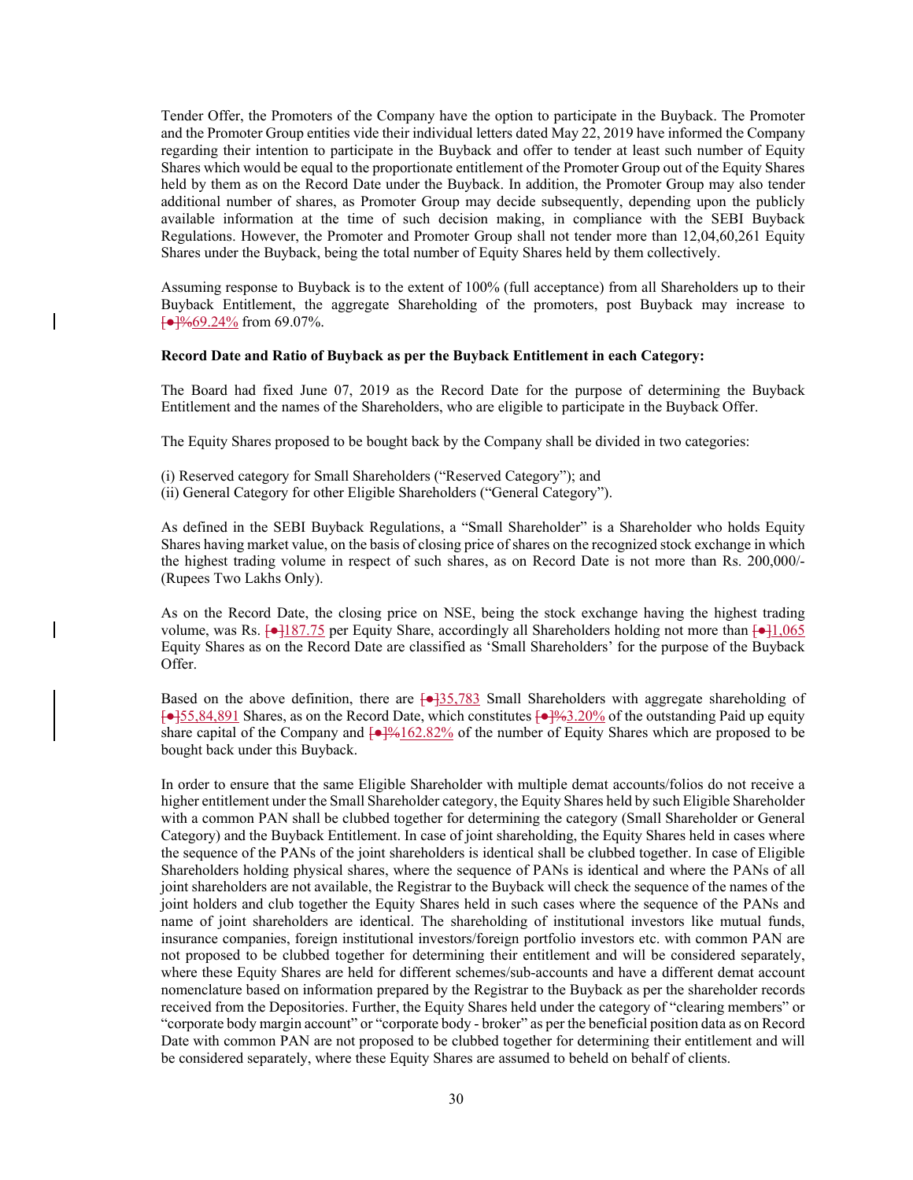Tender Offer, the Promoters of the Company have the option to participate in the Buyback. The Promoter and the Promoter Group entities vide their individual letters dated May 22, 2019 have informed the Company regarding their intention to participate in the Buyback and offer to tender at least such number of Equity Shares which would be equal to the proportionate entitlement of the Promoter Group out of the Equity Shares held by them as on the Record Date under the Buyback. In addition, the Promoter Group may also tender additional number of shares, as Promoter Group may decide subsequently, depending upon the publicly available information at the time of such decision making, in compliance with the SEBI Buyback Regulations. However, the Promoter and Promoter Group shall not tender more than 12,04,60,261 Equity Shares under the Buyback, being the total number of Equity Shares held by them collectively.

Assuming response to Buyback is to the extent of 100% (full acceptance) from all Shareholders up to their Buyback Entitlement, the aggregate Shareholding of the promoters, post Buyback may increase to ~~[●]%~~69.24% from 69.07%.

**Record Date and Ratio of Buyback as per the Buyback Entitlement in each Category:**

The Board had fixed June 07, 2019 as the Record Date for the purpose of determining the Buyback Entitlement and the names of the Shareholders, who are eligible to participate in the Buyback Offer.

The Equity Shares proposed to be bought back by the Company shall be divided in two categories:

(i) Reserved category for Small Shareholders ("Reserved Category"); and
(ii) General Category for other Eligible Shareholders ("General Category").

As defined in the SEBI Buyback Regulations, a "Small Shareholder" is a Shareholder who holds Equity Shares having market value, on the basis of closing price of shares on the recognized stock exchange in which the highest trading volume in respect of such shares, as on Record Date is not more than Rs. 200,000/- (Rupees Two Lakhs Only).

As on the Record Date, the closing price on NSE, being the stock exchange having the highest trading volume, was Rs. ~~[●]~~187.75 per Equity Share, accordingly all Shareholders holding not more than ~~[●]~~1,065 Equity Shares as on the Record Date are classified as 'Small Shareholders' for the purpose of the Buyback Offer.

Based on the above definition, there are ~~[●]~~35,783 Small Shareholders with aggregate shareholding of ~~[●]~~55,84,891 Shares, as on the Record Date, which constitutes ~~[●]%~~3.20% of the outstanding Paid up equity share capital of the Company and ~~[●]%~~162.82% of the number of Equity Shares which are proposed to be bought back under this Buyback.

In order to ensure that the same Eligible Shareholder with multiple demat accounts/folios do not receive a higher entitlement under the Small Shareholder category, the Equity Shares held by such Eligible Shareholder with a common PAN shall be clubbed together for determining the category (Small Shareholder or General Category) and the Buyback Entitlement. In case of joint shareholding, the Equity Shares held in cases where the sequence of the PANs of the joint shareholders is identical shall be clubbed together. In case of Eligible Shareholders holding physical shares, where the sequence of PANs is identical and where the PANs of all joint shareholders are not available, the Registrar to the Buyback will check the sequence of the names of the joint holders and club together the Equity Shares held in such cases where the sequence of the PANs and name of joint shareholders are identical. The shareholding of institutional investors like mutual funds, insurance companies, foreign institutional investors/foreign portfolio investors etc. with common PAN are not proposed to be clubbed together for determining their entitlement and will be considered separately, where these Equity Shares are held for different schemes/sub-accounts and have a different demat account nomenclature based on information prepared by the Registrar to the Buyback as per the shareholder records received from the Depositories. Further, the Equity Shares held under the category of "clearing members" or "corporate body margin account" or "corporate body - broker" as per the beneficial position data as on Record Date with common PAN are not proposed to be clubbed together for determining their entitlement and will be considered separately, where these Equity Shares are assumed to beheld on behalf of clients.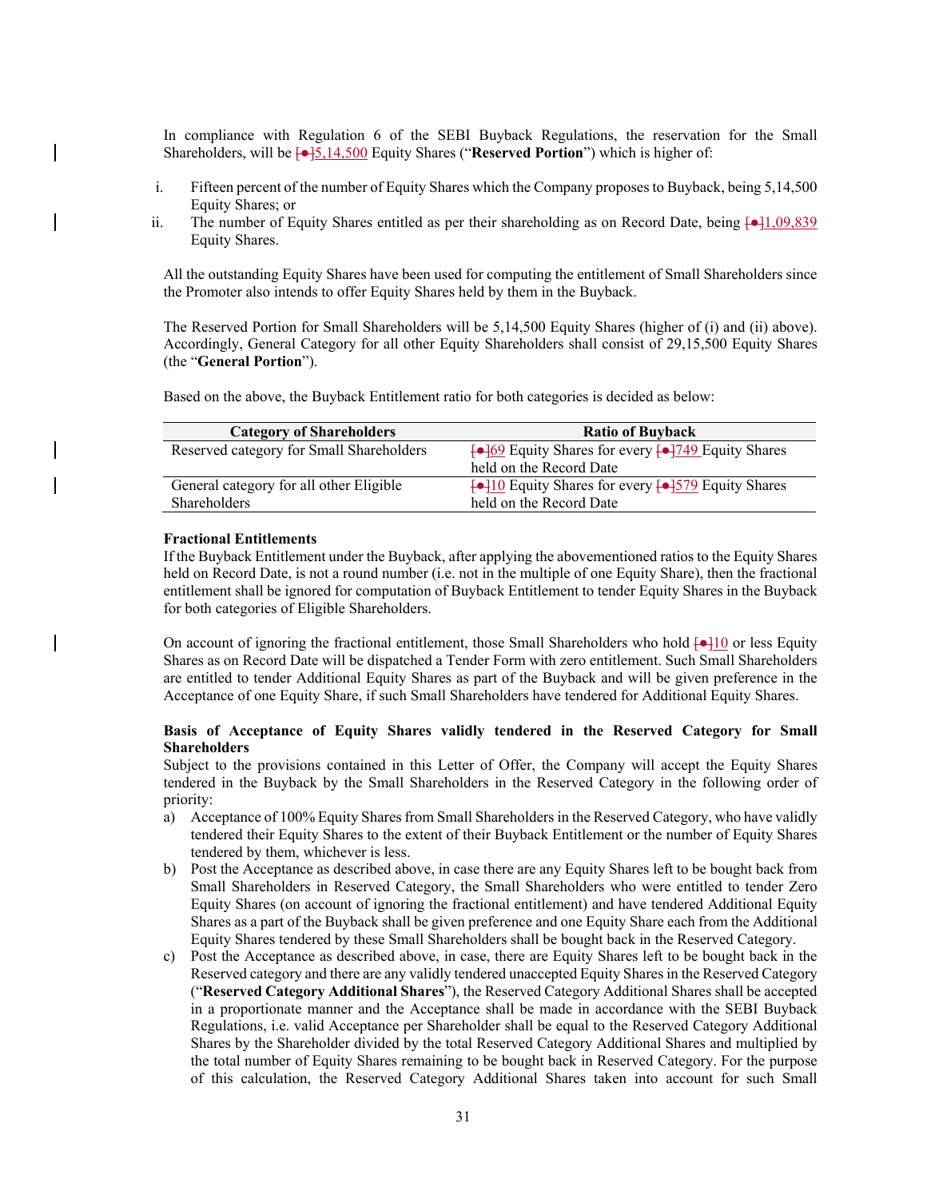In compliance with Regulation 6 of the SEBI Buyback Regulations, the reservation for the Small Shareholders, will be [●]5,14,500 Equity Shares ("**Reserved Portion**") which is higher of:

i. Fifteen percent of the number of Equity Shares which the Company proposes to Buyback, being 5,14,500 Equity Shares; or
ii. The number of Equity Shares entitled as per their shareholding as on Record Date, being [●]1,09,839 Equity Shares.

All the outstanding Equity Shares have been used for computing the entitlement of Small Shareholders since the Promoter also intends to offer Equity Shares held by them in the Buyback.

The Reserved Portion for Small Shareholders will be 5,14,500 Equity Shares (higher of (i) and (ii) above). Accordingly, General Category for all other Equity Shareholders shall consist of 29,15,500 Equity Shares (the "**General Portion**").

Based on the above, the Buyback Entitlement ratio for both categories is decided as below:

| Category of Shareholders | Ratio of Buyback |
|---|---|
| Reserved category for Small Shareholders | [●]69 Equity Shares for every [●]749 Equity Shares held on the Record Date |
| General category for all other Eligible Shareholders | [●]10 Equity Shares for every [●]579 Equity Shares held on the Record Date |

**Fractional Entitlements**

If the Buyback Entitlement under the Buyback, after applying the abovementioned ratios to the Equity Shares held on Record Date, is not a round number (i.e. not in the multiple of one Equity Share), then the fractional entitlement shall be ignored for computation of Buyback Entitlement to tender Equity Shares in the Buyback for both categories of Eligible Shareholders.

On account of ignoring the fractional entitlement, those Small Shareholders who hold [●]10 or less Equity Shares as on Record Date will be dispatched a Tender Form with zero entitlement. Such Small Shareholders are entitled to tender Additional Equity Shares as part of the Buyback and will be given preference in the Acceptance of one Equity Share, if such Small Shareholders have tendered for Additional Equity Shares.

**Basis of Acceptance of Equity Shares validly tendered in the Reserved Category for Small Shareholders**

Subject to the provisions contained in this Letter of Offer, the Company will accept the Equity Shares tendered in the Buyback by the Small Shareholders in the Reserved Category in the following order of priority:

a) Acceptance of 100% Equity Shares from Small Shareholders in the Reserved Category, who have validly tendered their Equity Shares to the extent of their Buyback Entitlement or the number of Equity Shares tendered by them, whichever is less.
b) Post the Acceptance as described above, in case there are any Equity Shares left to be bought back from Small Shareholders in Reserved Category, the Small Shareholders who were entitled to tender Zero Equity Shares (on account of ignoring the fractional entitlement) and have tendered Additional Equity Shares as a part of the Buyback shall be given preference and one Equity Share each from the Additional Equity Shares tendered by these Small Shareholders shall be bought back in the Reserved Category.
c) Post the Acceptance as described above, in case, there are Equity Shares left to be bought back in the Reserved category and there are any validly tendered unaccepted Equity Shares in the Reserved Category ("**Reserved Category Additional Shares**"), the Reserved Category Additional Shares shall be accepted in a proportionate manner and the Acceptance shall be made in accordance with the SEBI Buyback Regulations, i.e. valid Acceptance per Shareholder shall be equal to the Reserved Category Additional Shares by the Shareholder divided by the total Reserved Category Additional Shares and multiplied by the total number of Equity Shares remaining to be bought back in Reserved Category. For the purpose of this calculation, the Reserved Category Additional Shares taken into account for such Small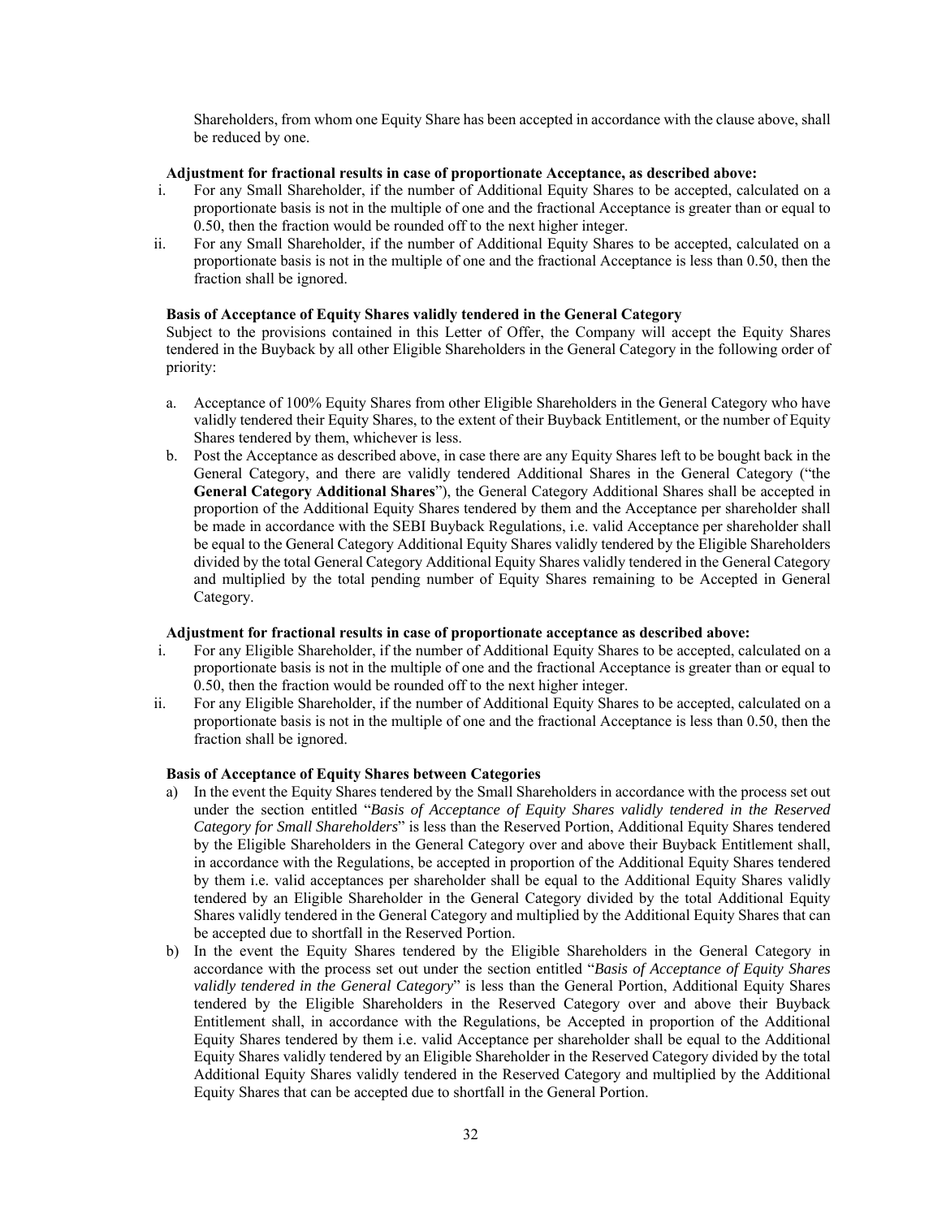Shareholders, from whom one Equity Share has been accepted in accordance with the clause above, shall be reduced by one.

**Adjustment for fractional results in case of proportionate Acceptance, as described above:**

i. For any Small Shareholder, if the number of Additional Equity Shares to be accepted, calculated on a proportionate basis is not in the multiple of one and the fractional Acceptance is greater than or equal to 0.50, then the fraction would be rounded off to the next higher integer.

ii. For any Small Shareholder, if the number of Additional Equity Shares to be accepted, calculated on a proportionate basis is not in the multiple of one and the fractional Acceptance is less than 0.50, then the fraction shall be ignored.

**Basis of Acceptance of Equity Shares validly tendered in the General Category**

Subject to the provisions contained in this Letter of Offer, the Company will accept the Equity Shares tendered in the Buyback by all other Eligible Shareholders in the General Category in the following order of priority:

a. Acceptance of 100% Equity Shares from other Eligible Shareholders in the General Category who have validly tendered their Equity Shares, to the extent of their Buyback Entitlement, or the number of Equity Shares tendered by them, whichever is less.

b. Post the Acceptance as described above, in case there are any Equity Shares left to be bought back in the General Category, and there are validly tendered Additional Shares in the General Category ("the **General Category Additional Shares**"), the General Category Additional Shares shall be accepted in proportion of the Additional Equity Shares tendered by them and the Acceptance per shareholder shall be made in accordance with the SEBI Buyback Regulations, i.e. valid Acceptance per shareholder shall be equal to the General Category Additional Equity Shares validly tendered by the Eligible Shareholders divided by the total General Category Additional Equity Shares validly tendered in the General Category and multiplied by the total pending number of Equity Shares remaining to be Accepted in General Category.

**Adjustment for fractional results in case of proportionate acceptance as described above:**

i. For any Eligible Shareholder, if the number of Additional Equity Shares to be accepted, calculated on a proportionate basis is not in the multiple of one and the fractional Acceptance is greater than or equal to 0.50, then the fraction would be rounded off to the next higher integer.

ii. For any Eligible Shareholder, if the number of Additional Equity Shares to be accepted, calculated on a proportionate basis is not in the multiple of one and the fractional Acceptance is less than 0.50, then the fraction shall be ignored.

**Basis of Acceptance of Equity Shares between Categories**

a) In the event the Equity Shares tendered by the Small Shareholders in accordance with the process set out under the section entitled "*Basis of Acceptance of Equity Shares validly tendered in the Reserved Category for Small Shareholders*" is less than the Reserved Portion, Additional Equity Shares tendered by the Eligible Shareholders in the General Category over and above their Buyback Entitlement shall, in accordance with the Regulations, be accepted in proportion of the Additional Equity Shares tendered by them i.e. valid acceptances per shareholder shall be equal to the Additional Equity Shares validly tendered by an Eligible Shareholder in the General Category divided by the total Additional Equity Shares validly tendered in the General Category and multiplied by the Additional Equity Shares that can be accepted due to shortfall in the Reserved Portion.

b) In the event the Equity Shares tendered by the Eligible Shareholders in the General Category in accordance with the process set out under the section entitled "*Basis of Acceptance of Equity Shares validly tendered in the General Category*" is less than the General Portion, Additional Equity Shares tendered by the Eligible Shareholders in the Reserved Category over and above their Buyback Entitlement shall, in accordance with the Regulations, be Accepted in proportion of the Additional Equity Shares tendered by them i.e. valid Acceptance per shareholder shall be equal to the Additional Equity Shares validly tendered by an Eligible Shareholder in the Reserved Category divided by the total Additional Equity Shares validly tendered in the Reserved Category and multiplied by the Additional Equity Shares that can be accepted due to shortfall in the General Portion.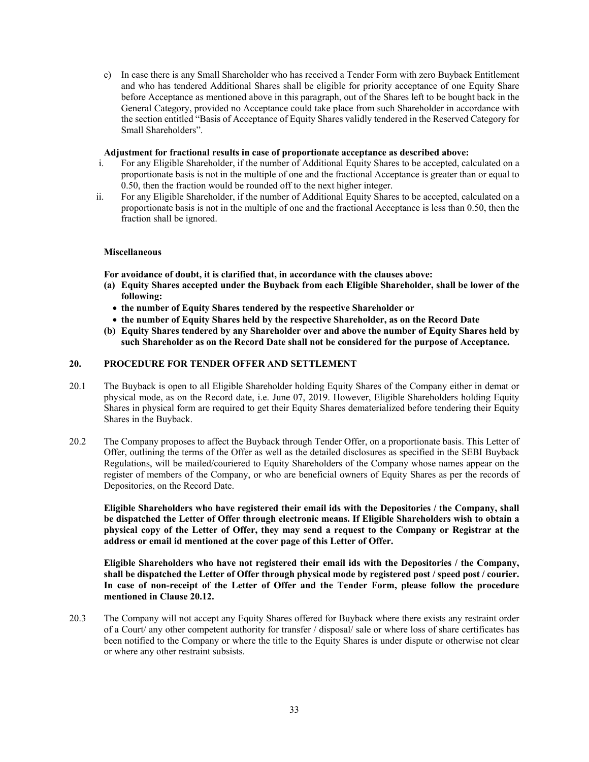c) In case there is any Small Shareholder who has received a Tender Form with zero Buyback Entitlement and who has tendered Additional Shares shall be eligible for priority acceptance of one Equity Share before Acceptance as mentioned above in this paragraph, out of the Shares left to be bought back in the General Category, provided no Acceptance could take place from such Shareholder in accordance with the section entitled "Basis of Acceptance of Equity Shares validly tendered in the Reserved Category for Small Shareholders".

**Adjustment for fractional results in case of proportionate acceptance as described above:**

i. For any Eligible Shareholder, if the number of Additional Equity Shares to be accepted, calculated on a proportionate basis is not in the multiple of one and the fractional Acceptance is greater than or equal to 0.50, then the fraction would be rounded off to the next higher integer.

ii. For any Eligible Shareholder, if the number of Additional Equity Shares to be accepted, calculated on a proportionate basis is not in the multiple of one and the fractional Acceptance is less than 0.50, then the fraction shall be ignored.

**Miscellaneous**

**For avoidance of doubt, it is clarified that, in accordance with the clauses above:**

**(a) Equity Shares accepted under the Buyback from each Eligible Shareholder, shall be lower of the following:**
- **the number of Equity Shares tendered by the respective Shareholder or**
- **the number of Equity Shares held by the respective Shareholder, as on the Record Date**

**(b) Equity Shares tendered by any Shareholder over and above the number of Equity Shares held by such Shareholder as on the Record Date shall not be considered for the purpose of Acceptance.**

## 20. PROCEDURE FOR TENDER OFFER AND SETTLEMENT

20.1 The Buyback is open to all Eligible Shareholder holding Equity Shares of the Company either in demat or physical mode, as on the Record date, i.e. June 07, 2019. However, Eligible Shareholders holding Equity Shares in physical form are required to get their Equity Shares dematerialized before tendering their Equity Shares in the Buyback.

20.2 The Company proposes to affect the Buyback through Tender Offer, on a proportionate basis. This Letter of Offer, outlining the terms of the Offer as well as the detailed disclosures as specified in the SEBI Buyback Regulations, will be mailed/couriered to Equity Shareholders of the Company whose names appear on the register of members of the Company, or who are beneficial owners of Equity Shares as per the records of Depositories, on the Record Date.

**Eligible Shareholders who have registered their email ids with the Depositories / the Company, shall be dispatched the Letter of Offer through electronic means. If Eligible Shareholders wish to obtain a physical copy of the Letter of Offer, they may send a request to the Company or Registrar at the address or email id mentioned at the cover page of this Letter of Offer.**

**Eligible Shareholders who have not registered their email ids with the Depositories / the Company, shall be dispatched the Letter of Offer through physical mode by registered post / speed post / courier. In case of non-receipt of the Letter of Offer and the Tender Form, please follow the procedure mentioned in Clause 20.12.**

20.3 The Company will not accept any Equity Shares offered for Buyback where there exists any restraint order of a Court/ any other competent authority for transfer / disposal/ sale or where loss of share certificates has been notified to the Company or where the title to the Equity Shares is under dispute or otherwise not clear or where any other restraint subsists.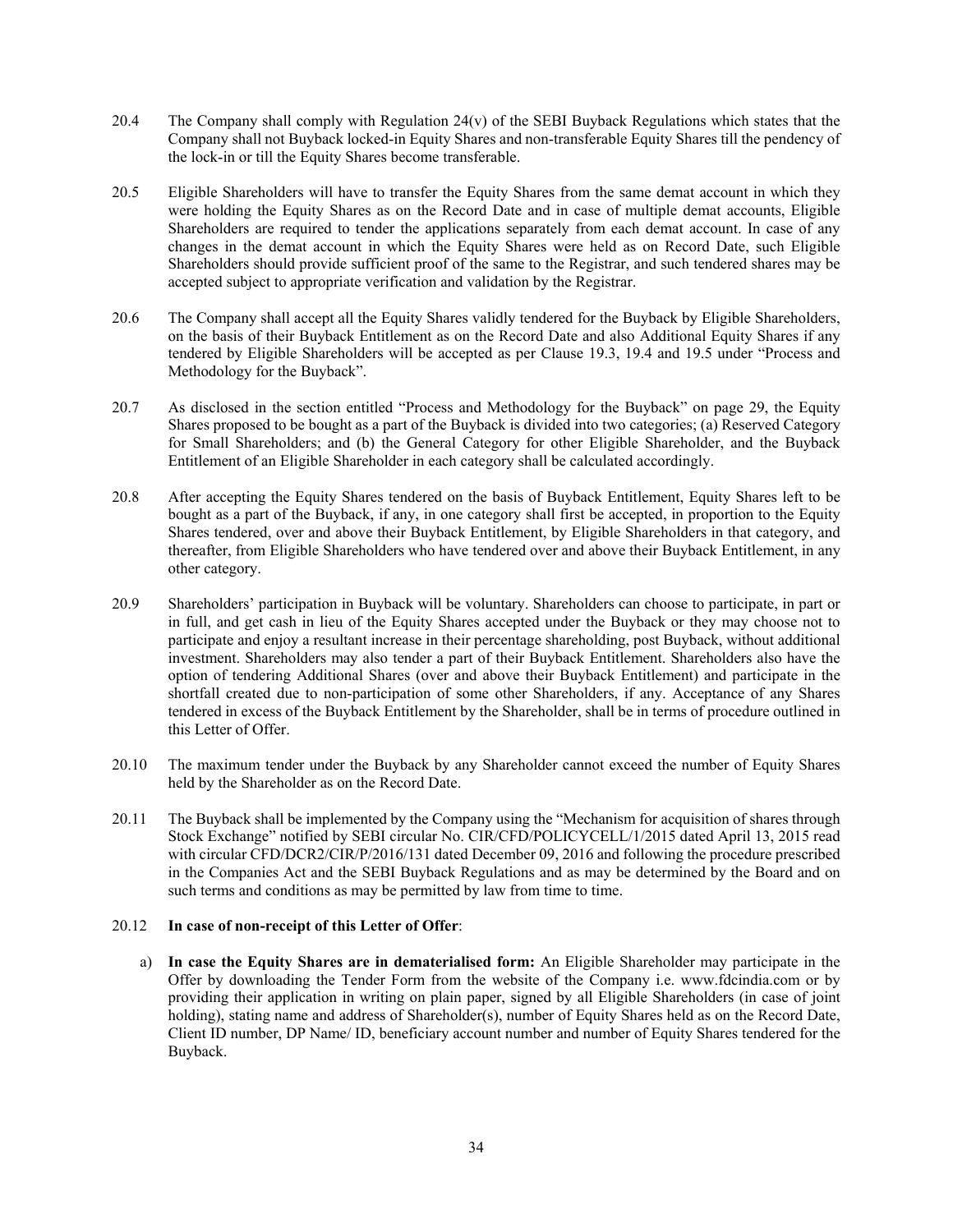20.4 The Company shall comply with Regulation 24(v) of the SEBI Buyback Regulations which states that the Company shall not Buyback locked-in Equity Shares and non-transferable Equity Shares till the pendency of the lock-in or till the Equity Shares become transferable.

20.5 Eligible Shareholders will have to transfer the Equity Shares from the same demat account in which they were holding the Equity Shares as on the Record Date and in case of multiple demat accounts, Eligible Shareholders are required to tender the applications separately from each demat account. In case of any changes in the demat account in which the Equity Shares were held as on Record Date, such Eligible Shareholders should provide sufficient proof of the same to the Registrar, and such tendered shares may be accepted subject to appropriate verification and validation by the Registrar.

20.6 The Company shall accept all the Equity Shares validly tendered for the Buyback by Eligible Shareholders, on the basis of their Buyback Entitlement as on the Record Date and also Additional Equity Shares if any tendered by Eligible Shareholders will be accepted as per Clause 19.3, 19.4 and 19.5 under "Process and Methodology for the Buyback".

20.7 As disclosed in the section entitled "Process and Methodology for the Buyback" on page 29, the Equity Shares proposed to be bought as a part of the Buyback is divided into two categories; (a) Reserved Category for Small Shareholders; and (b) the General Category for other Eligible Shareholder, and the Buyback Entitlement of an Eligible Shareholder in each category shall be calculated accordingly.

20.8 After accepting the Equity Shares tendered on the basis of Buyback Entitlement, Equity Shares left to be bought as a part of the Buyback, if any, in one category shall first be accepted, in proportion to the Equity Shares tendered, over and above their Buyback Entitlement, by Eligible Shareholders in that category, and thereafter, from Eligible Shareholders who have tendered over and above their Buyback Entitlement, in any other category.

20.9 Shareholders' participation in Buyback will be voluntary. Shareholders can choose to participate, in part or in full, and get cash in lieu of the Equity Shares accepted under the Buyback or they may choose not to participate and enjoy a resultant increase in their percentage shareholding, post Buyback, without additional investment. Shareholders may also tender a part of their Buyback Entitlement. Shareholders also have the option of tendering Additional Shares (over and above their Buyback Entitlement) and participate in the shortfall created due to non-participation of some other Shareholders, if any. Acceptance of any Shares tendered in excess of the Buyback Entitlement by the Shareholder, shall be in terms of procedure outlined in this Letter of Offer.

20.10 The maximum tender under the Buyback by any Shareholder cannot exceed the number of Equity Shares held by the Shareholder as on the Record Date.

20.11 The Buyback shall be implemented by the Company using the "Mechanism for acquisition of shares through Stock Exchange" notified by SEBI circular No. CIR/CFD/POLICYCELL/1/2015 dated April 13, 2015 read with circular CFD/DCR2/CIR/P/2016/131 dated December 09, 2016 and following the procedure prescribed in the Companies Act and the SEBI Buyback Regulations and as may be determined by the Board and on such terms and conditions as may be permitted by law from time to time.

20.12 **In case of non-receipt of this Letter of Offer**:

a) **In case the Equity Shares are in dematerialised form:** An Eligible Shareholder may participate in the Offer by downloading the Tender Form from the website of the Company i.e. www.fdcindia.com or by providing their application in writing on plain paper, signed by all Eligible Shareholders (in case of joint holding), stating name and address of Shareholder(s), number of Equity Shares held as on the Record Date, Client ID number, DP Name/ ID, beneficiary account number and number of Equity Shares tendered for the Buyback.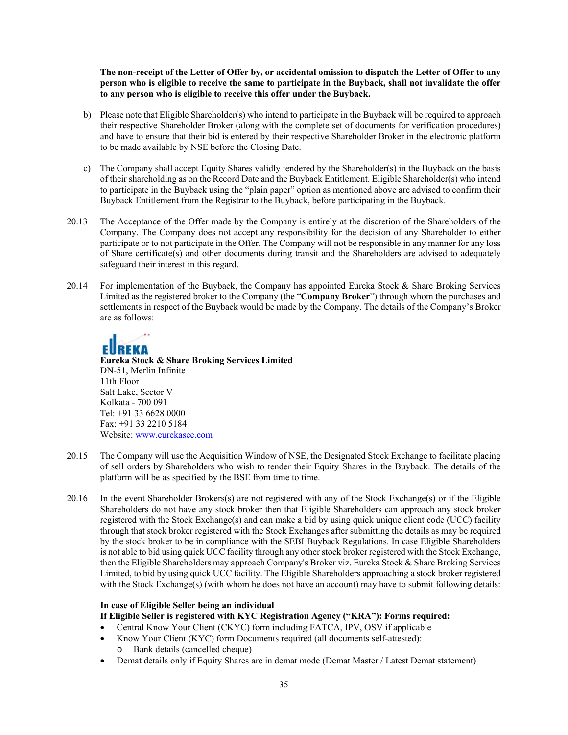**The non-receipt of the Letter of Offer by, or accidental omission to dispatch the Letter of Offer to any person who is eligible to receive the same to participate in the Buyback, shall not invalidate the offer to any person who is eligible to receive this offer under the Buyback.**

b) Please note that Eligible Shareholder(s) who intend to participate in the Buyback will be required to approach their respective Shareholder Broker (along with the complete set of documents for verification procedures) and have to ensure that their bid is entered by their respective Shareholder Broker in the electronic platform to be made available by NSE before the Closing Date.

c) The Company shall accept Equity Shares validly tendered by the Shareholder(s) in the Buyback on the basis of their shareholding as on the Record Date and the Buyback Entitlement. Eligible Shareholder(s) who intend to participate in the Buyback using the "plain paper" option as mentioned above are advised to confirm their Buyback Entitlement from the Registrar to the Buyback, before participating in the Buyback.

20.13 The Acceptance of the Offer made by the Company is entirely at the discretion of the Shareholders of the Company. The Company does not accept any responsibility for the decision of any Shareholder to either participate or to not participate in the Offer. The Company will not be responsible in any manner for any loss of Share certificate(s) and other documents during transit and the Shareholders are advised to adequately safeguard their interest in this regard.

20.14 For implementation of the Buyback, the Company has appointed Eureka Stock & Share Broking Services Limited as the registered broker to the Company (the "**Company Broker**") through whom the purchases and settlements in respect of the Buyback would be made by the Company. The details of the Company's Broker are as follows:

EUREKA

**Eureka Stock & Share Broking Services Limited**
DN-51, Merlin Infinite
11th Floor
Salt Lake, Sector V
Kolkata - 700 091
Tel: +91 33 6628 0000
Fax: +91 33 2210 5184
Website: www.eurekasec.com

20.15 The Company will use the Acquisition Window of NSE, the Designated Stock Exchange to facilitate placing of sell orders by Shareholders who wish to tender their Equity Shares in the Buyback. The details of the platform will be as specified by the BSE from time to time.

20.16 In the event Shareholder Brokers(s) are not registered with any of the Stock Exchange(s) or if the Eligible Shareholders do not have any stock broker then that Eligible Shareholders can approach any stock broker registered with the Stock Exchange(s) and can make a bid by using quick unique client code (UCC) facility through that stock broker registered with the Stock Exchanges after submitting the details as may be required by the stock broker to be in compliance with the SEBI Buyback Regulations. In case Eligible Shareholders is not able to bid using quick UCC facility through any other stock broker registered with the Stock Exchange, then the Eligible Shareholders may approach Company's Broker viz. Eureka Stock & Share Broking Services Limited, to bid by using quick UCC facility. The Eligible Shareholders approaching a stock broker registered with the Stock Exchange(s) (with whom he does not have an account) may have to submit following details:

**In case of Eligible Seller being an individual**
**If Eligible Seller is registered with KYC Registration Agency ("KRA"): Forms required:**

- Central Know Your Client (CKYC) form including FATCA, IPV, OSV if applicable
- Know Your Client (KYC) form Documents required (all documents self-attested):
  - Bank details (cancelled cheque)
- Demat details only if Equity Shares are in demat mode (Demat Master / Latest Demat statement)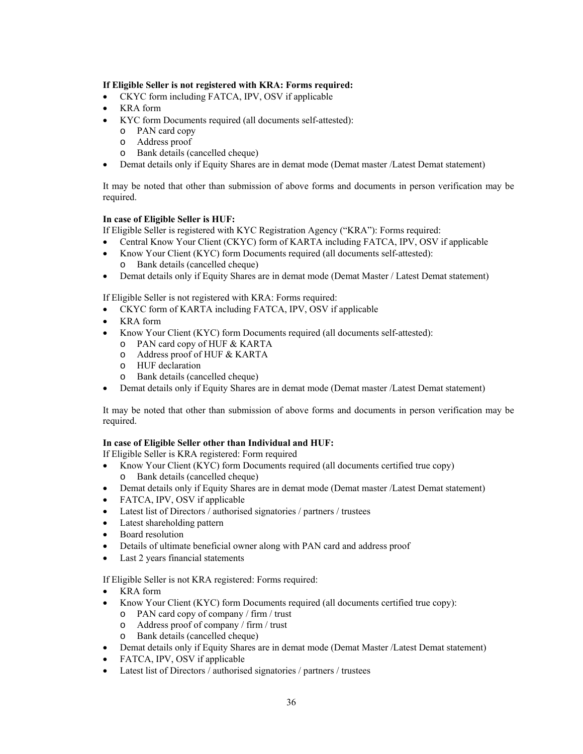**If Eligible Seller is not registered with KRA: Forms required:**

- CKYC form including FATCA, IPV, OSV if applicable
- KRA form
- KYC form Documents required (all documents self-attested):
  - PAN card copy
  - Address proof
  - Bank details (cancelled cheque)
- Demat details only if Equity Shares are in demat mode (Demat master /Latest Demat statement)

It may be noted that other than submission of above forms and documents in person verification may be required.

**In case of Eligible Seller is HUF:**

If Eligible Seller is registered with KYC Registration Agency ("KRA"): Forms required:

- Central Know Your Client (CKYC) form of KARTA including FATCA, IPV, OSV if applicable
- Know Your Client (KYC) form Documents required (all documents self-attested):
  - Bank details (cancelled cheque)
- Demat details only if Equity Shares are in demat mode (Demat Master / Latest Demat statement)

If Eligible Seller is not registered with KRA: Forms required:

- CKYC form of KARTA including FATCA, IPV, OSV if applicable
- KRA form
- Know Your Client (KYC) form Documents required (all documents self-attested):
  - PAN card copy of HUF & KARTA
  - Address proof of HUF & KARTA
  - HUF declaration
  - Bank details (cancelled cheque)
- Demat details only if Equity Shares are in demat mode (Demat master /Latest Demat statement)

It may be noted that other than submission of above forms and documents in person verification may be required.

**In case of Eligible Seller other than Individual and HUF:**

If Eligible Seller is KRA registered: Form required

- Know Your Client (KYC) form Documents required (all documents certified true copy)
  - Bank details (cancelled cheque)
- Demat details only if Equity Shares are in demat mode (Demat master /Latest Demat statement)
- FATCA, IPV, OSV if applicable
- Latest list of Directors / authorised signatories / partners / trustees
- Latest shareholding pattern
- Board resolution
- Details of ultimate beneficial owner along with PAN card and address proof
- Last 2 years financial statements

If Eligible Seller is not KRA registered: Forms required:

- KRA form
- Know Your Client (KYC) form Documents required (all documents certified true copy):
  - PAN card copy of company / firm / trust
  - Address proof of company / firm / trust
  - Bank details (cancelled cheque)
- Demat details only if Equity Shares are in demat mode (Demat Master /Latest Demat statement)
- FATCA, IPV, OSV if applicable
- Latest list of Directors / authorised signatories / partners / trustees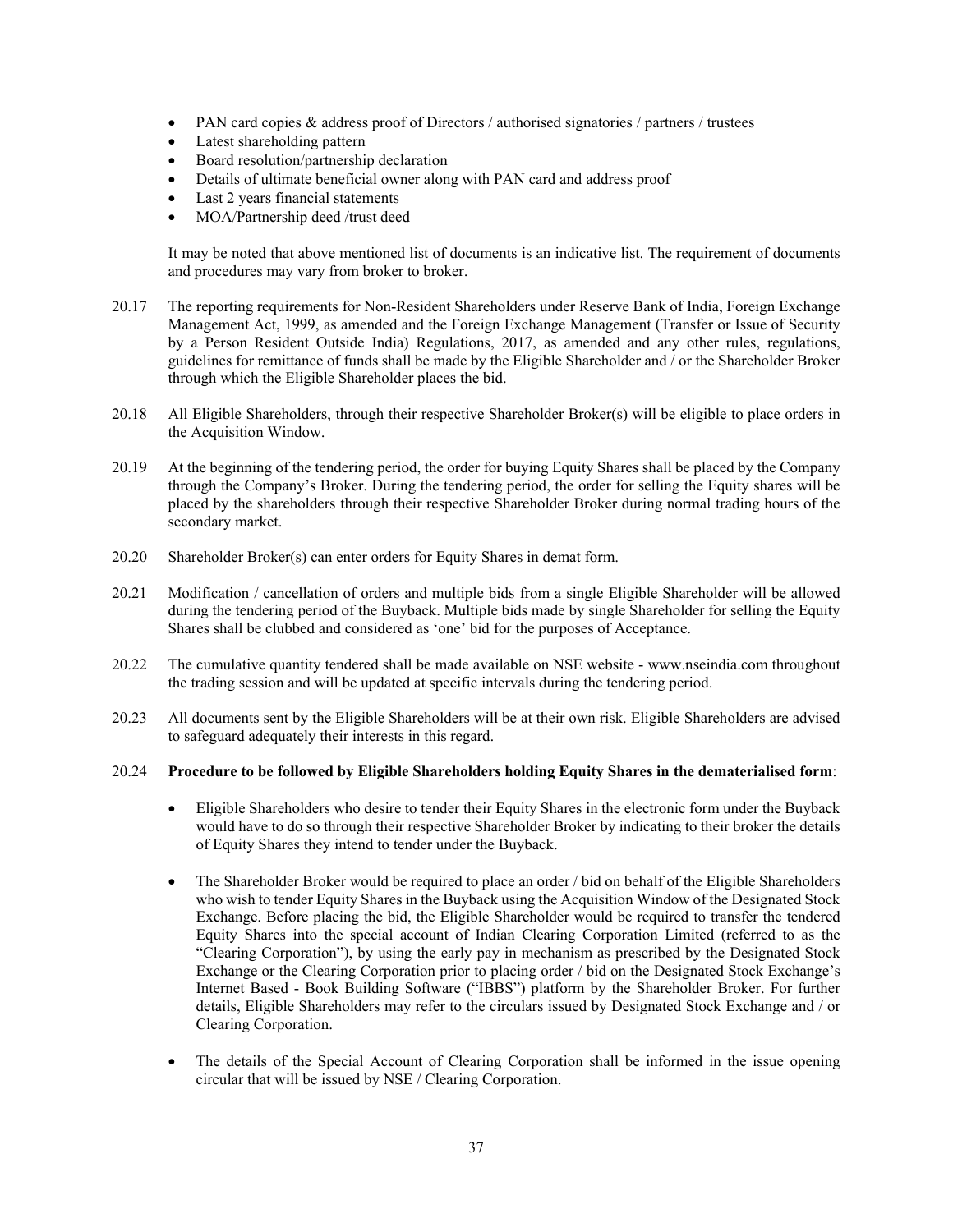- PAN card copies & address proof of Directors / authorised signatories / partners / trustees
- Latest shareholding pattern
- Board resolution/partnership declaration
- Details of ultimate beneficial owner along with PAN card and address proof
- Last 2 years financial statements
- MOA/Partnership deed /trust deed

It may be noted that above mentioned list of documents is an indicative list. The requirement of documents and procedures may vary from broker to broker.

20.17 The reporting requirements for Non-Resident Shareholders under Reserve Bank of India, Foreign Exchange Management Act, 1999, as amended and the Foreign Exchange Management (Transfer or Issue of Security by a Person Resident Outside India) Regulations, 2017, as amended and any other rules, regulations, guidelines for remittance of funds shall be made by the Eligible Shareholder and / or the Shareholder Broker through which the Eligible Shareholder places the bid.

20.18 All Eligible Shareholders, through their respective Shareholder Broker(s) will be eligible to place orders in the Acquisition Window.

20.19 At the beginning of the tendering period, the order for buying Equity Shares shall be placed by the Company through the Company's Broker. During the tendering period, the order for selling the Equity shares will be placed by the shareholders through their respective Shareholder Broker during normal trading hours of the secondary market.

20.20 Shareholder Broker(s) can enter orders for Equity Shares in demat form.

20.21 Modification / cancellation of orders and multiple bids from a single Eligible Shareholder will be allowed during the tendering period of the Buyback. Multiple bids made by single Shareholder for selling the Equity Shares shall be clubbed and considered as 'one' bid for the purposes of Acceptance.

20.22 The cumulative quantity tendered shall be made available on NSE website - www.nseindia.com throughout the trading session and will be updated at specific intervals during the tendering period.

20.23 All documents sent by the Eligible Shareholders will be at their own risk. Eligible Shareholders are advised to safeguard adequately their interests in this regard.

20.24 **Procedure to be followed by Eligible Shareholders holding Equity Shares in the dematerialised form**:

- Eligible Shareholders who desire to tender their Equity Shares in the electronic form under the Buyback would have to do so through their respective Shareholder Broker by indicating to their broker the details of Equity Shares they intend to tender under the Buyback.

- The Shareholder Broker would be required to place an order / bid on behalf of the Eligible Shareholders who wish to tender Equity Shares in the Buyback using the Acquisition Window of the Designated Stock Exchange. Before placing the bid, the Eligible Shareholder would be required to transfer the tendered Equity Shares into the special account of Indian Clearing Corporation Limited (referred to as the "Clearing Corporation"), by using the early pay in mechanism as prescribed by the Designated Stock Exchange or the Clearing Corporation prior to placing order / bid on the Designated Stock Exchange's Internet Based - Book Building Software ("IBBS") platform by the Shareholder Broker. For further details, Eligible Shareholders may refer to the circulars issued by Designated Stock Exchange and / or Clearing Corporation.

- The details of the Special Account of Clearing Corporation shall be informed in the issue opening circular that will be issued by NSE / Clearing Corporation.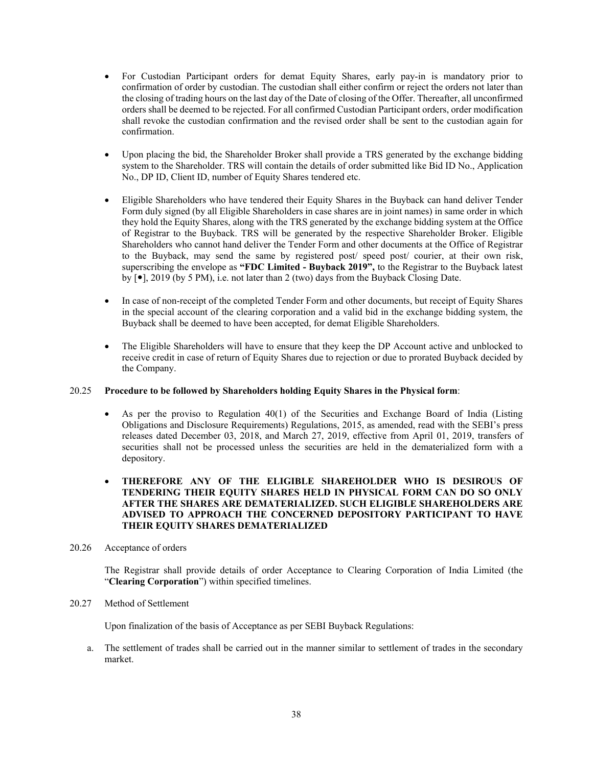- For Custodian Participant orders for demat Equity Shares, early pay-in is mandatory prior to confirmation of order by custodian. The custodian shall either confirm or reject the orders not later than the closing of trading hours on the last day of the Date of closing of the Offer. Thereafter, all unconfirmed orders shall be deemed to be rejected. For all confirmed Custodian Participant orders, order modification shall revoke the custodian confirmation and the revised order shall be sent to the custodian again for confirmation.

- Upon placing the bid, the Shareholder Broker shall provide a TRS generated by the exchange bidding system to the Shareholder. TRS will contain the details of order submitted like Bid ID No., Application No., DP ID, Client ID, number of Equity Shares tendered etc.

- Eligible Shareholders who have tendered their Equity Shares in the Buyback can hand deliver Tender Form duly signed (by all Eligible Shareholders in case shares are in joint names) in same order in which they hold the Equity Shares, along with the TRS generated by the exchange bidding system at the Office of Registrar to the Buyback. TRS will be generated by the respective Shareholder Broker. Eligible Shareholders who cannot hand deliver the Tender Form and other documents at the Office of Registrar to the Buyback, may send the same by registered post/ speed post/ courier, at their own risk, superscribing the envelope as **"FDC Limited - Buyback 2019",** to the Registrar to the Buyback latest by [•], 2019 (by 5 PM), i.e. not later than 2 (two) days from the Buyback Closing Date.

- In case of non-receipt of the completed Tender Form and other documents, but receipt of Equity Shares in the special account of the clearing corporation and a valid bid in the exchange bidding system, the Buyback shall be deemed to have been accepted, for demat Eligible Shareholders.

- The Eligible Shareholders will have to ensure that they keep the DP Account active and unblocked to receive credit in case of return of Equity Shares due to rejection or due to prorated Buyback decided by the Company.

20.25 **Procedure to be followed by Shareholders holding Equity Shares in the Physical form**:

- As per the proviso to Regulation 40(1) of the Securities and Exchange Board of India (Listing Obligations and Disclosure Requirements) Regulations, 2015, as amended, read with the SEBI's press releases dated December 03, 2018, and March 27, 2019, effective from April 01, 2019, transfers of securities shall not be processed unless the securities are held in the dematerialized form with a depository.

- **THEREFORE ANY OF THE ELIGIBLE SHAREHOLDER WHO IS DESIROUS OF TENDERING THEIR EQUITY SHARES HELD IN PHYSICAL FORM CAN DO SO ONLY AFTER THE SHARES ARE DEMATERIALIZED. SUCH ELIGIBLE SHAREHOLDERS ARE ADVISED TO APPROACH THE CONCERNED DEPOSITORY PARTICIPANT TO HAVE THEIR EQUITY SHARES DEMATERIALIZED**

20.26 Acceptance of orders

The Registrar shall provide details of order Acceptance to Clearing Corporation of India Limited (the "**Clearing Corporation**") within specified timelines.

20.27 Method of Settlement

Upon finalization of the basis of Acceptance as per SEBI Buyback Regulations:

a. The settlement of trades shall be carried out in the manner similar to settlement of trades in the secondary market.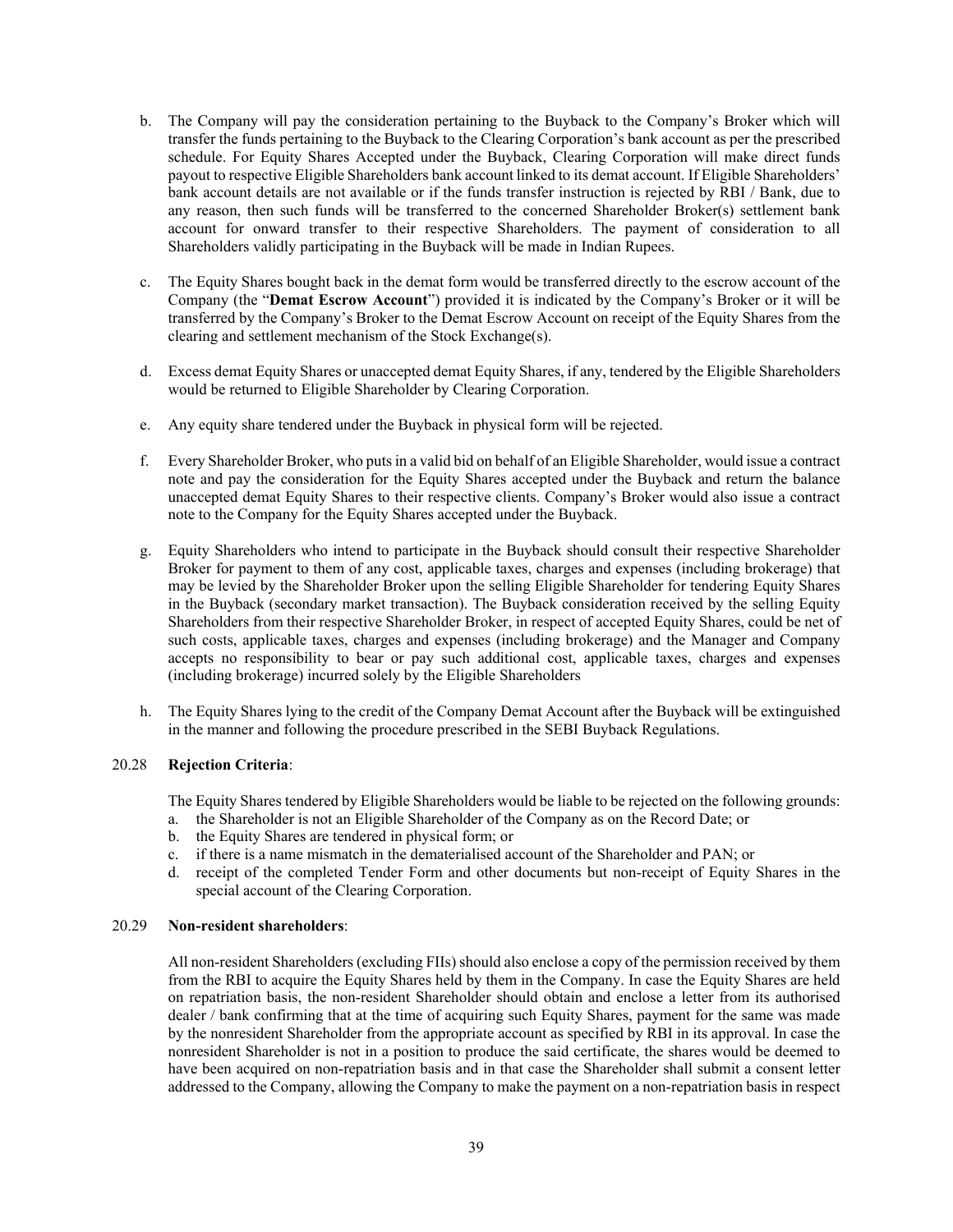b. The Company will pay the consideration pertaining to the Buyback to the Company's Broker which will transfer the funds pertaining to the Buyback to the Clearing Corporation's bank account as per the prescribed schedule. For Equity Shares Accepted under the Buyback, Clearing Corporation will make direct funds payout to respective Eligible Shareholders bank account linked to its demat account. If Eligible Shareholders' bank account details are not available or if the funds transfer instruction is rejected by RBI / Bank, due to any reason, then such funds will be transferred to the concerned Shareholder Broker(s) settlement bank account for onward transfer to their respective Shareholders. The payment of consideration to all Shareholders validly participating in the Buyback will be made in Indian Rupees.

c. The Equity Shares bought back in the demat form would be transferred directly to the escrow account of the Company (the "**Demat Escrow Account**") provided it is indicated by the Company's Broker or it will be transferred by the Company's Broker to the Demat Escrow Account on receipt of the Equity Shares from the clearing and settlement mechanism of the Stock Exchange(s).

d. Excess demat Equity Shares or unaccepted demat Equity Shares, if any, tendered by the Eligible Shareholders would be returned to Eligible Shareholder by Clearing Corporation.

e. Any equity share tendered under the Buyback in physical form will be rejected.

f. Every Shareholder Broker, who puts in a valid bid on behalf of an Eligible Shareholder, would issue a contract note and pay the consideration for the Equity Shares accepted under the Buyback and return the balance unaccepted demat Equity Shares to their respective clients. Company's Broker would also issue a contract note to the Company for the Equity Shares accepted under the Buyback.

g. Equity Shareholders who intend to participate in the Buyback should consult their respective Shareholder Broker for payment to them of any cost, applicable taxes, charges and expenses (including brokerage) that may be levied by the Shareholder Broker upon the selling Eligible Shareholder for tendering Equity Shares in the Buyback (secondary market transaction). The Buyback consideration received by the selling Equity Shareholders from their respective Shareholder Broker, in respect of accepted Equity Shares, could be net of such costs, applicable taxes, charges and expenses (including brokerage) and the Manager and Company accepts no responsibility to bear or pay such additional cost, applicable taxes, charges and expenses (including brokerage) incurred solely by the Eligible Shareholders

h. The Equity Shares lying to the credit of the Company Demat Account after the Buyback will be extinguished in the manner and following the procedure prescribed in the SEBI Buyback Regulations.

20.28 **Rejection Criteria**:

The Equity Shares tendered by Eligible Shareholders would be liable to be rejected on the following grounds:

a. the Shareholder is not an Eligible Shareholder of the Company as on the Record Date; or
b. the Equity Shares are tendered in physical form; or
c. if there is a name mismatch in the dematerialised account of the Shareholder and PAN; or
d. receipt of the completed Tender Form and other documents but non-receipt of Equity Shares in the special account of the Clearing Corporation.

20.29 **Non-resident shareholders**:

All non-resident Shareholders (excluding FIIs) should also enclose a copy of the permission received by them from the RBI to acquire the Equity Shares held by them in the Company. In case the Equity Shares are held on repatriation basis, the non-resident Shareholder should obtain and enclose a letter from its authorised dealer / bank confirming that at the time of acquiring such Equity Shares, payment for the same was made by the nonresident Shareholder from the appropriate account as specified by RBI in its approval. In case the nonresident Shareholder is not in a position to produce the said certificate, the shares would be deemed to have been acquired on non-repatriation basis and in that case the Shareholder shall submit a consent letter addressed to the Company, allowing the Company to make the payment on a non-repatriation basis in respect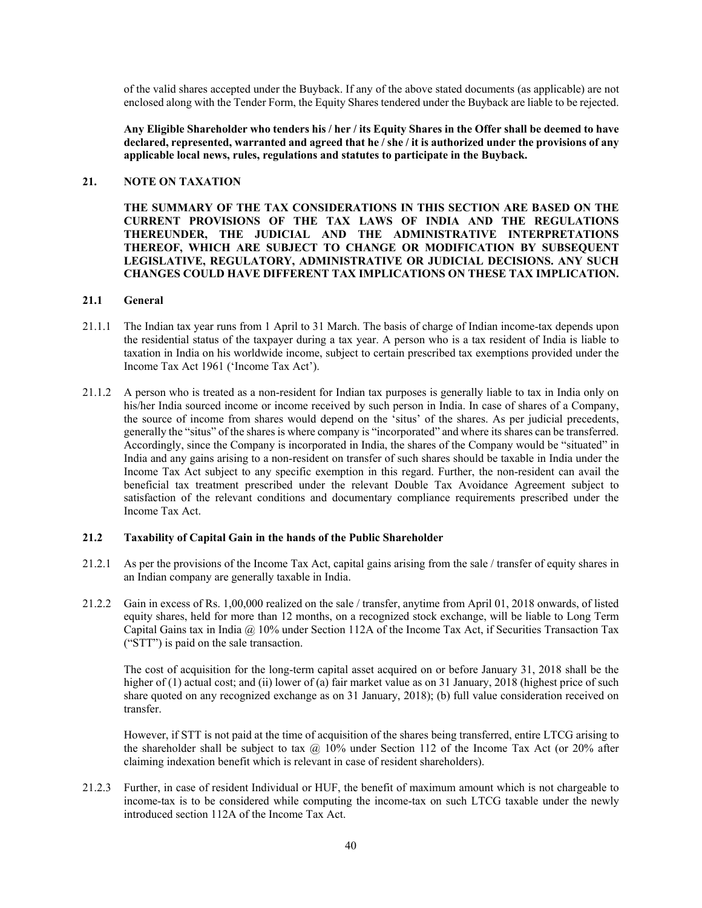of the valid shares accepted under the Buyback. If any of the above stated documents (as applicable) are not enclosed along with the Tender Form, the Equity Shares tendered under the Buyback are liable to be rejected.

**Any Eligible Shareholder who tenders his / her / its Equity Shares in the Offer shall be deemed to have declared, represented, warranted and agreed that he / she / it is authorized under the provisions of any applicable local news, rules, regulations and statutes to participate in the Buyback.**

## 21. NOTE ON TAXATION

**THE SUMMARY OF THE TAX CONSIDERATIONS IN THIS SECTION ARE BASED ON THE CURRENT PROVISIONS OF THE TAX LAWS OF INDIA AND THE REGULATIONS THEREUNDER, THE JUDICIAL AND THE ADMINISTRATIVE INTERPRETATIONS THEREOF, WHICH ARE SUBJECT TO CHANGE OR MODIFICATION BY SUBSEQUENT LEGISLATIVE, REGULATORY, ADMINISTRATIVE OR JUDICIAL DECISIONS. ANY SUCH CHANGES COULD HAVE DIFFERENT TAX IMPLICATIONS ON THESE TAX IMPLICATION.**

### 21.1 General

21.1.1 The Indian tax year runs from 1 April to 31 March. The basis of charge of Indian income-tax depends upon the residential status of the taxpayer during a tax year. A person who is a tax resident of India is liable to taxation in India on his worldwide income, subject to certain prescribed tax exemptions provided under the Income Tax Act 1961 ('Income Tax Act').

21.1.2 A person who is treated as a non-resident for Indian tax purposes is generally liable to tax in India only on his/her India sourced income or income received by such person in India. In case of shares of a Company, the source of income from shares would depend on the 'situs' of the shares. As per judicial precedents, generally the "situs" of the shares is where company is "incorporated" and where its shares can be transferred. Accordingly, since the Company is incorporated in India, the shares of the Company would be "situated" in India and any gains arising to a non-resident on transfer of such shares should be taxable in India under the Income Tax Act subject to any specific exemption in this regard. Further, the non-resident can avail the beneficial tax treatment prescribed under the relevant Double Tax Avoidance Agreement subject to satisfaction of the relevant conditions and documentary compliance requirements prescribed under the Income Tax Act.

### 21.2 Taxability of Capital Gain in the hands of the Public Shareholder

21.2.1 As per the provisions of the Income Tax Act, capital gains arising from the sale / transfer of equity shares in an Indian company are generally taxable in India.

21.2.2 Gain in excess of Rs. 1,00,000 realized on the sale / transfer, anytime from April 01, 2018 onwards, of listed equity shares, held for more than 12 months, on a recognized stock exchange, will be liable to Long Term Capital Gains tax in India @ 10% under Section 112A of the Income Tax Act, if Securities Transaction Tax ("STT") is paid on the sale transaction.

The cost of acquisition for the long-term capital asset acquired on or before January 31, 2018 shall be the higher of (1) actual cost; and (ii) lower of (a) fair market value as on 31 January, 2018 (highest price of such share quoted on any recognized exchange as on 31 January, 2018); (b) full value consideration received on transfer.

However, if STT is not paid at the time of acquisition of the shares being transferred, entire LTCG arising to the shareholder shall be subject to tax @ 10% under Section 112 of the Income Tax Act (or 20% after claiming indexation benefit which is relevant in case of resident shareholders).

21.2.3 Further, in case of resident Individual or HUF, the benefit of maximum amount which is not chargeable to income-tax is to be considered while computing the income-tax on such LTCG taxable under the newly introduced section 112A of the Income Tax Act.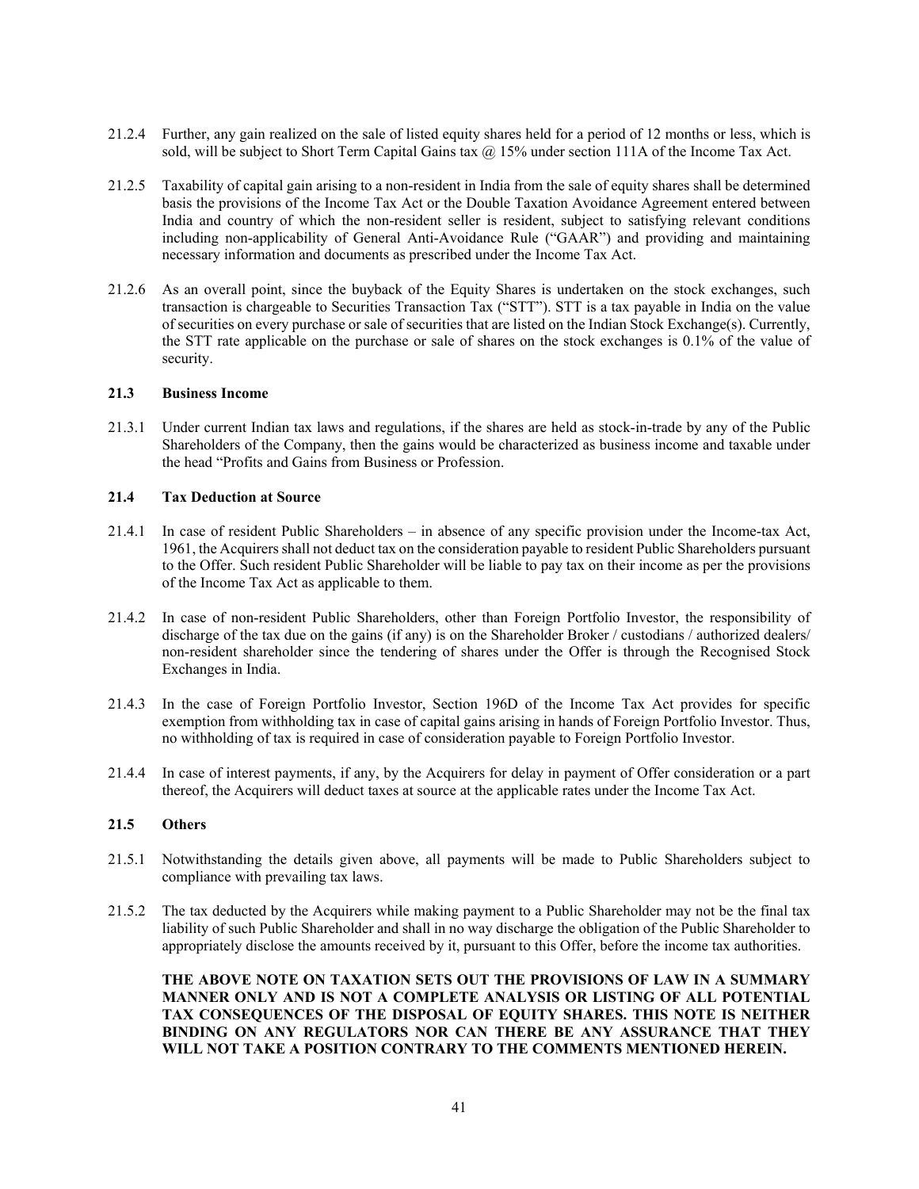21.2.4 Further, any gain realized on the sale of listed equity shares held for a period of 12 months or less, which is sold, will be subject to Short Term Capital Gains tax @ 15% under section 111A of the Income Tax Act.

21.2.5 Taxability of capital gain arising to a non-resident in India from the sale of equity shares shall be determined basis the provisions of the Income Tax Act or the Double Taxation Avoidance Agreement entered between India and country of which the non-resident seller is resident, subject to satisfying relevant conditions including non-applicability of General Anti-Avoidance Rule ("GAAR") and providing and maintaining necessary information and documents as prescribed under the Income Tax Act.

21.2.6 As an overall point, since the buyback of the Equity Shares is undertaken on the stock exchanges, such transaction is chargeable to Securities Transaction Tax ("STT"). STT is a tax payable in India on the value of securities on every purchase or sale of securities that are listed on the Indian Stock Exchange(s). Currently, the STT rate applicable on the purchase or sale of shares on the stock exchanges is 0.1% of the value of security.

**21.3 Business Income**

21.3.1 Under current Indian tax laws and regulations, if the shares are held as stock-in-trade by any of the Public Shareholders of the Company, then the gains would be characterized as business income and taxable under the head "Profits and Gains from Business or Profession.

**21.4 Tax Deduction at Source**

21.4.1 In case of resident Public Shareholders – in absence of any specific provision under the Income-tax Act, 1961, the Acquirers shall not deduct tax on the consideration payable to resident Public Shareholders pursuant to the Offer. Such resident Public Shareholder will be liable to pay tax on their income as per the provisions of the Income Tax Act as applicable to them.

21.4.2 In case of non-resident Public Shareholders, other than Foreign Portfolio Investor, the responsibility of discharge of the tax due on the gains (if any) is on the Shareholder Broker / custodians / authorized dealers/ non-resident shareholder since the tendering of shares under the Offer is through the Recognised Stock Exchanges in India.

21.4.3 In the case of Foreign Portfolio Investor, Section 196D of the Income Tax Act provides for specific exemption from withholding tax in case of capital gains arising in hands of Foreign Portfolio Investor. Thus, no withholding of tax is required in case of consideration payable to Foreign Portfolio Investor.

21.4.4 In case of interest payments, if any, by the Acquirers for delay in payment of Offer consideration or a part thereof, the Acquirers will deduct taxes at source at the applicable rates under the Income Tax Act.

**21.5 Others**

21.5.1 Notwithstanding the details given above, all payments will be made to Public Shareholders subject to compliance with prevailing tax laws.

21.5.2 The tax deducted by the Acquirers while making payment to a Public Shareholder may not be the final tax liability of such Public Shareholder and shall in no way discharge the obligation of the Public Shareholder to appropriately disclose the amounts received by it, pursuant to this Offer, before the income tax authorities.

**THE ABOVE NOTE ON TAXATION SETS OUT THE PROVISIONS OF LAW IN A SUMMARY MANNER ONLY AND IS NOT A COMPLETE ANALYSIS OR LISTING OF ALL POTENTIAL TAX CONSEQUENCES OF THE DISPOSAL OF EQUITY SHARES. THIS NOTE IS NEITHER BINDING ON ANY REGULATORS NOR CAN THERE BE ANY ASSURANCE THAT THEY WILL NOT TAKE A POSITION CONTRARY TO THE COMMENTS MENTIONED HEREIN.**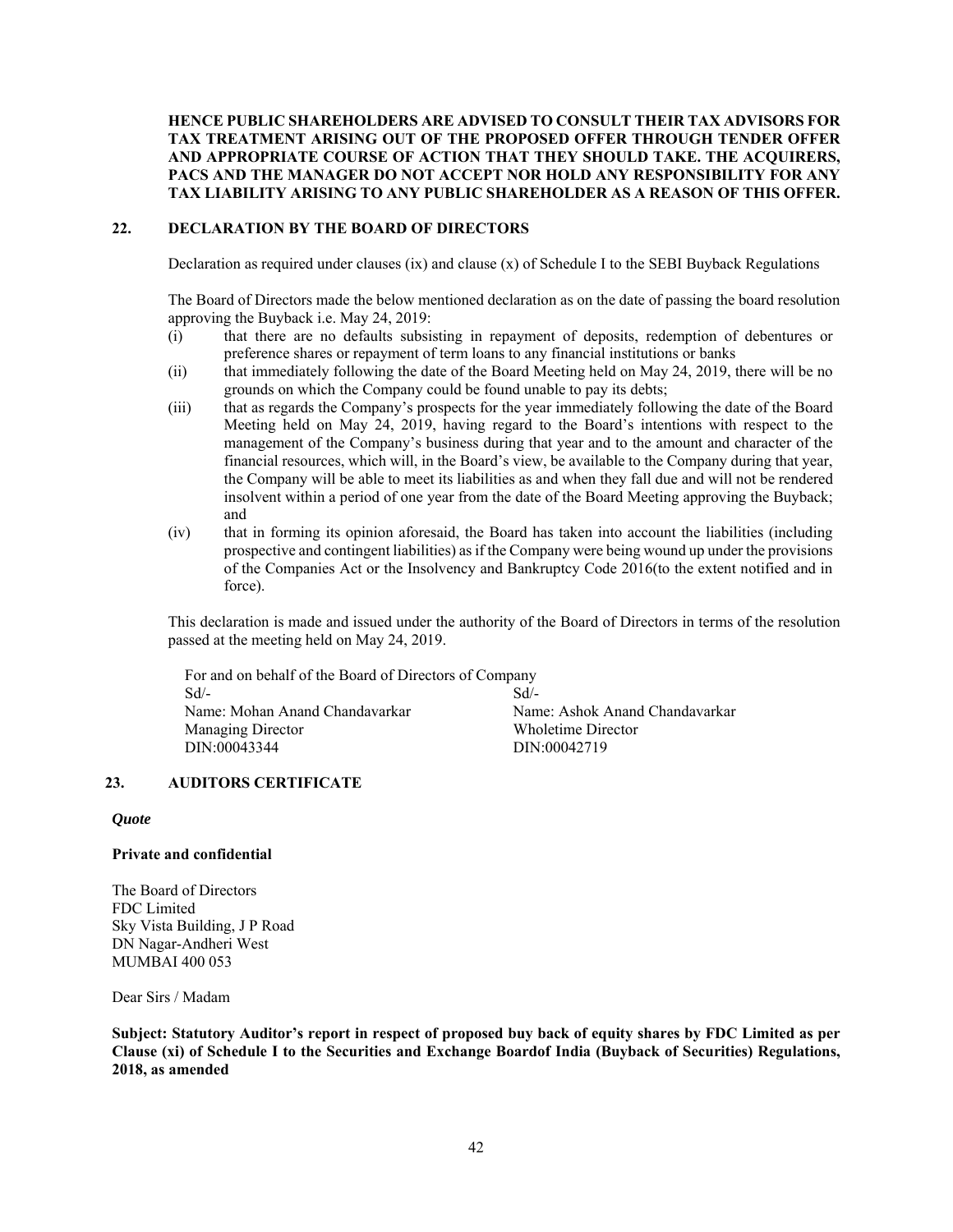**HENCE PUBLIC SHAREHOLDERS ARE ADVISED TO CONSULT THEIR TAX ADVISORS FOR TAX TREATMENT ARISING OUT OF THE PROPOSED OFFER THROUGH TENDER OFFER AND APPROPRIATE COURSE OF ACTION THAT THEY SHOULD TAKE. THE ACQUIRERS, PACS AND THE MANAGER DO NOT ACCEPT NOR HOLD ANY RESPONSIBILITY FOR ANY TAX LIABILITY ARISING TO ANY PUBLIC SHAREHOLDER AS A REASON OF THIS OFFER.**

## 22. DECLARATION BY THE BOARD OF DIRECTORS

Declaration as required under clauses (ix) and clause (x) of Schedule I to the SEBI Buyback Regulations

The Board of Directors made the below mentioned declaration as on the date of passing the board resolution approving the Buyback i.e. May 24, 2019:

(i) that there are no defaults subsisting in repayment of deposits, redemption of debentures or preference shares or repayment of term loans to any financial institutions or banks

(ii) that immediately following the date of the Board Meeting held on May 24, 2019, there will be no grounds on which the Company could be found unable to pay its debts;

(iii) that as regards the Company's prospects for the year immediately following the date of the Board Meeting held on May 24, 2019, having regard to the Board's intentions with respect to the management of the Company's business during that year and to the amount and character of the financial resources, which will, in the Board's view, be available to the Company during that year, the Company will be able to meet its liabilities as and when they fall due and will not be rendered insolvent within a period of one year from the date of the Board Meeting approving the Buyback; and

(iv) that in forming its opinion aforesaid, the Board has taken into account the liabilities (including prospective and contingent liabilities) as if the Company were being wound up under the provisions of the Companies Act or the Insolvency and Bankruptcy Code 2016(to the extent notified and in force).

This declaration is made and issued under the authority of the Board of Directors in terms of the resolution passed at the meeting held on May 24, 2019.

For and on behalf of the Board of Directors of Company

| | |
|---|---|
| Sd/- | Sd/- |
| Name: Mohan Anand Chandavarkar | Name: Ashok Anand Chandavarkar |
| Managing Director | Wholetime Director |
| DIN:00043344 | DIN:00042719 |

## 23. AUDITORS CERTIFICATE

***Quote***

**Private and confidential**

The Board of Directors
FDC Limited
Sky Vista Building, J P Road
DN Nagar-Andheri West
MUMBAI 400 053

Dear Sirs / Madam

**Subject: Statutory Auditor's report in respect of proposed buy back of equity shares by FDC Limited as per Clause (xi) of Schedule I to the Securities and Exchange Boardof India (Buyback of Securities) Regulations, 2018, as amended**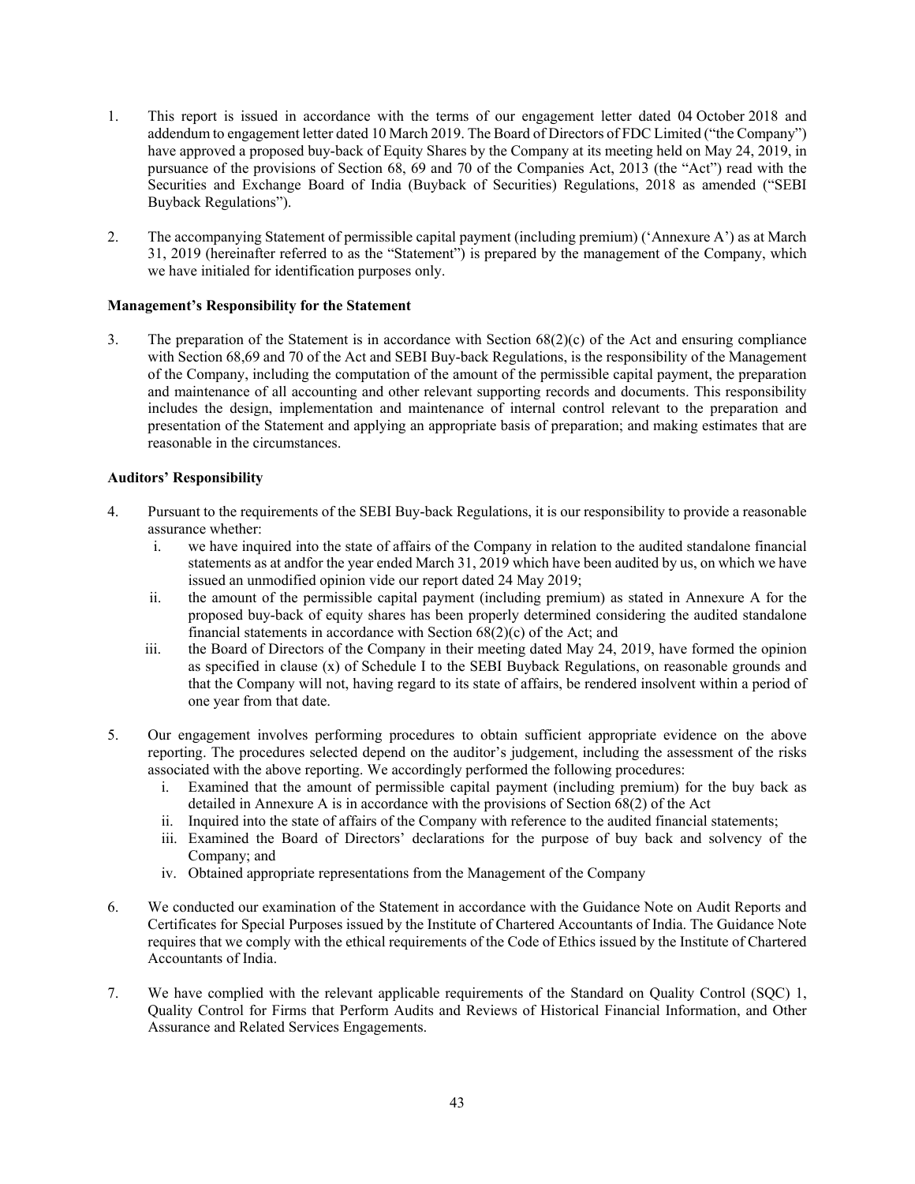1. This report is issued in accordance with the terms of our engagement letter dated 04 October 2018 and addendum to engagement letter dated 10 March 2019. The Board of Directors of FDC Limited ("the Company") have approved a proposed buy-back of Equity Shares by the Company at its meeting held on May 24, 2019, in pursuance of the provisions of Section 68, 69 and 70 of the Companies Act, 2013 (the "Act") read with the Securities and Exchange Board of India (Buyback of Securities) Regulations, 2018 as amended ("SEBI Buyback Regulations").

2. The accompanying Statement of permissible capital payment (including premium) ('Annexure A') as at March 31, 2019 (hereinafter referred to as the "Statement") is prepared by the management of the Company, which we have initialed for identification purposes only.

**Management's Responsibility for the Statement**

3. The preparation of the Statement is in accordance with Section 68(2)(c) of the Act and ensuring compliance with Section 68,69 and 70 of the Act and SEBI Buy-back Regulations, is the responsibility of the Management of the Company, including the computation of the amount of the permissible capital payment, the preparation and maintenance of all accounting and other relevant supporting records and documents. This responsibility includes the design, implementation and maintenance of internal control relevant to the preparation and presentation of the Statement and applying an appropriate basis of preparation; and making estimates that are reasonable in the circumstances.

**Auditors' Responsibility**

4. Pursuant to the requirements of the SEBI Buy-back Regulations, it is our responsibility to provide a reasonable assurance whether:
   i. we have inquired into the state of affairs of the Company in relation to the audited standalone financial statements as at andfor the year ended March 31, 2019 which have been audited by us, on which we have issued an unmodified opinion vide our report dated 24 May 2019;
   ii. the amount of the permissible capital payment (including premium) as stated in Annexure A for the proposed buy-back of equity shares has been properly determined considering the audited standalone financial statements in accordance with Section 68(2)(c) of the Act; and
   iii. the Board of Directors of the Company in their meeting dated May 24, 2019, have formed the opinion as specified in clause (x) of Schedule I to the SEBI Buyback Regulations, on reasonable grounds and that the Company will not, having regard to its state of affairs, be rendered insolvent within a period of one year from that date.

5. Our engagement involves performing procedures to obtain sufficient appropriate evidence on the above reporting. The procedures selected depend on the auditor's judgement, including the assessment of the risks associated with the above reporting. We accordingly performed the following procedures:
   i. Examined that the amount of permissible capital payment (including premium) for the buy back as detailed in Annexure A is in accordance with the provisions of Section 68(2) of the Act
   ii. Inquired into the state of affairs of the Company with reference to the audited financial statements;
   iii. Examined the Board of Directors' declarations for the purpose of buy back and solvency of the Company; and
   iv. Obtained appropriate representations from the Management of the Company

6. We conducted our examination of the Statement in accordance with the Guidance Note on Audit Reports and Certificates for Special Purposes issued by the Institute of Chartered Accountants of India. The Guidance Note requires that we comply with the ethical requirements of the Code of Ethics issued by the Institute of Chartered Accountants of India.

7. We have complied with the relevant applicable requirements of the Standard on Quality Control (SQC) 1, Quality Control for Firms that Perform Audits and Reviews of Historical Financial Information, and Other Assurance and Related Services Engagements.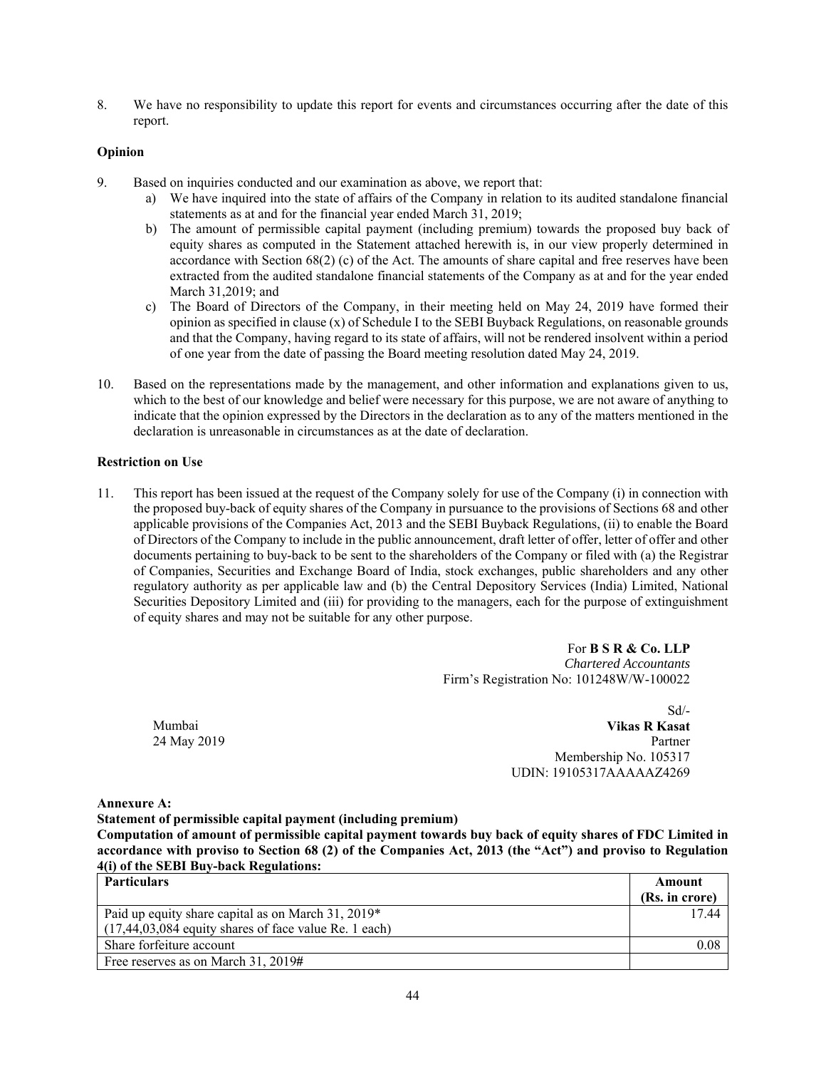8. We have no responsibility to update this report for events and circumstances occurring after the date of this report.

**Opinion**

9. Based on inquiries conducted and our examination as above, we report that:
   a) We have inquired into the state of affairs of the Company in relation to its audited standalone financial statements as at and for the financial year ended March 31, 2019;
   b) The amount of permissible capital payment (including premium) towards the proposed buy back of equity shares as computed in the Statement attached herewith is, in our view properly determined in accordance with Section 68(2) (c) of the Act. The amounts of share capital and free reserves have been extracted from the audited standalone financial statements of the Company as at and for the year ended March 31,2019; and
   c) The Board of Directors of the Company, in their meeting held on May 24, 2019 have formed their opinion as specified in clause (x) of Schedule I to the SEBI Buyback Regulations, on reasonable grounds and that the Company, having regard to its state of affairs, will not be rendered insolvent within a period of one year from the date of passing the Board meeting resolution dated May 24, 2019.

10. Based on the representations made by the management, and other information and explanations given to us, which to the best of our knowledge and belief were necessary for this purpose, we are not aware of anything to indicate that the opinion expressed by the Directors in the declaration as to any of the matters mentioned in the declaration is unreasonable in circumstances as at the date of declaration.

**Restriction on Use**

11. This report has been issued at the request of the Company solely for use of the Company (i) in connection with the proposed buy-back of equity shares of the Company in pursuance to the provisions of Sections 68 and other applicable provisions of the Companies Act, 2013 and the SEBI Buyback Regulations, (ii) to enable the Board of Directors of the Company to include in the public announcement, draft letter of offer, letter of offer and other documents pertaining to buy-back to be sent to the shareholders of the Company or filed with (a) the Registrar of Companies, Securities and Exchange Board of India, stock exchanges, public shareholders and any other regulatory authority as per applicable law and (b) the Central Depository Services (India) Limited, National Securities Depository Limited and (iii) for providing to the managers, each for the purpose of extinguishment of equity shares and may not be suitable for any other purpose.

For **B S R & Co. LLP**
*Chartered Accountants*
Firm's Registration No: 101248W/W-100022

Sd/-
**Vikas R Kasat**
Partner
Membership No. 105317
UDIN: 19105317AAAAAZ4269

Mumbai
24 May 2019

**Annexure A:**

**Statement of permissible capital payment (including premium)**

**Computation of amount of permissible capital payment towards buy back of equity shares of FDC Limited in accordance with proviso to Section 68 (2) of the Companies Act, 2013 (the "Act") and proviso to Regulation 4(i) of the SEBI Buy-back Regulations:**

| Particulars | Amount (Rs. in crore) |
|---|---|
| Paid up equity share capital as on March 31, 2019* (17,44,03,084 equity shares of face value Re. 1 each) | 17.44 |
| Share forfeiture account | 0.08 |
| Free reserves as on March 31, 2019# | |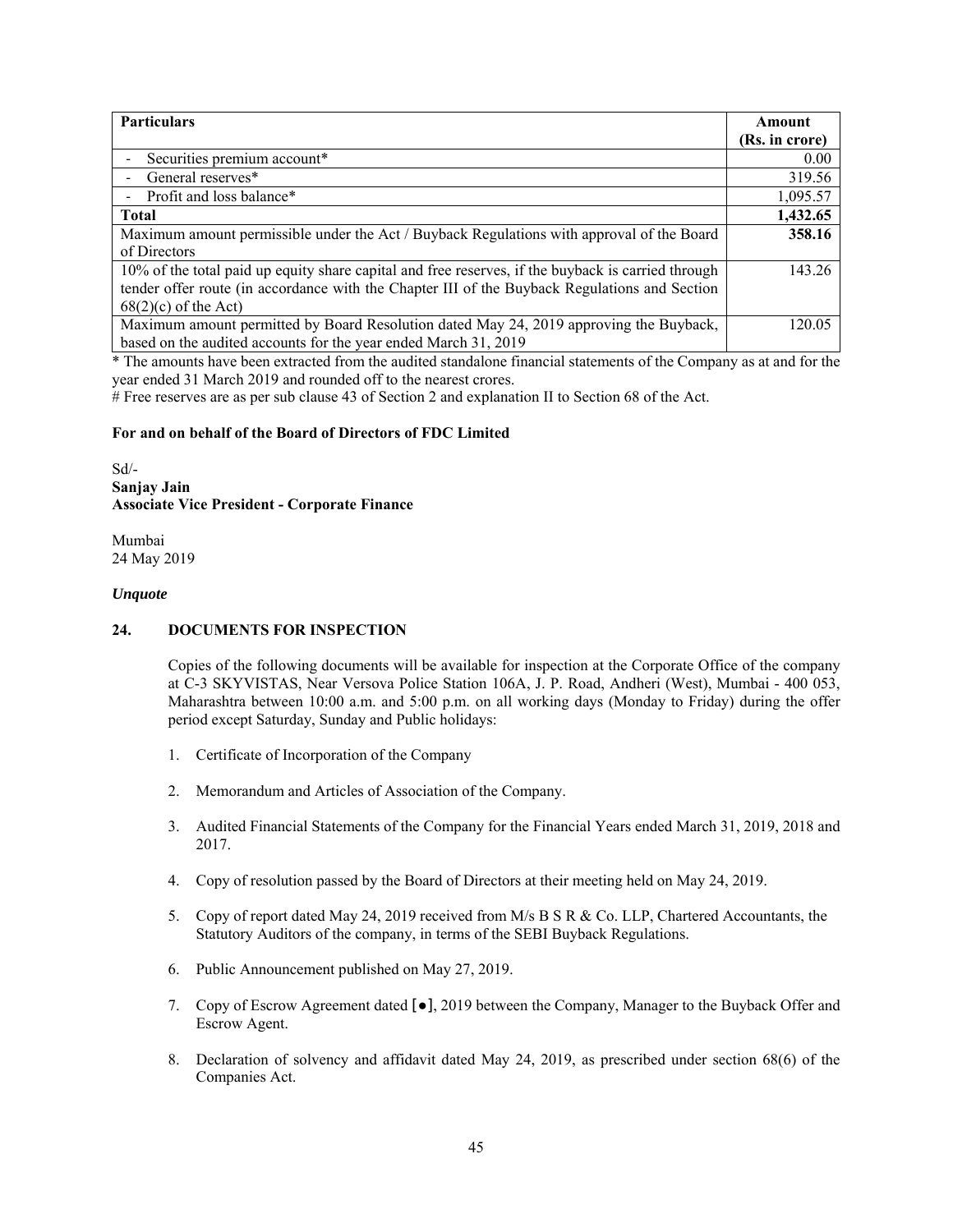| Particulars | Amount (Rs. in crore) |
|---|---|
| - Securities premium account* | 0.00 |
| - General reserves* | 319.56 |
| - Profit and loss balance* | 1,095.57 |
| **Total** | **1,432.65** |
| Maximum amount permissible under the Act / Buyback Regulations with approval of the Board of Directors | **358.16** |
| 10% of the total paid up equity share capital and free reserves, if the buyback is carried through tender offer route (in accordance with the Chapter III of the Buyback Regulations and Section 68(2)(c) of the Act) | 143.26 |
| Maximum amount permitted by Board Resolution dated May 24, 2019 approving the Buyback, based on the audited accounts for the year ended March 31, 2019 | 120.05 |

* The amounts have been extracted from the audited standalone financial statements of the Company as at and for the year ended 31 March 2019 and rounded off to the nearest crores.

# Free reserves are as per sub clause 43 of Section 2 and explanation II to Section 68 of the Act.

**For and on behalf of the Board of Directors of FDC Limited**

Sd/-
**Sanjay Jain**
**Associate Vice President - Corporate Finance**

Mumbai
24 May 2019

***Unquote***

**24. DOCUMENTS FOR INSPECTION**

Copies of the following documents will be available for inspection at the Corporate Office of the company at C-3 SKYVISTAS, Near Versova Police Station 106A, J. P. Road, Andheri (West), Mumbai - 400 053, Maharashtra between 10:00 a.m. and 5:00 p.m. on all working days (Monday to Friday) during the offer period except Saturday, Sunday and Public holidays:

1. Certificate of Incorporation of the Company
2. Memorandum and Articles of Association of the Company.
3. Audited Financial Statements of the Company for the Financial Years ended March 31, 2019, 2018 and 2017.
4. Copy of resolution passed by the Board of Directors at their meeting held on May 24, 2019.
5. Copy of report dated May 24, 2019 received from M/s B S R & Co. LLP, Chartered Accountants, the Statutory Auditors of the company, in terms of the SEBI Buyback Regulations.
6. Public Announcement published on May 27, 2019.
7. Copy of Escrow Agreement dated [●], 2019 between the Company, Manager to the Buyback Offer and Escrow Agent.
8. Declaration of solvency and affidavit dated May 24, 2019, as prescribed under section 68(6) of the Companies Act.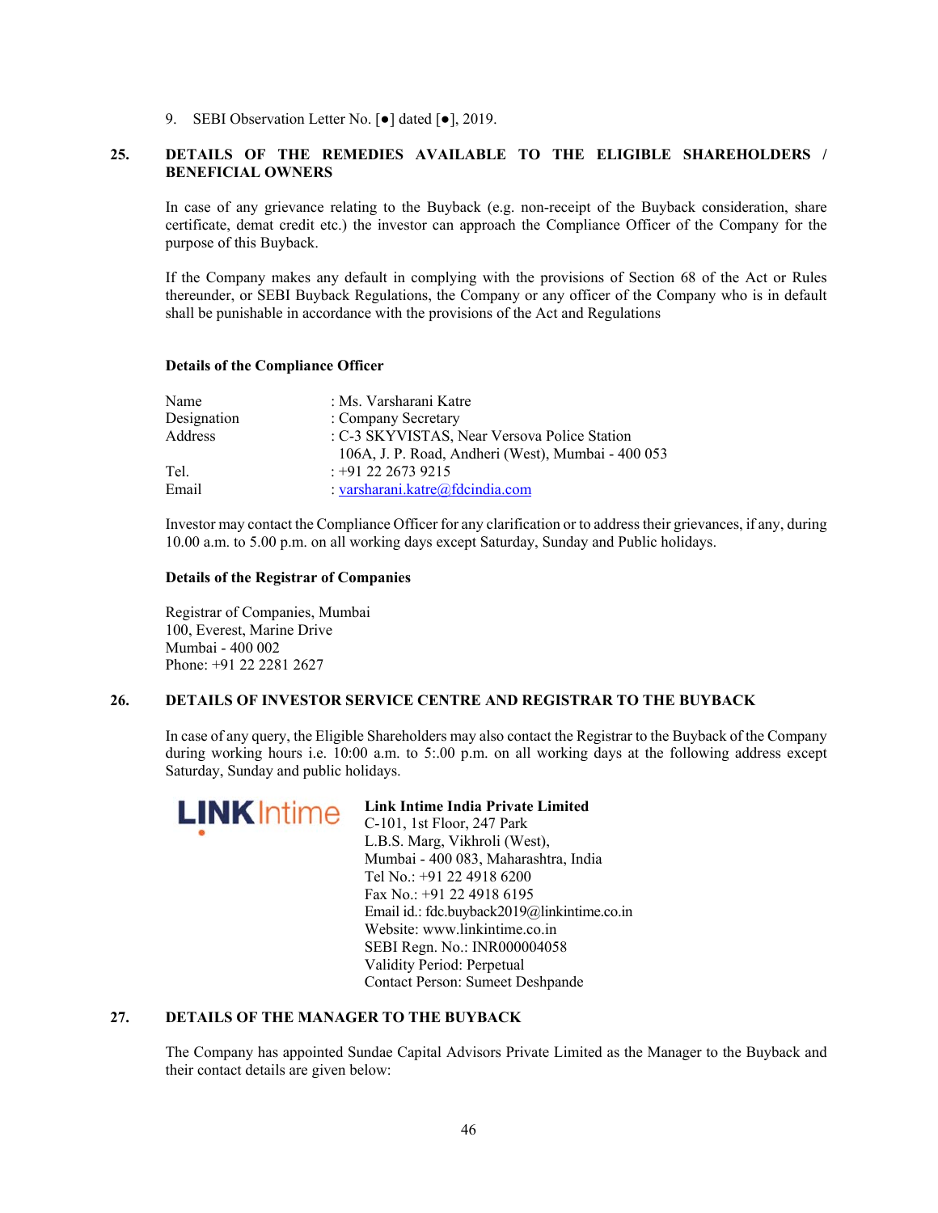9. SEBI Observation Letter No. [●] dated [●], 2019.

## 25. DETAILS OF THE REMEDIES AVAILABLE TO THE ELIGIBLE SHAREHOLDERS / BENEFICIAL OWNERS

In case of any grievance relating to the Buyback (e.g. non-receipt of the Buyback consideration, share certificate, demat credit etc.) the investor can approach the Compliance Officer of the Company for the purpose of this Buyback.

If the Company makes any default in complying with the provisions of Section 68 of the Act or Rules thereunder, or SEBI Buyback Regulations, the Company or any officer of the Company who is in default shall be punishable in accordance with the provisions of the Act and Regulations

**Details of the Compliance Officer**

| | |
|---|---|
| Name | : Ms. Varsharani Katre |
| Designation | : Company Secretary |
| Address | : C-3 SKYVISTAS, Near Versova Police Station<br>106A, J. P. Road, Andheri (West), Mumbai - 400 053 |
| Tel. | : +91 22 2673 9215 |
| Email | : varsharani.katre@fdcindia.com |

Investor may contact the Compliance Officer for any clarification or to address their grievances, if any, during 10.00 a.m. to 5.00 p.m. on all working days except Saturday, Sunday and Public holidays.

**Details of the Registrar of Companies**

Registrar of Companies, Mumbai
100, Everest, Marine Drive
Mumbai - 400 002
Phone: +91 22 2281 2627

## 26. DETAILS OF INVESTOR SERVICE CENTRE AND REGISTRAR TO THE BUYBACK

In case of any query, the Eligible Shareholders may also contact the Registrar to the Buyback of the Company during working hours i.e. 10:00 a.m. to 5:.00 p.m. on all working days at the following address except Saturday, Sunday and public holidays.

LINK Intime

**Link Intime India Private Limited**
C-101, 1st Floor, 247 Park
L.B.S. Marg, Vikhroli (West),
Mumbai - 400 083, Maharashtra, India
Tel No.: +91 22 4918 6200
Fax No.: +91 22 4918 6195
Email id.: fdc.buyback2019@linkintime.co.in
Website: www.linkintime.co.in
SEBI Regn. No.: INR000004058
Validity Period: Perpetual
Contact Person: Sumeet Deshpande

## 27. DETAILS OF THE MANAGER TO THE BUYBACK

The Company has appointed Sundae Capital Advisors Private Limited as the Manager to the Buyback and their contact details are given below: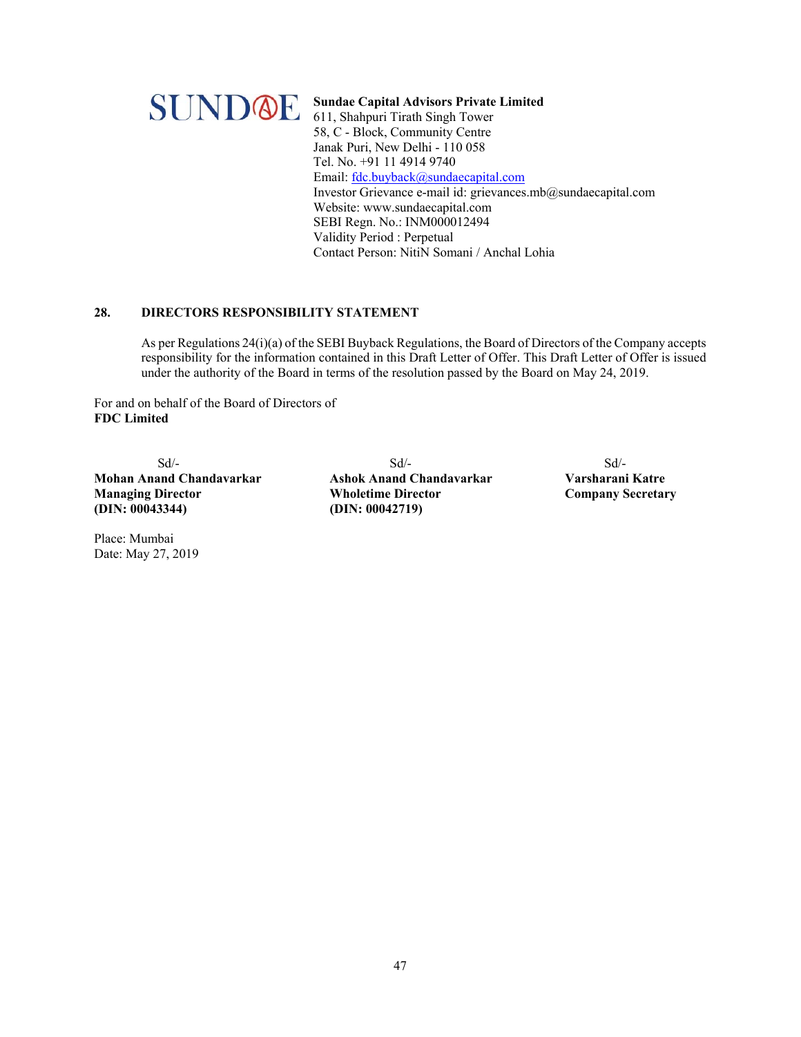SUNDAE

**Sundae Capital Advisors Private Limited**
611, Shahpuri Tirath Singh Tower
58, C - Block, Community Centre
Janak Puri, New Delhi - 110 058
Tel. No. +91 11 4914 9740
Email: fdc.buyback@sundaecapital.com
Investor Grievance e-mail id: grievances.mb@sundaecapital.com
Website: www.sundaecapital.com
SEBI Regn. No.: INM000012494
Validity Period : Perpetual
Contact Person: NitiN Somani / Anchal Lohia

## 28. DIRECTORS RESPONSIBILITY STATEMENT

As per Regulations 24(i)(a) of the SEBI Buyback Regulations, the Board of Directors of the Company accepts responsibility for the information contained in this Draft Letter of Offer. This Draft Letter of Offer is issued under the authority of the Board in terms of the resolution passed by the Board on May 24, 2019.

For and on behalf of the Board of Directors of
**FDC Limited**

| Sd/- | Sd/- | Sd/- |
|---|---|---|
| **Mohan Anand Chandavarkar** | **Ashok Anand Chandavarkar** | **Varsharani Katre** |
| **Managing Director** | **Wholetime Director** | **Company Secretary** |
| **(DIN: 00043344)** | **(DIN: 00042719)** | |

Place: Mumbai
Date: May 27, 2019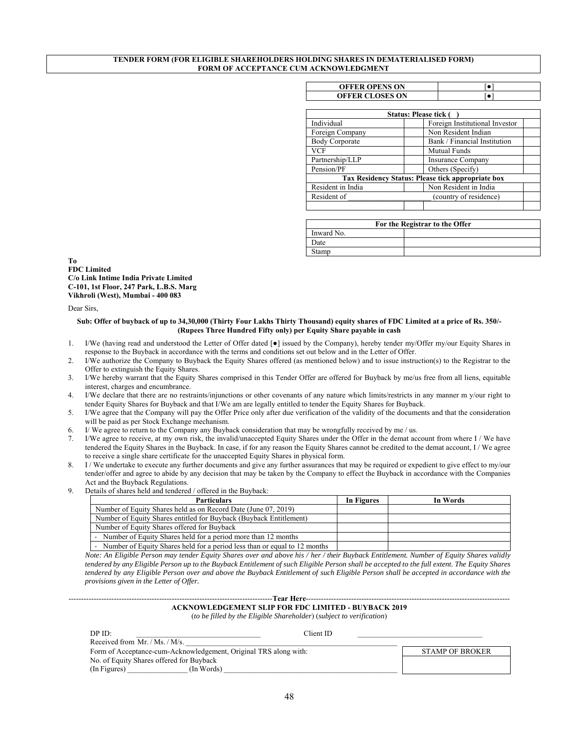**TENDER FORM (FOR ELIGIBLE SHAREHOLDERS HOLDING SHARES IN DEMATERIALISED FORM)**
**FORM OF ACCEPTANCE CUM ACKNOWLEDGMENT**

| OFFER OPENS ON | [●] |
|---|---|
| OFFER CLOSES ON | [●] |

| Status: Please tick ( ) | | | |
|---|---|---|---|
| Individual | | Foreign Institutional Investor | |
| Foreign Company | | Non Resident Indian | |
| Body Corporate | | Bank / Financial Institution | |
| VCF | | Mutual Funds | |
| Partnership/LLP | | Insurance Company | |
| Pension/PF | | Others (Specify) | |
| Tax Residency Status: Please tick appropriate box | | | |
| Resident in India | | Non Resident in India | |
| Resident of ______________________ (country of residence) | | | |
| | | | |

| For the Registrar to the Offer | |
|---|---|
| Inward No. | |
| Date | |
| Stamp | |

**To**
**FDC Limited**
**C/o Link Intime India Private Limited**
**C-101, 1st Floor, 247 Park, L.B.S. Marg**
**Vikhroli (West), Mumbai - 400 083**

Dear Sirs,

**Sub: Offer of buyback of up to 34,30,000 (Thirty Four Lakhs Thirty Thousand) equity shares of FDC Limited at a price of Rs. 350/- (Rupees Three Hundred Fifty only) per Equity Share payable in cash**

1. I/We (having read and understood the Letter of Offer dated [●] issued by the Company), hereby tender my/Offer my/our Equity Shares in response to the Buyback in accordance with the terms and conditions set out below and in the Letter of Offer.
2. I/We authorize the Company to Buyback the Equity Shares offered (as mentioned below) and to issue instruction(s) to the Registrar to the Offer to extinguish the Equity Shares.
3. I/We hereby warrant that the Equity Shares comprised in this Tender Offer are offered for Buyback by me/us free from all liens, equitable interest, charges and encumbrance.
4. I/We declare that there are no restraints/injunctions or other covenants of any nature which limits/restricts in any manner m y/our right to tender Equity Shares for Buyback and that I/We am are legally entitled to tender the Equity Shares for Buyback.
5. I/We agree that the Company will pay the Offer Price only after due verification of the validity of the documents and that the consideration will be paid as per Stock Exchange mechanism.
6. I/ We agree to return to the Company any Buyback consideration that may be wrongfully received by me / us.
7. I/We agree to receive, at my own risk, the invalid/unaccepted Equity Shares under the Offer in the demat account from where I / We have tendered the Equity Shares in the Buyback. In case, if for any reason the Equity Shares cannot be credited to the demat account, I / We agree to receive a single share certificate for the unaccepted Equity Shares in physical form.
8. I / We undertake to execute any further documents and give any further assurances that may be required or expedient to give effect to my/our tender/offer and agree to abide by any decision that may be taken by the Company to effect the Buyback in accordance with the Companies Act and the Buyback Regulations.
9. Details of shares held and tendered / offered in the Buyback:

| Particulars | In Figures | In Words |
|---|---|---|
| Number of Equity Shares held as on Record Date (June 07, 2019) | | |
| Number of Equity Shares entitled for Buyback (Buyback Entitlement) | | |
| Number of Equity Shares offered for Buyback | | |
| - Number of Equity Shares held for a period more than 12 months | | |
| - Number of Equity Shares held for a period less than or equal to 12 months | | |

*Note: An Eligible Person may tender Equity Shares over and above his / her / their Buyback Entitlement. Number of Equity Shares validly tendered by any Eligible Person up to the Buyback Entitlement of such Eligible Person shall be accepted to the full extent. The Equity Shares tendered by any Eligible Person over and above the Buyback Entitlement of such Eligible Person shall be accepted in accordance with the provisions given in the Letter of Offer.*

---------------------------------------------------------------------------------**Tear Here**---------------------------------------------------------------------------------

**ACKNOWLEDGEMENT SLIP FOR FDC LIMITED - BUYBACK 2019**

(*to be filled by the Eligible Shareholder*) (*subject to verification*)

DP ID: ________________________________ Client ID ________________________________

Received from Mr. / Ms. / M/s. ______________________________________________________________

Form of Acceptance-cum-Acknowledgement, Original TRS along with:

No. of Equity Shares offered for Buyback

(In Figures) ________________ (In Words) ______________________________________________

| STAMP OF BROKER |
|---|
| |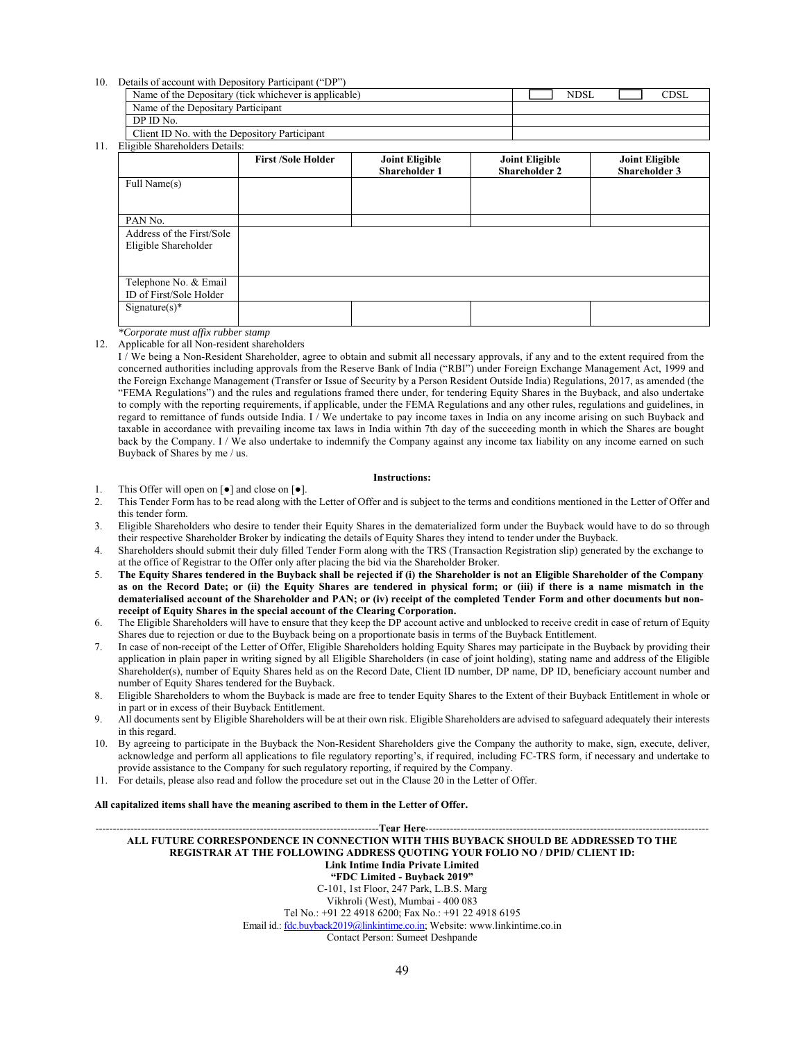10. Details of account with Depository Participant ("DP")

| | | |
|---|---|---|
| Name of the Depository (tick whichever is applicable) | ☐ NDSL | ☐ CDSL |
| Name of the Depository Participant | | |
| DP ID No. | | |
| Client ID No. with the Depository Participant | | |

11. Eligible Shareholders Details:

| | First /Sole Holder | Joint Eligible Shareholder 1 | Joint Eligible Shareholder 2 | Joint Eligible Shareholder 3 |
|---|---|---|---|---|
| Full Name(s) | | | | |
| PAN No. | | | | |
| Address of the First/Sole Eligible Shareholder | | | | |
| Telephone No. & Email ID of First/Sole Holder | | | | |
| Signature(s)* | | | | |

*\*Corporate must affix rubber stamp*

12. Applicable for all Non-resident shareholders

I / We being a Non-Resident Shareholder, agree to obtain and submit all necessary approvals, if any and to the extent required from the concerned authorities including approvals from the Reserve Bank of India ("RBI") under Foreign Exchange Management Act, 1999 and the Foreign Exchange Management (Transfer or Issue of Security by a Person Resident Outside India) Regulations, 2017, as amended (the "FEMA Regulations") and the rules and regulations framed there under, for tendering Equity Shares in the Buyback, and also undertake to comply with the reporting requirements, if applicable, under the FEMA Regulations and any other rules, regulations and guidelines, in regard to remittance of funds outside India. I / We undertake to pay income taxes in India on any income arising on such Buyback and taxable in accordance with prevailing income tax laws in India within 7th day of the succeeding month in which the Shares are bought back by the Company. I / We also undertake to indemnify the Company against any income tax liability on any income earned on such Buyback of Shares by me / us.

**Instructions:**

1. This Offer will open on [●] and close on [●].
2. This Tender Form has to be read along with the Letter of Offer and is subject to the terms and conditions mentioned in the Letter of Offer and this tender form.
3. Eligible Shareholders who desire to tender their Equity Shares in the dematerialized form under the Buyback would have to do so through their respective Shareholder Broker by indicating the details of Equity Shares they intend to tender under the Buyback.
4. Shareholders should submit their duly filled Tender Form along with the TRS (Transaction Registration slip) generated by the exchange to at the office of Registrar to the Offer only after placing the bid via the Shareholder Broker.
5. **The Equity Shares tendered in the Buyback shall be rejected if (i) the Shareholder is not an Eligible Shareholder of the Company as on the Record Date; or (ii) the Equity Shares are tendered in physical form; or (iii) if there is a name mismatch in the dematerialised account of the Shareholder and PAN; or (iv) receipt of the completed Tender Form and other documents but non-receipt of Equity Shares in the special account of the Clearing Corporation.**
6. The Eligible Shareholders will have to ensure that they keep the DP account active and unblocked to receive credit in case of return of Equity Shares due to rejection or due to the Buyback being on a proportionate basis in terms of the Buyback Entitlement.
7. In case of non-receipt of the Letter of Offer, Eligible Shareholders holding Equity Shares may participate in the Buyback by providing their application in plain paper in writing signed by all Eligible Shareholders (in case of joint holding), stating name and address of the Eligible Shareholder(s), number of Equity Shares held as on the Record Date, Client ID number, DP name, DP ID, beneficiary account number and number of Equity Shares tendered for the Buyback.
8. Eligible Shareholders to whom the Buyback is made are free to tender Equity Shares to the Extent of their Buyback Entitlement in whole or in part or in excess of their Buyback Entitlement.
9. All documents sent by Eligible Shareholders will be at their own risk. Eligible Shareholders are advised to safeguard adequately their interests in this regard.
10. By agreeing to participate in the Buyback the Non-Resident Shareholders give the Company the authority to make, sign, execute, deliver, acknowledge and perform all applications to file regulatory reporting's, if required, including FC-TRS form, if necessary and undertake to provide assistance to the Company for such regulatory reporting, if required by the Company.
11. For details, please also read and follow the procedure set out in the Clause 20 in the Letter of Offer.

**All capitalized items shall have the meaning ascribed to them in the Letter of Offer.**

---------------------------------------------------------------------------------**Tear Here**---------------------------------------------------------------------------------

**ALL FUTURE CORRESPONDENCE IN CONNECTION WITH THIS BUYBACK SHOULD BE ADDRESSED TO THE REGISTRAR AT THE FOLLOWING ADDRESS QUOTING YOUR FOLIO NO / DPID/ CLIENT ID:**

**Link Intime India Private Limited**
**"FDC Limited - Buyback 2019"**
C-101, 1st Floor, 247 Park, L.B.S. Marg
Vikhroli (West), Mumbai - 400 083
Tel No.: +91 22 4918 6200; Fax No.: +91 22 4918 6195
Email id.: fdc.buyback2019@linkintime.co.in; Website: www.linkintime.co.in
Contact Person: Sumeet Deshpande